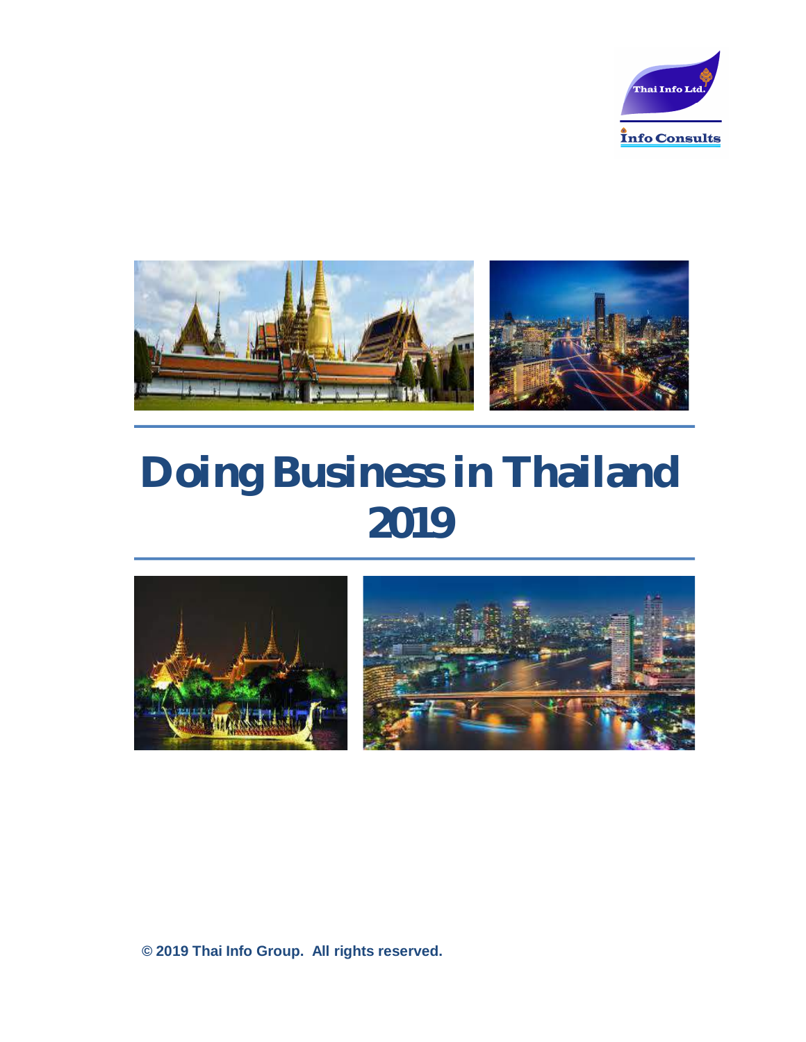Thai Info Ltd.

Info Consults

# Doing Business in Thailand 2019

**© 2019 Thai Info Group. All rights reserved.**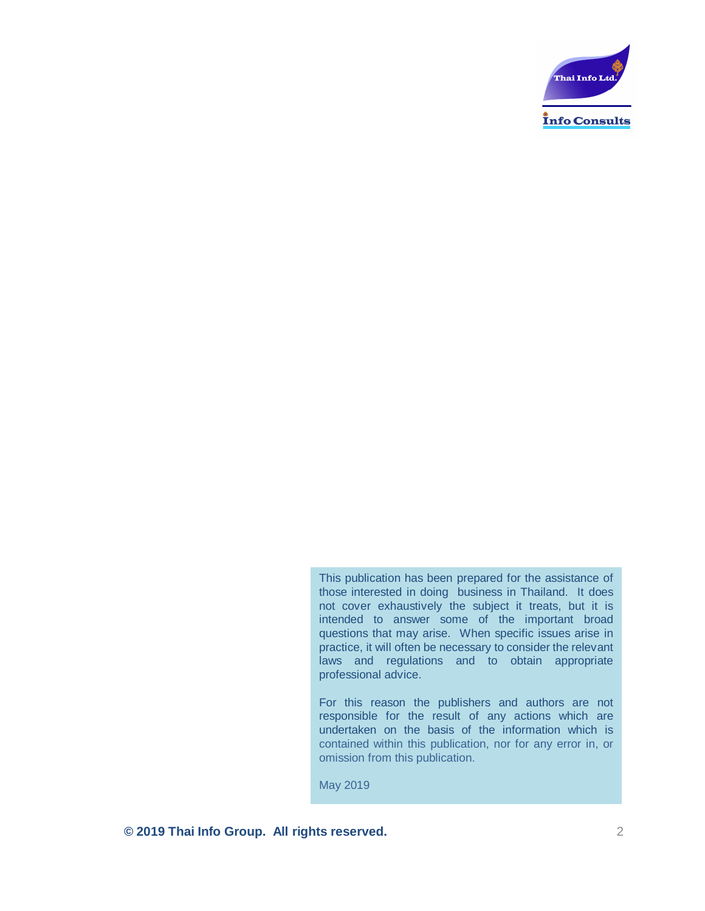This publication has been prepared for the assistance of those interested in doing business in Thailand. It does not cover exhaustively the subject it treats, but it is intended to answer some of the important broad questions that may arise. When specific issues arise in practice, it will often be necessary to consider the relevant laws and regulations and to obtain appropriate professional advice.

For this reason the publishers and authors are not responsible for the result of any actions which are undertaken on the basis of the information which is contained within this publication, nor for any error in, or omission from this publication.

May 2019

**© 2019 Thai Info Group. All rights reserved.**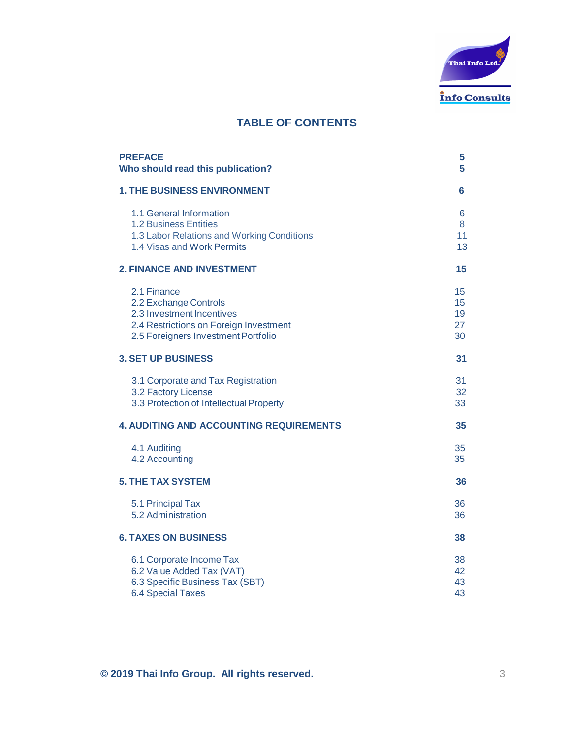## TABLE OF CONTENTS

| | |
|---|---|
| **PREFACE** | **5** |
| **Who should read this publication?** | **5** |
| **1. THE BUSINESS ENVIRONMENT** | **6** |
| 1.1 General Information | 6 |
| 1.2 Business Entities | 8 |
| 1.3 Labor Relations and Working Conditions | 11 |
| 1.4 Visas and Work Permits | 13 |
| **2. FINANCE AND INVESTMENT** | **15** |
| 2.1 Finance | 15 |
| 2.2 Exchange Controls | 15 |
| 2.3 Investment Incentives | 19 |
| 2.4 Restrictions on Foreign Investment | 27 |
| 2.5 Foreigners Investment Portfolio | 30 |
| **3. SET UP BUSINESS** | **31** |
| 3.1 Corporate and Tax Registration | 31 |
| 3.2 Factory License | 32 |
| 3.3 Protection of Intellectual Property | 33 |
| **4. AUDITING AND ACCOUNTING REQUIREMENTS** | **35** |
| 4.1 Auditing | 35 |
| 4.2 Accounting | 35 |
| **5. THE TAX SYSTEM** | **36** |
| 5.1 Principal Tax | 36 |
| 5.2 Administration | 36 |
| **6. TAXES ON BUSINESS** | **38** |
| 6.1 Corporate Income Tax | 38 |
| 6.2 Value Added Tax (VAT) | 42 |
| 6.3 Specific Business Tax (SBT) | 43 |
| 6.4 Special Taxes | 43 |

**© 2019 Thai Info Group. All rights reserved.**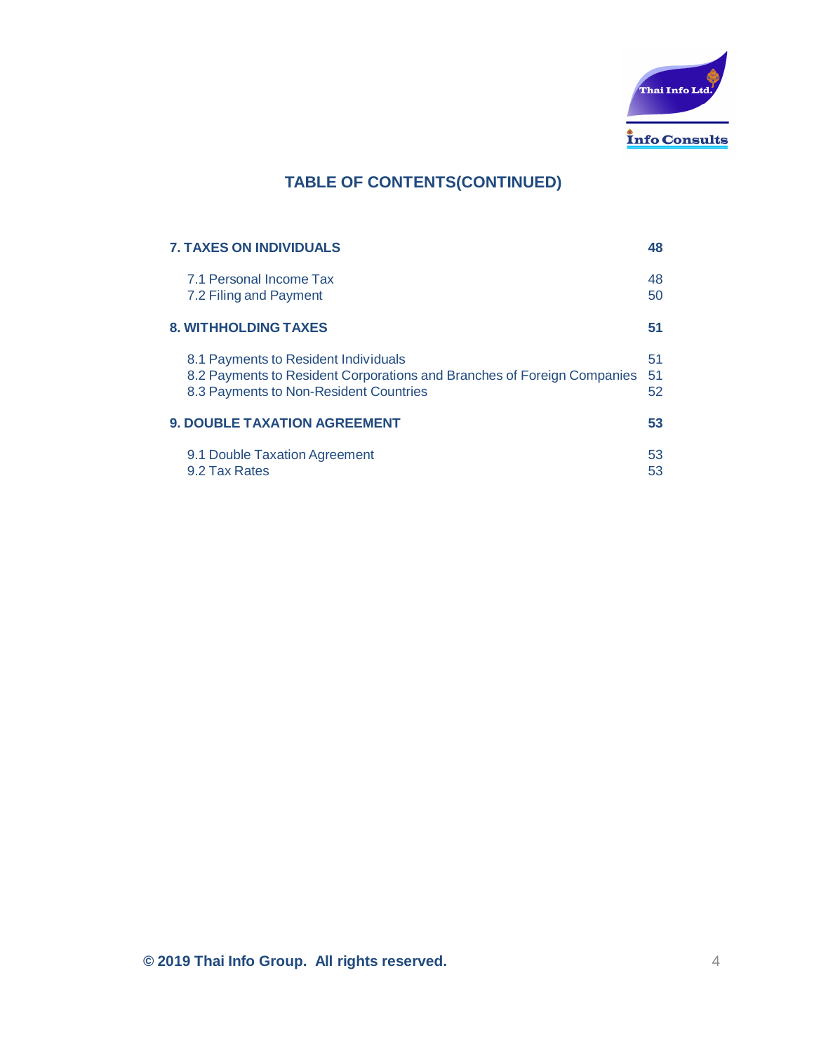## TABLE OF CONTENTS(CONTINUED)

| | |
|---|---|
| **7. TAXES ON INDIVIDUALS** | **48** |
| 7.1 Personal Income Tax | 48 |
| 7.2 Filing and Payment | 50 |
| **8. WITHHOLDING TAXES** | **51** |
| 8.1 Payments to Resident Individuals | 51 |
| 8.2 Payments to Resident Corporations and Branches of Foreign Companies | 51 |
| 8.3 Payments to Non-Resident Countries | 52 |
| **9. DOUBLE TAXATION AGREEMENT** | **53** |
| 9.1 Double Taxation Agreement | 53 |
| 9.2 Tax Rates | 53 |

**© 2019 Thai Info Group. All rights reserved.**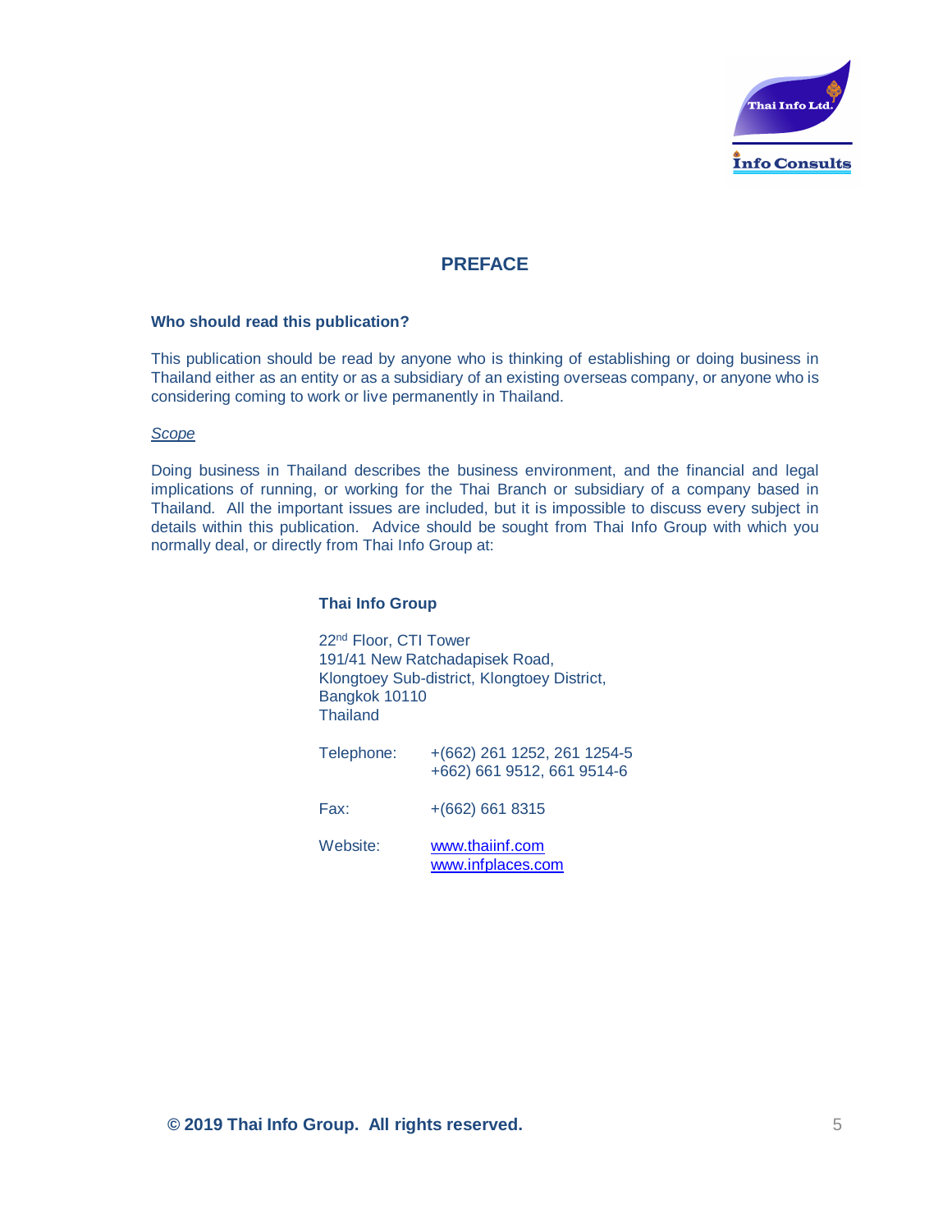# PREFACE

**Who should read this publication?**

This publication should be read by anyone who is thinking of establishing or doing business in Thailand either as an entity or as a subsidiary of an existing overseas company, or anyone who is considering coming to work or live permanently in Thailand.

*Scope*

Doing business in Thailand describes the business environment, and the financial and legal implications of running, or working for the Thai Branch or subsidiary of a company based in Thailand. All the important issues are included, but it is impossible to discuss every subject in details within this publication. Advice should be sought from Thai Info Group with which you normally deal, or directly from Thai Info Group at:

**Thai Info Group**

22nd Floor, CTI Tower
191/41 New Ratchadapisek Road,
Klongtoey Sub-district, Klongtoey District,
Bangkok 10110
Thailand

Telephone: +(662) 261 1252, 261 1254-5
+662) 661 9512, 661 9514-6

Fax: +(662) 661 8315

Website: www.thaiinf.com
www.infplaces.com

**© 2019 Thai Info Group. All rights reserved.**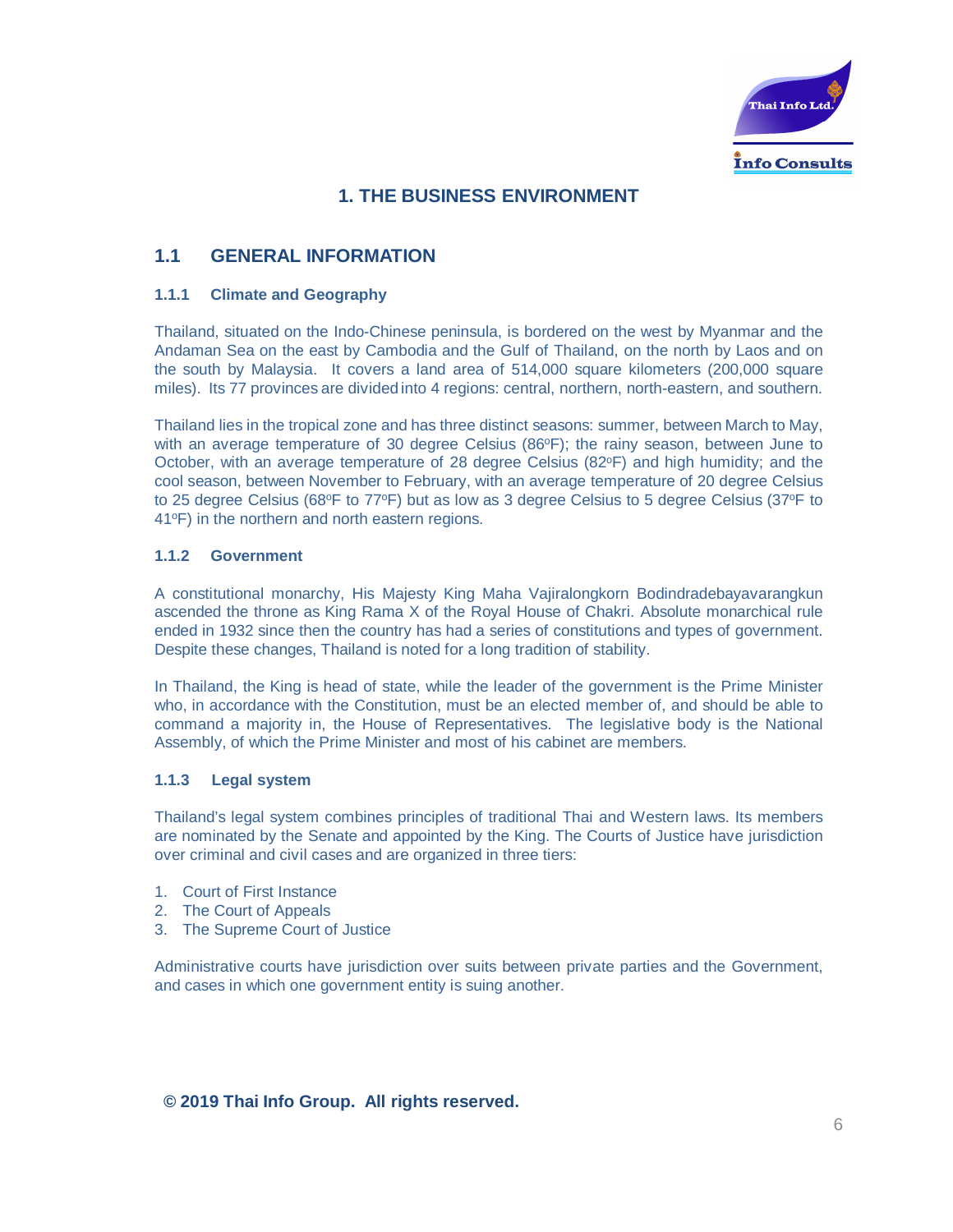# 1. THE BUSINESS ENVIRONMENT

## 1.1 GENERAL INFORMATION

### 1.1.1 Climate and Geography

Thailand, situated on the Indo-Chinese peninsula, is bordered on the west by Myanmar and the Andaman Sea on the east by Cambodia and the Gulf of Thailand, on the north by Laos and on the south by Malaysia. It covers a land area of 514,000 square kilometers (200,000 square miles). Its 77 provinces are divided into 4 regions: central, northern, north-eastern, and southern.

Thailand lies in the tropical zone and has three distinct seasons: summer, between March to May, with an average temperature of 30 degree Celsius (86ºF); the rainy season, between June to October, with an average temperature of 28 degree Celsius (82ºF) and high humidity; and the cool season, between November to February, with an average temperature of 20 degree Celsius to 25 degree Celsius (68ºF to 77ºF) but as low as 3 degree Celsius to 5 degree Celsius (37ºF to 41ºF) in the northern and north eastern regions.

### 1.1.2 Government

A constitutional monarchy, His Majesty King Maha Vajiralongkorn Bodindradebayavarangkun ascended the throne as King Rama X of the Royal House of Chakri. Absolute monarchical rule ended in 1932 since then the country has had a series of constitutions and types of government. Despite these changes, Thailand is noted for a long tradition of stability.

In Thailand, the King is head of state, while the leader of the government is the Prime Minister who, in accordance with the Constitution, must be an elected member of, and should be able to command a majority in, the House of Representatives. The legislative body is the National Assembly, of which the Prime Minister and most of his cabinet are members.

### 1.1.3 Legal system

Thailand's legal system combines principles of traditional Thai and Western laws. Its members are nominated by the Senate and appointed by the King. The Courts of Justice have jurisdiction over criminal and civil cases and are organized in three tiers:

1. Court of First Instance
2. The Court of Appeals
3. The Supreme Court of Justice

Administrative courts have jurisdiction over suits between private parties and the Government, and cases in which one government entity is suing another.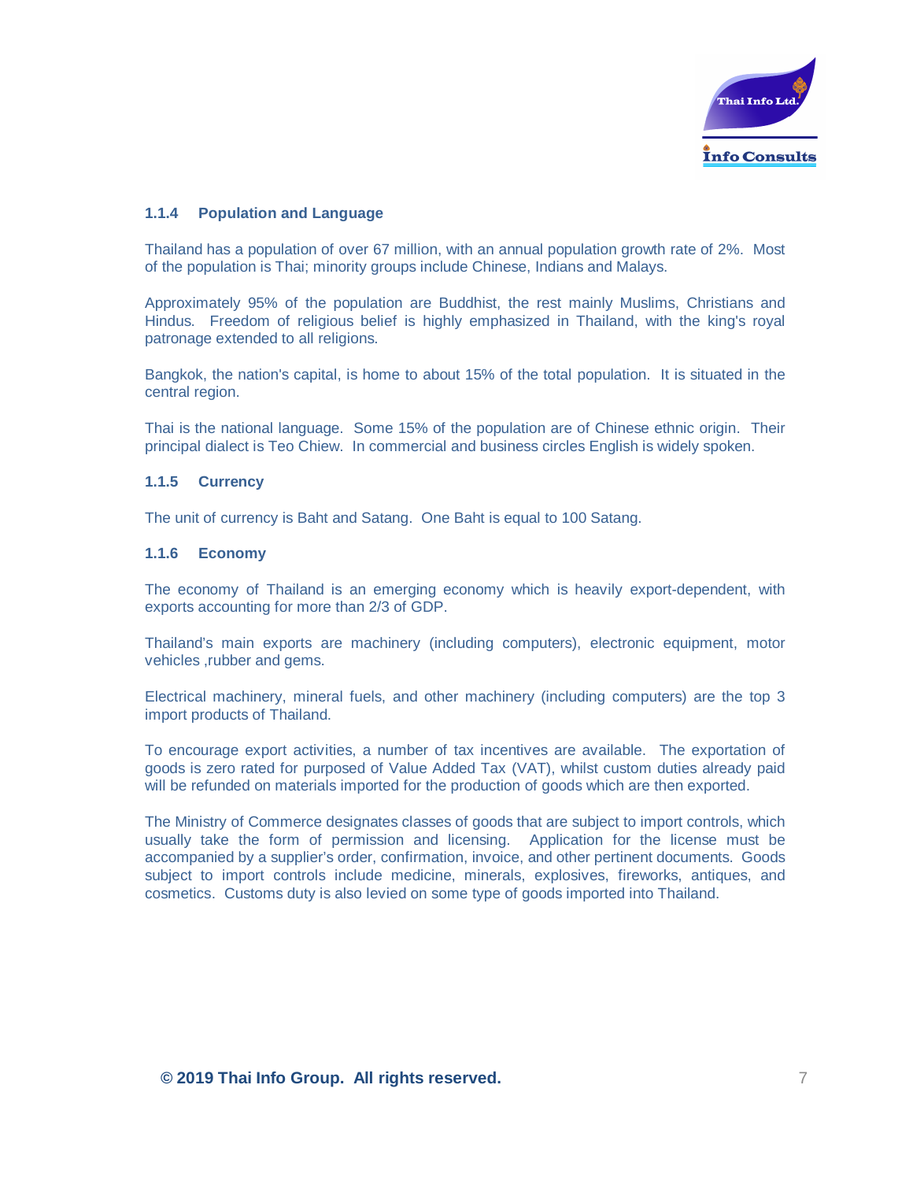### 1.1.4 Population and Language

Thailand has a population of over 67 million, with an annual population growth rate of 2%. Most of the population is Thai; minority groups include Chinese, Indians and Malays.

Approximately 95% of the population are Buddhist, the rest mainly Muslims, Christians and Hindus. Freedom of religious belief is highly emphasized in Thailand, with the king's royal patronage extended to all religions.

Bangkok, the nation's capital, is home to about 15% of the total population. It is situated in the central region.

Thai is the national language. Some 15% of the population are of Chinese ethnic origin. Their principal dialect is Teo Chiew. In commercial and business circles English is widely spoken.

### 1.1.5 Currency

The unit of currency is Baht and Satang. One Baht is equal to 100 Satang.

### 1.1.6 Economy

The economy of Thailand is an emerging economy which is heavily export-dependent, with exports accounting for more than 2/3 of GDP.

Thailand's main exports are machinery (including computers), electronic equipment, motor vehicles ,rubber and gems.

Electrical machinery, mineral fuels, and other machinery (including computers) are the top 3 import products of Thailand.

To encourage export activities, a number of tax incentives are available. The exportation of goods is zero rated for purposed of Value Added Tax (VAT), whilst custom duties already paid will be refunded on materials imported for the production of goods which are then exported.

The Ministry of Commerce designates classes of goods that are subject to import controls, which usually take the form of permission and licensing. Application for the license must be accompanied by a supplier's order, confirmation, invoice, and other pertinent documents. Goods subject to import controls include medicine, minerals, explosives, fireworks, antiques, and cosmetics. Customs duty is also levied on some type of goods imported into Thailand.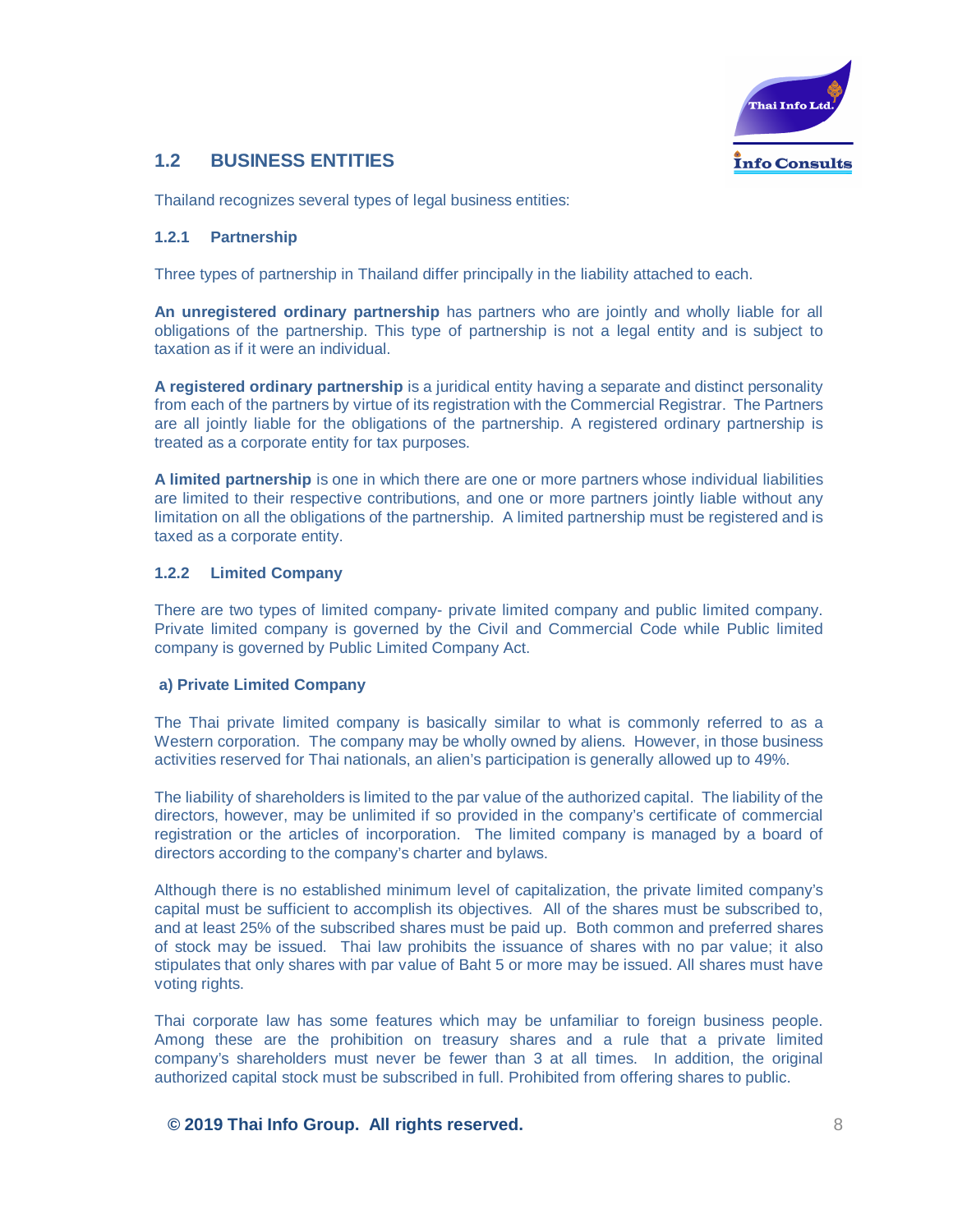## 1.2 BUSINESS ENTITIES

Thailand recognizes several types of legal business entities:

### 1.2.1 Partnership

Three types of partnership in Thailand differ principally in the liability attached to each.

**An unregistered ordinary partnership** has partners who are jointly and wholly liable for all obligations of the partnership. This type of partnership is not a legal entity and is subject to taxation as if it were an individual.

**A registered ordinary partnership** is a juridical entity having a separate and distinct personality from each of the partners by virtue of its registration with the Commercial Registrar. The Partners are all jointly liable for the obligations of the partnership. A registered ordinary partnership is treated as a corporate entity for tax purposes.

**A limited partnership** is one in which there are one or more partners whose individual liabilities are limited to their respective contributions, and one or more partners jointly liable without any limitation on all the obligations of the partnership. A limited partnership must be registered and is taxed as a corporate entity.

### 1.2.2 Limited Company

There are two types of limited company- private limited company and public limited company. Private limited company is governed by the Civil and Commercial Code while Public limited company is governed by Public Limited Company Act.

**a) Private Limited Company**

The Thai private limited company is basically similar to what is commonly referred to as a Western corporation. The company may be wholly owned by aliens. However, in those business activities reserved for Thai nationals, an alien's participation is generally allowed up to 49%.

The liability of shareholders is limited to the par value of the authorized capital. The liability of the directors, however, may be unlimited if so provided in the company's certificate of commercial registration or the articles of incorporation. The limited company is managed by a board of directors according to the company's charter and bylaws.

Although there is no established minimum level of capitalization, the private limited company's capital must be sufficient to accomplish its objectives. All of the shares must be subscribed to, and at least 25% of the subscribed shares must be paid up. Both common and preferred shares of stock may be issued. Thai law prohibits the issuance of shares with no par value; it also stipulates that only shares with par value of Baht 5 or more may be issued. All shares must have voting rights.

Thai corporate law has some features which may be unfamiliar to foreign business people. Among these are the prohibition on treasury shares and a rule that a private limited company's shareholders must never be fewer than 3 at all times. In addition, the original authorized capital stock must be subscribed in full. Prohibited from offering shares to public.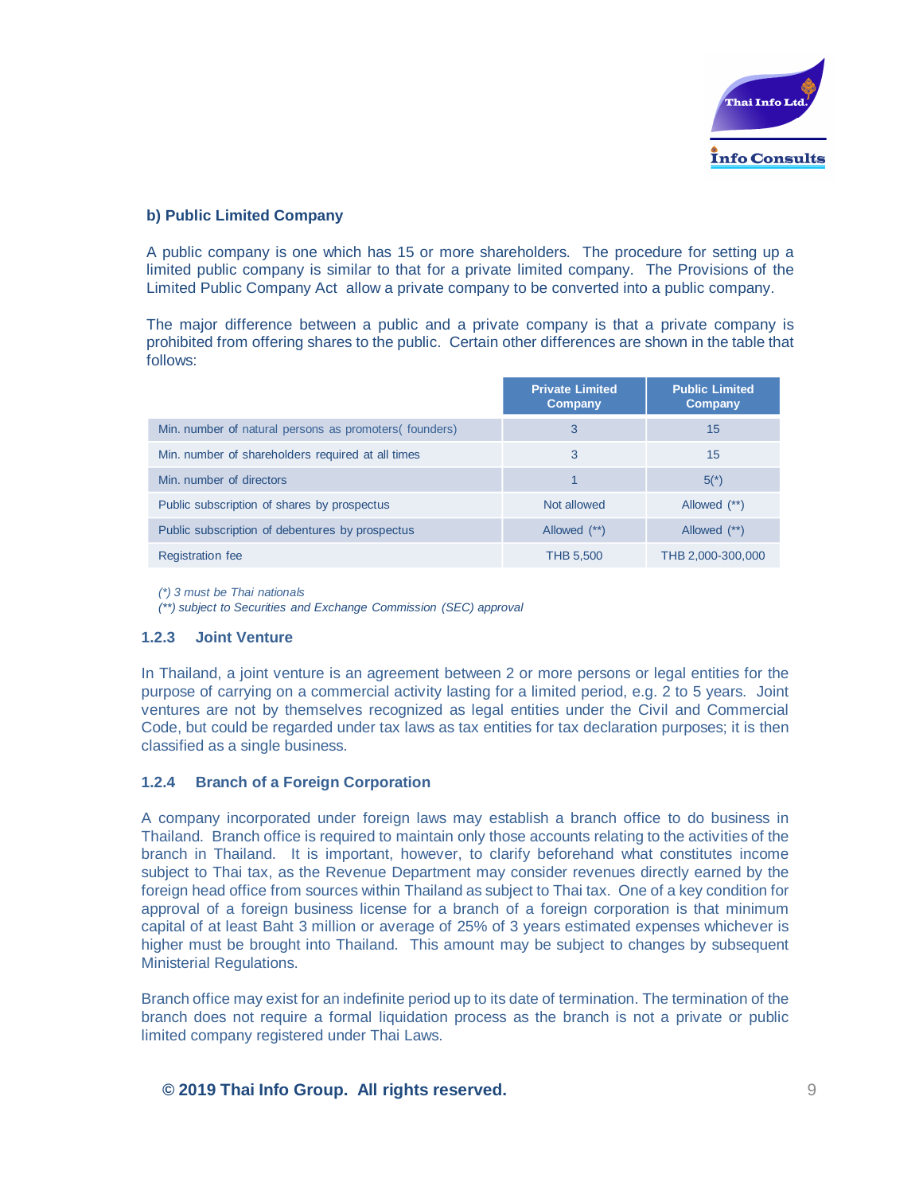### b) Public Limited Company

A public company is one which has 15 or more shareholders. The procedure for setting up a limited public company is similar to that for a private limited company. The Provisions of the Limited Public Company Act allow a private company to be converted into a public company.

The major difference between a public and a private company is that a private company is prohibited from offering shares to the public. Certain other differences are shown in the table that follows:

| | Private Limited Company | Public Limited Company |
|---|---|---|
| Min. number of natural persons as promoters( founders) | 3 | 15 |
| Min. number of shareholders required at all times | 3 | 15 |
| Min. number of directors | 1 | 5(*) |
| Public subscription of shares by prospectus | Not allowed | Allowed (**) |
| Public subscription of debentures by prospectus | Allowed (**) | Allowed (**) |
| Registration fee | THB 5,500 | THB 2,000-300,000 |

*(*) 3 must be Thai nationals*
*(**) subject to Securities and Exchange Commission (SEC) approval*

### 1.2.3 Joint Venture

In Thailand, a joint venture is an agreement between 2 or more persons or legal entities for the purpose of carrying on a commercial activity lasting for a limited period, e.g. 2 to 5 years. Joint ventures are not by themselves recognized as legal entities under the Civil and Commercial Code, but could be regarded under tax laws as tax entities for tax declaration purposes; it is then classified as a single business.

### 1.2.4 Branch of a Foreign Corporation

A company incorporated under foreign laws may establish a branch office to do business in Thailand. Branch office is required to maintain only those accounts relating to the activities of the branch in Thailand. It is important, however, to clarify beforehand what constitutes income subject to Thai tax, as the Revenue Department may consider revenues directly earned by the foreign head office from sources within Thailand as subject to Thai tax. One of a key condition for approval of a foreign business license for a branch of a foreign corporation is that minimum capital of at least Baht 3 million or average of 25% of 3 years estimated expenses whichever is higher must be brought into Thailand. This amount may be subject to changes by subsequent Ministerial Regulations.

Branch office may exist for an indefinite period up to its date of termination. The termination of the branch does not require a formal liquidation process as the branch is not a private or public limited company registered under Thai Laws.

**© 2019 Thai Info Group. All rights reserved.**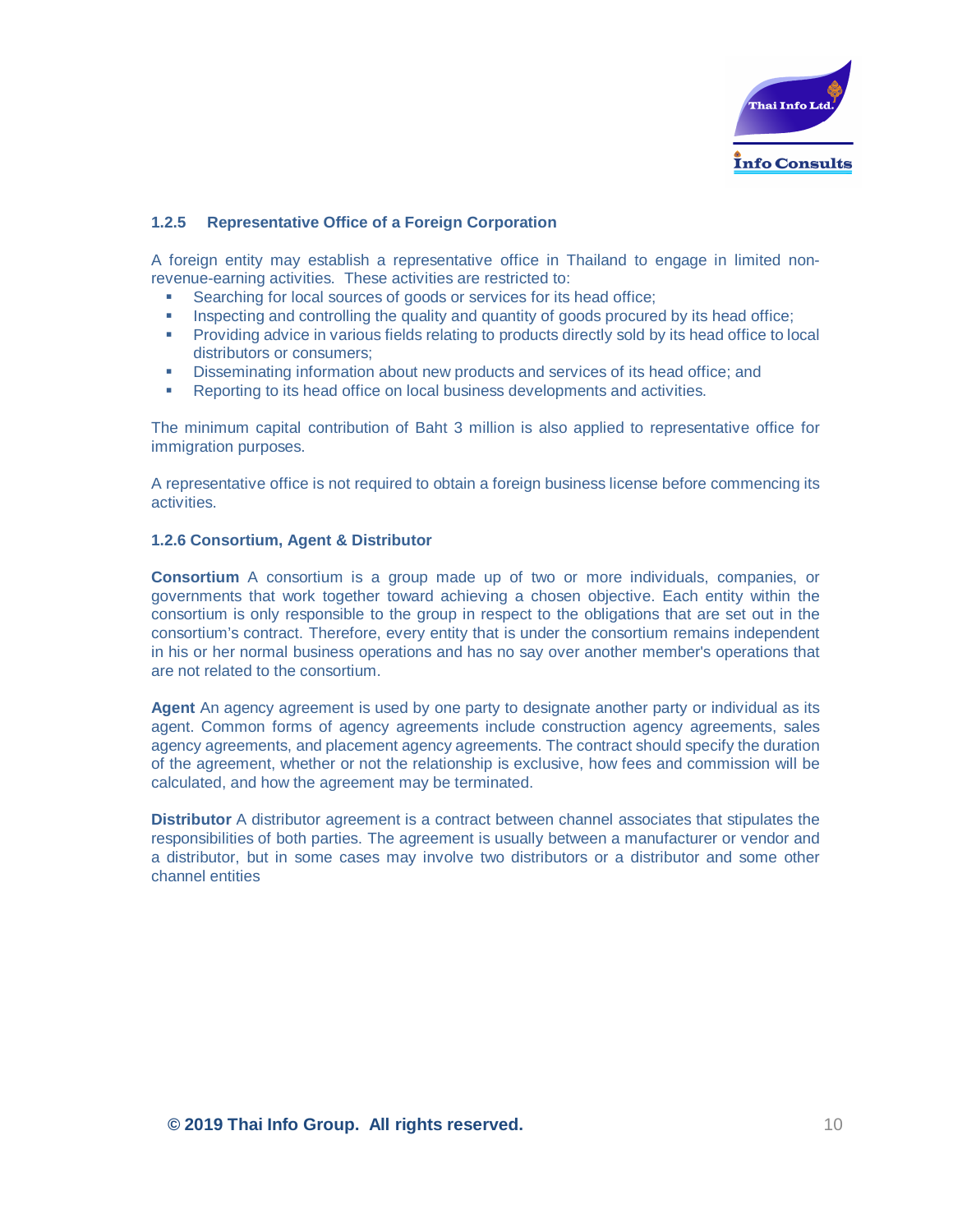### 1.2.5 Representative Office of a Foreign Corporation

A foreign entity may establish a representative office in Thailand to engage in limited non-revenue-earning activities. These activities are restricted to:

- Searching for local sources of goods or services for its head office;
- Inspecting and controlling the quality and quantity of goods procured by its head office;
- Providing advice in various fields relating to products directly sold by its head office to local distributors or consumers;
- Disseminating information about new products and services of its head office; and
- Reporting to its head office on local business developments and activities.

The minimum capital contribution of Baht 3 million is also applied to representative office for immigration purposes.

A representative office is not required to obtain a foreign business license before commencing its activities.

### 1.2.6 Consortium, Agent & Distributor

**Consortium** A consortium is a group made up of two or more individuals, companies, or governments that work together toward achieving a chosen objective. Each entity within the consortium is only responsible to the group in respect to the obligations that are set out in the consortium's contract. Therefore, every entity that is under the consortium remains independent in his or her normal business operations and has no say over another member's operations that are not related to the consortium.

**Agent** An agency agreement is used by one party to designate another party or individual as its agent. Common forms of agency agreements include construction agency agreements, sales agency agreements, and placement agency agreements. The contract should specify the duration of the agreement, whether or not the relationship is exclusive, how fees and commission will be calculated, and how the agreement may be terminated.

**Distributor** A distributor agreement is a contract between channel associates that stipulates the responsibilities of both parties. The agreement is usually between a manufacturer or vendor and a distributor, but in some cases may involve two distributors or a distributor and some other channel entities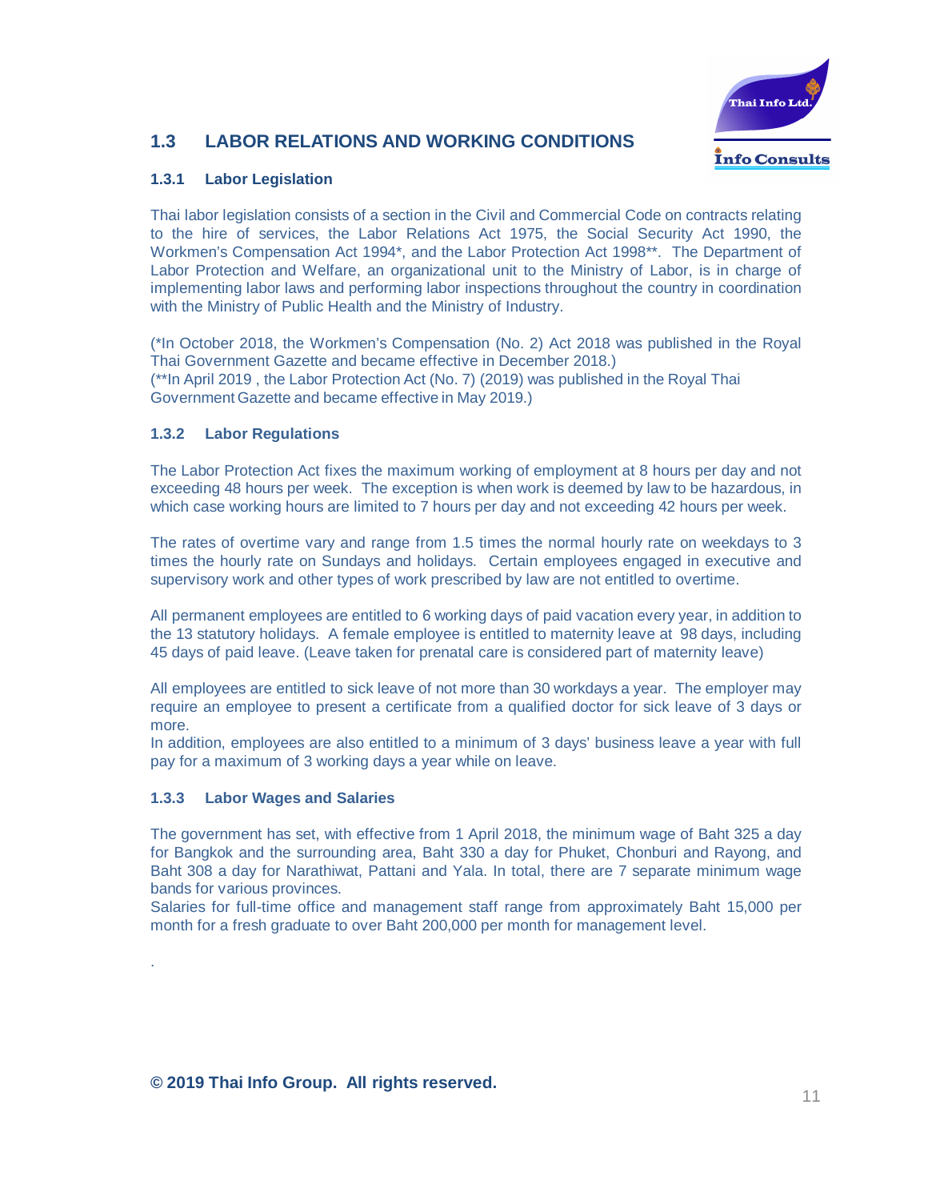## 1.3 LABOR RELATIONS AND WORKING CONDITIONS

### 1.3.1 Labor Legislation

Thai labor legislation consists of a section in the Civil and Commercial Code on contracts relating to the hire of services, the Labor Relations Act 1975, the Social Security Act 1990, the Workmen's Compensation Act 1994*, and the Labor Protection Act 1998**. The Department of Labor Protection and Welfare, an organizational unit to the Ministry of Labor, is in charge of implementing labor laws and performing labor inspections throughout the country in coordination with the Ministry of Public Health and the Ministry of Industry.

(*In October 2018, the Workmen's Compensation (No. 2) Act 2018 was published in the Royal Thai Government Gazette and became effective in December 2018.)
(**In April 2019 , the Labor Protection Act (No. 7) (2019) was published in the Royal Thai Government Gazette and became effective in May 2019.)

### 1.3.2 Labor Regulations

The Labor Protection Act fixes the maximum working of employment at 8 hours per day and not exceeding 48 hours per week. The exception is when work is deemed by law to be hazardous, in which case working hours are limited to 7 hours per day and not exceeding 42 hours per week.

The rates of overtime vary and range from 1.5 times the normal hourly rate on weekdays to 3 times the hourly rate on Sundays and holidays. Certain employees engaged in executive and supervisory work and other types of work prescribed by law are not entitled to overtime.

All permanent employees are entitled to 6 working days of paid vacation every year, in addition to the 13 statutory holidays. A female employee is entitled to maternity leave at 98 days, including 45 days of paid leave. (Leave taken for prenatal care is considered part of maternity leave)

All employees are entitled to sick leave of not more than 30 workdays a year. The employer may require an employee to present a certificate from a qualified doctor for sick leave of 3 days or more.
In addition, employees are also entitled to a minimum of 3 days' business leave a year with full pay for a maximum of 3 working days a year while on leave.

### 1.3.3 Labor Wages and Salaries

The government has set, with effective from 1 April 2018, the minimum wage of Baht 325 a day for Bangkok and the surrounding area, Baht 330 a day for Phuket, Chonburi and Rayong, and Baht 308 a day for Narathiwat, Pattani and Yala. In total, there are 7 separate minimum wage bands for various provinces.
Salaries for full-time office and management staff range from approximately Baht 15,000 per month for a fresh graduate to over Baht 200,000 per month for management level.

.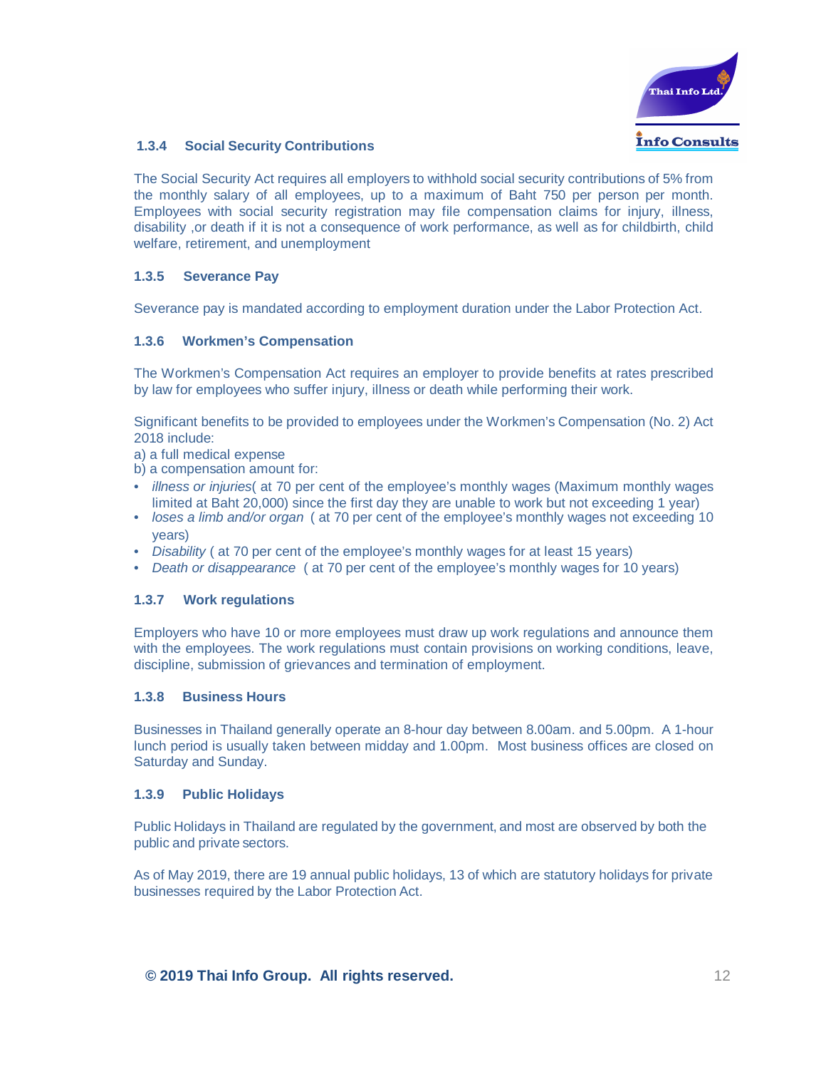### 1.3.4 Social Security Contributions

The Social Security Act requires all employers to withhold social security contributions of 5% from the monthly salary of all employees, up to a maximum of Baht 750 per person per month. Employees with social security registration may file compensation claims for injury, illness, disability ,or death if it is not a consequence of work performance, as well as for childbirth, child welfare, retirement, and unemployment

### 1.3.5 Severance Pay

Severance pay is mandated according to employment duration under the Labor Protection Act.

### 1.3.6 Workmen's Compensation

The Workmen's Compensation Act requires an employer to provide benefits at rates prescribed by law for employees who suffer injury, illness or death while performing their work.

Significant benefits to be provided to employees under the Workmen's Compensation (No. 2) Act 2018 include:

a) a full medical expense

b) a compensation amount for:

- *illness or injuries*( at 70 per cent of the employee's monthly wages (Maximum monthly wages limited at Baht 20,000) since the first day they are unable to work but not exceeding 1 year)
- *loses a limb and/or organ* ( at 70 per cent of the employee's monthly wages not exceeding 10 years)
- *Disability* ( at 70 per cent of the employee's monthly wages for at least 15 years)
- *Death or disappearance* ( at 70 per cent of the employee's monthly wages for 10 years)

### 1.3.7 Work regulations

Employers who have 10 or more employees must draw up work regulations and announce them with the employees. The work regulations must contain provisions on working conditions, leave, discipline, submission of grievances and termination of employment.

### 1.3.8 Business Hours

Businesses in Thailand generally operate an 8-hour day between 8.00am. and 5.00pm. A 1-hour lunch period is usually taken between midday and 1.00pm. Most business offices are closed on Saturday and Sunday.

### 1.3.9 Public Holidays

Public Holidays in Thailand are regulated by the government, and most are observed by both the public and private sectors.

As of May 2019, there are 19 annual public holidays, 13 of which are statutory holidays for private businesses required by the Labor Protection Act.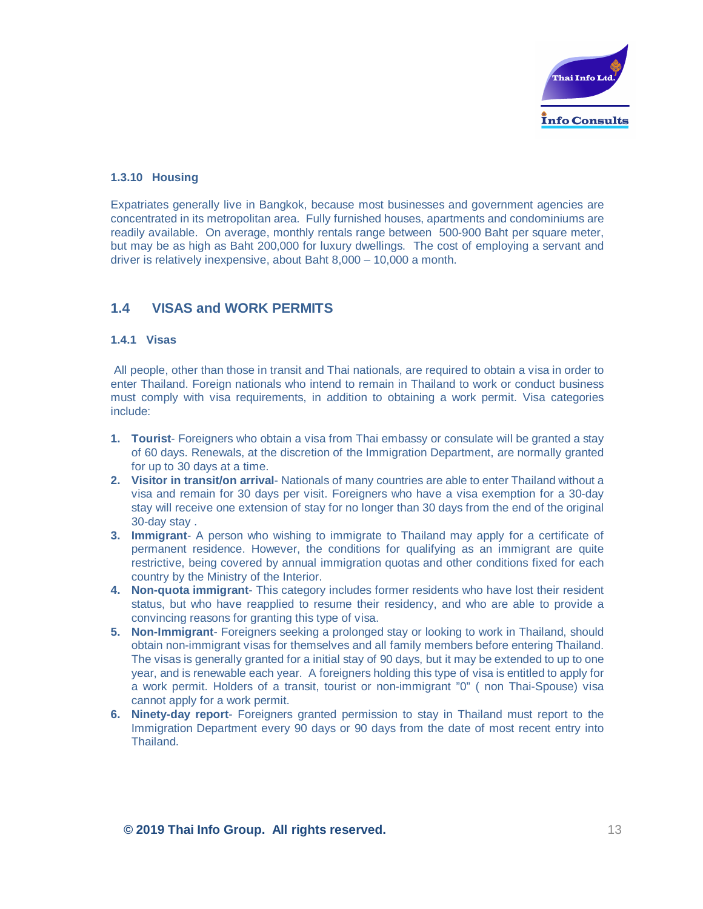### 1.3.10 Housing

Expatriates generally live in Bangkok, because most businesses and government agencies are concentrated in its metropolitan area. Fully furnished houses, apartments and condominiums are readily available. On average, monthly rentals range between 500-900 Baht per square meter, but may be as high as Baht 200,000 for luxury dwellings. The cost of employing a servant and driver is relatively inexpensive, about Baht 8,000 – 10,000 a month.

## 1.4 VISAS and WORK PERMITS

### 1.4.1 Visas

All people, other than those in transit and Thai nationals, are required to obtain a visa in order to enter Thailand. Foreign nationals who intend to remain in Thailand to work or conduct business must comply with visa requirements, in addition to obtaining a work permit. Visa categories include:

1. **Tourist**- Foreigners who obtain a visa from Thai embassy or consulate will be granted a stay of 60 days. Renewals, at the discretion of the Immigration Department, are normally granted for up to 30 days at a time.
2. **Visitor in transit/on arrival**- Nationals of many countries are able to enter Thailand without a visa and remain for 30 days per visit. Foreigners who have a visa exemption for a 30-day stay will receive one extension of stay for no longer than 30 days from the end of the original 30-day stay .
3. **Immigrant**- A person who wishing to immigrate to Thailand may apply for a certificate of permanent residence. However, the conditions for qualifying as an immigrant are quite restrictive, being covered by annual immigration quotas and other conditions fixed for each country by the Ministry of the Interior.
4. **Non-quota immigrant**- This category includes former residents who have lost their resident status, but who have reapplied to resume their residency, and who are able to provide a convincing reasons for granting this type of visa.
5. **Non-Immigrant**- Foreigners seeking a prolonged stay or looking to work in Thailand, should obtain non-immigrant visas for themselves and all family members before entering Thailand. The visas is generally granted for a initial stay of 90 days, but it may be extended to up to one year, and is renewable each year. A foreigners holding this type of visa is entitled to apply for a work permit. Holders of a transit, tourist or non-immigrant "0" ( non Thai-Spouse) visa cannot apply for a work permit.
6. **Ninety-day report**- Foreigners granted permission to stay in Thailand must report to the Immigration Department every 90 days or 90 days from the date of most recent entry into Thailand.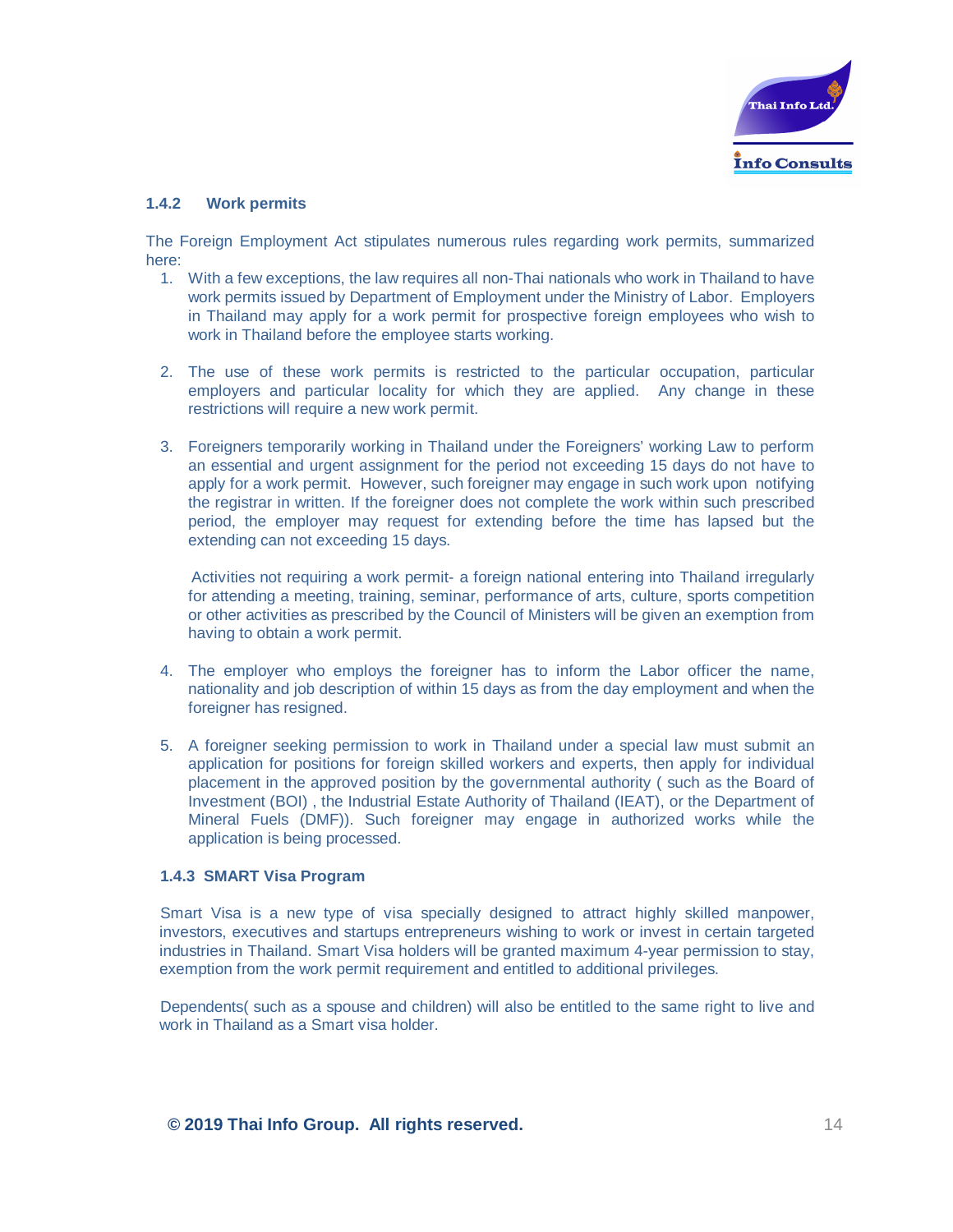### 1.4.2 Work permits

The Foreign Employment Act stipulates numerous rules regarding work permits, summarized here:

1. With a few exceptions, the law requires all non-Thai nationals who work in Thailand to have work permits issued by Department of Employment under the Ministry of Labor. Employers in Thailand may apply for a work permit for prospective foreign employees who wish to work in Thailand before the employee starts working.

2. The use of these work permits is restricted to the particular occupation, particular employers and particular locality for which they are applied. Any change in these restrictions will require a new work permit.

3. Foreigners temporarily working in Thailand under the Foreigners' working Law to perform an essential and urgent assignment for the period not exceeding 15 days do not have to apply for a work permit. However, such foreigner may engage in such work upon notifying the registrar in written. If the foreigner does not complete the work within such prescribed period, the employer may request for extending before the time has lapsed but the extending can not exceeding 15 days.

   Activities not requiring a work permit- a foreign national entering into Thailand irregularly for attending a meeting, training, seminar, performance of arts, culture, sports competition or other activities as prescribed by the Council of Ministers will be given an exemption from having to obtain a work permit.

4. The employer who employs the foreigner has to inform the Labor officer the name, nationality and job description of within 15 days as from the day employment and when the foreigner has resigned.

5. A foreigner seeking permission to work in Thailand under a special law must submit an application for positions for foreign skilled workers and experts, then apply for individual placement in the approved position by the governmental authority ( such as the Board of Investment (BOI) , the Industrial Estate Authority of Thailand (IEAT), or the Department of Mineral Fuels (DMF)). Such foreigner may engage in authorized works while the application is being processed.

### 1.4.3 SMART Visa Program

Smart Visa is a new type of visa specially designed to attract highly skilled manpower, investors, executives and startups entrepreneurs wishing to work or invest in certain targeted industries in Thailand. Smart Visa holders will be granted maximum 4-year permission to stay, exemption from the work permit requirement and entitled to additional privileges.

Dependents( such as a spouse and children) will also be entitled to the same right to live and work in Thailand as a Smart visa holder.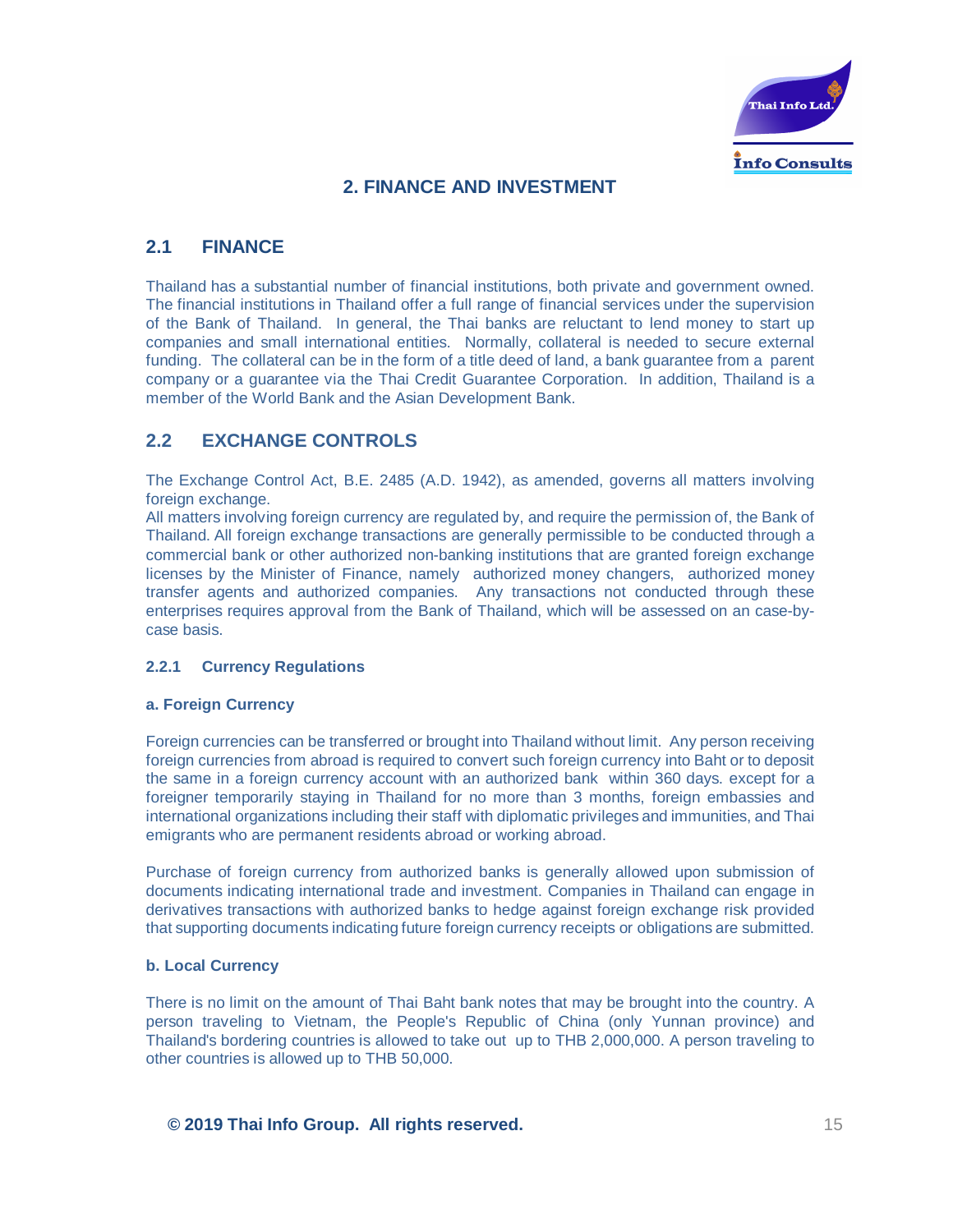# 2. FINANCE AND INVESTMENT

## 2.1 FINANCE

Thailand has a substantial number of financial institutions, both private and government owned. The financial institutions in Thailand offer a full range of financial services under the supervision of the Bank of Thailand. In general, the Thai banks are reluctant to lend money to start up companies and small international entities. Normally, collateral is needed to secure external funding. The collateral can be in the form of a title deed of land, a bank guarantee from a parent company or a guarantee via the Thai Credit Guarantee Corporation. In addition, Thailand is a member of the World Bank and the Asian Development Bank.

## 2.2 EXCHANGE CONTROLS

The Exchange Control Act, B.E. 2485 (A.D. 1942), as amended, governs all matters involving foreign exchange.
All matters involving foreign currency are regulated by, and require the permission of, the Bank of Thailand. All foreign exchange transactions are generally permissible to be conducted through a commercial bank or other authorized non-banking institutions that are granted foreign exchange licenses by the Minister of Finance, namely authorized money changers, authorized money transfer agents and authorized companies. Any transactions not conducted through these enterprises requires approval from the Bank of Thailand, which will be assessed on an case-by-case basis.

### 2.2.1 Currency Regulations

#### a. Foreign Currency

Foreign currencies can be transferred or brought into Thailand without limit. Any person receiving foreign currencies from abroad is required to convert such foreign currency into Baht or to deposit the same in a foreign currency account with an authorized bank within 360 days. except for a foreigner temporarily staying in Thailand for no more than 3 months, foreign embassies and international organizations including their staff with diplomatic privileges and immunities, and Thai emigrants who are permanent residents abroad or working abroad.

Purchase of foreign currency from authorized banks is generally allowed upon submission of documents indicating international trade and investment. Companies in Thailand can engage in derivatives transactions with authorized banks to hedge against foreign exchange risk provided that supporting documents indicating future foreign currency receipts or obligations are submitted.

#### b. Local Currency

There is no limit on the amount of Thai Baht bank notes that may be brought into the country. A person traveling to Vietnam, the People's Republic of China (only Yunnan province) and Thailand's bordering countries is allowed to take out up to THB 2,000,000. A person traveling to other countries is allowed up to THB 50,000.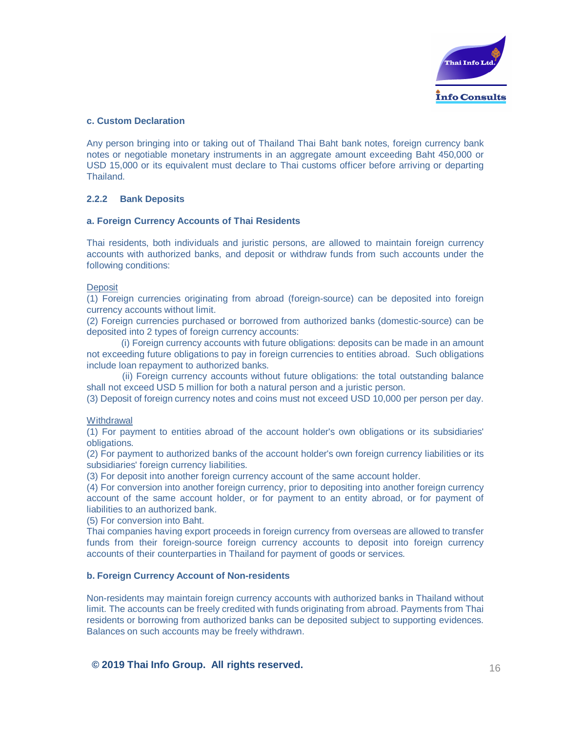**c. Custom Declaration**

Any person bringing into or taking out of Thailand Thai Baht bank notes, foreign currency bank notes or negotiable monetary instruments in an aggregate amount exceeding Baht 450,000 or USD 15,000 or its equivalent must declare to Thai customs officer before arriving or departing Thailand.

### 2.2.2 Bank Deposits

**a. Foreign Currency Accounts of Thai Residents**

Thai residents, both individuals and juristic persons, are allowed to maintain foreign currency accounts with authorized banks, and deposit or withdraw funds from such accounts under the following conditions:

Deposit

(1) Foreign currencies originating from abroad (foreign-source) can be deposited into foreign currency accounts without limit.

(2) Foreign currencies purchased or borrowed from authorized banks (domestic-source) can be deposited into 2 types of foreign currency accounts:

(i) Foreign currency accounts with future obligations: deposits can be made in an amount not exceeding future obligations to pay in foreign currencies to entities abroad. Such obligations include loan repayment to authorized banks.

(ii) Foreign currency accounts without future obligations: the total outstanding balance shall not exceed USD 5 million for both a natural person and a juristic person.

(3) Deposit of foreign currency notes and coins must not exceed USD 10,000 per person per day.

Withdrawal

(1) For payment to entities abroad of the account holder's own obligations or its subsidiaries' obligations.

(2) For payment to authorized banks of the account holder's own foreign currency liabilities or its subsidiaries' foreign currency liabilities.

(3) For deposit into another foreign currency account of the same account holder.

(4) For conversion into another foreign currency, prior to depositing into another foreign currency account of the same account holder, or for payment to an entity abroad, or for payment of liabilities to an authorized bank.

(5) For conversion into Baht.

Thai companies having export proceeds in foreign currency from overseas are allowed to transfer funds from their foreign-source foreign currency accounts to deposit into foreign currency accounts of their counterparties in Thailand for payment of goods or services.

**b. Foreign Currency Account of Non-residents**

Non-residents may maintain foreign currency accounts with authorized banks in Thailand without limit. The accounts can be freely credited with funds originating from abroad. Payments from Thai residents or borrowing from authorized banks can be deposited subject to supporting evidences. Balances on such accounts may be freely withdrawn.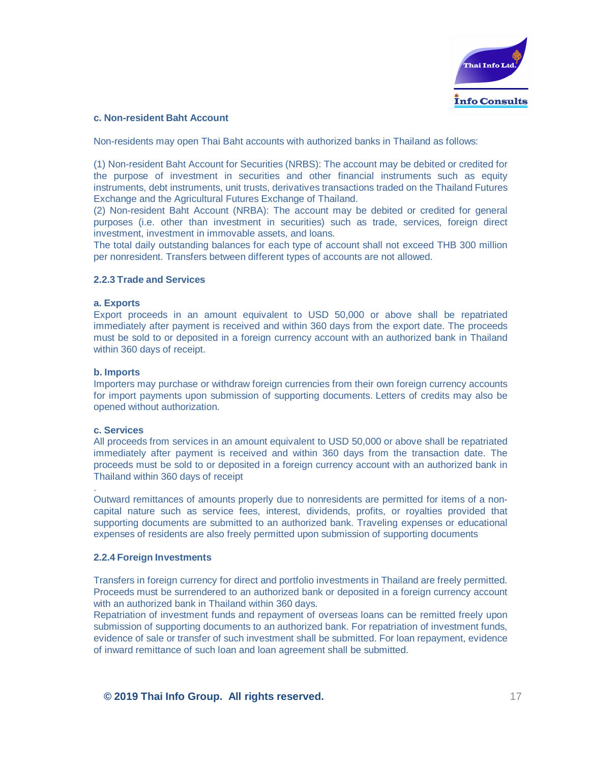#### c. Non-resident Baht Account

Non-residents may open Thai Baht accounts with authorized banks in Thailand as follows:

(1) Non-resident Baht Account for Securities (NRBS): The account may be debited or credited for the purpose of investment in securities and other financial instruments such as equity instruments, debt instruments, unit trusts, derivatives transactions traded on the Thailand Futures Exchange and the Agricultural Futures Exchange of Thailand.
(2) Non-resident Baht Account (NRBA): The account may be debited or credited for general purposes (i.e. other than investment in securities) such as trade, services, foreign direct investment, investment in immovable assets, and loans.
The total daily outstanding balances for each type of account shall not exceed THB 300 million per nonresident. Transfers between different types of accounts are not allowed.

### 2.2.3 Trade and Services

#### a. Exports

Export proceeds in an amount equivalent to USD 50,000 or above shall be repatriated immediately after payment is received and within 360 days from the export date. The proceeds must be sold to or deposited in a foreign currency account with an authorized bank in Thailand within 360 days of receipt.

#### b. Imports

Importers may purchase or withdraw foreign currencies from their own foreign currency accounts for import payments upon submission of supporting documents. Letters of credits may also be opened without authorization.

#### c. Services

All proceeds from services in an amount equivalent to USD 50,000 or above shall be repatriated immediately after payment is received and within 360 days from the transaction date. The proceeds must be sold to or deposited in a foreign currency account with an authorized bank in Thailand within 360 days of receipt

.
Outward remittances of amounts properly due to nonresidents are permitted for items of a non-capital nature such as service fees, interest, dividends, profits, or royalties provided that supporting documents are submitted to an authorized bank. Traveling expenses or educational expenses of residents are also freely permitted upon submission of supporting documents

### 2.2.4 Foreign Investments

Transfers in foreign currency for direct and portfolio investments in Thailand are freely permitted. Proceeds must be surrendered to an authorized bank or deposited in a foreign currency account with an authorized bank in Thailand within 360 days.
Repatriation of investment funds and repayment of overseas loans can be remitted freely upon submission of supporting documents to an authorized bank. For repatriation of investment funds, evidence of sale or transfer of such investment shall be submitted. For loan repayment, evidence of inward remittance of such loan and loan agreement shall be submitted.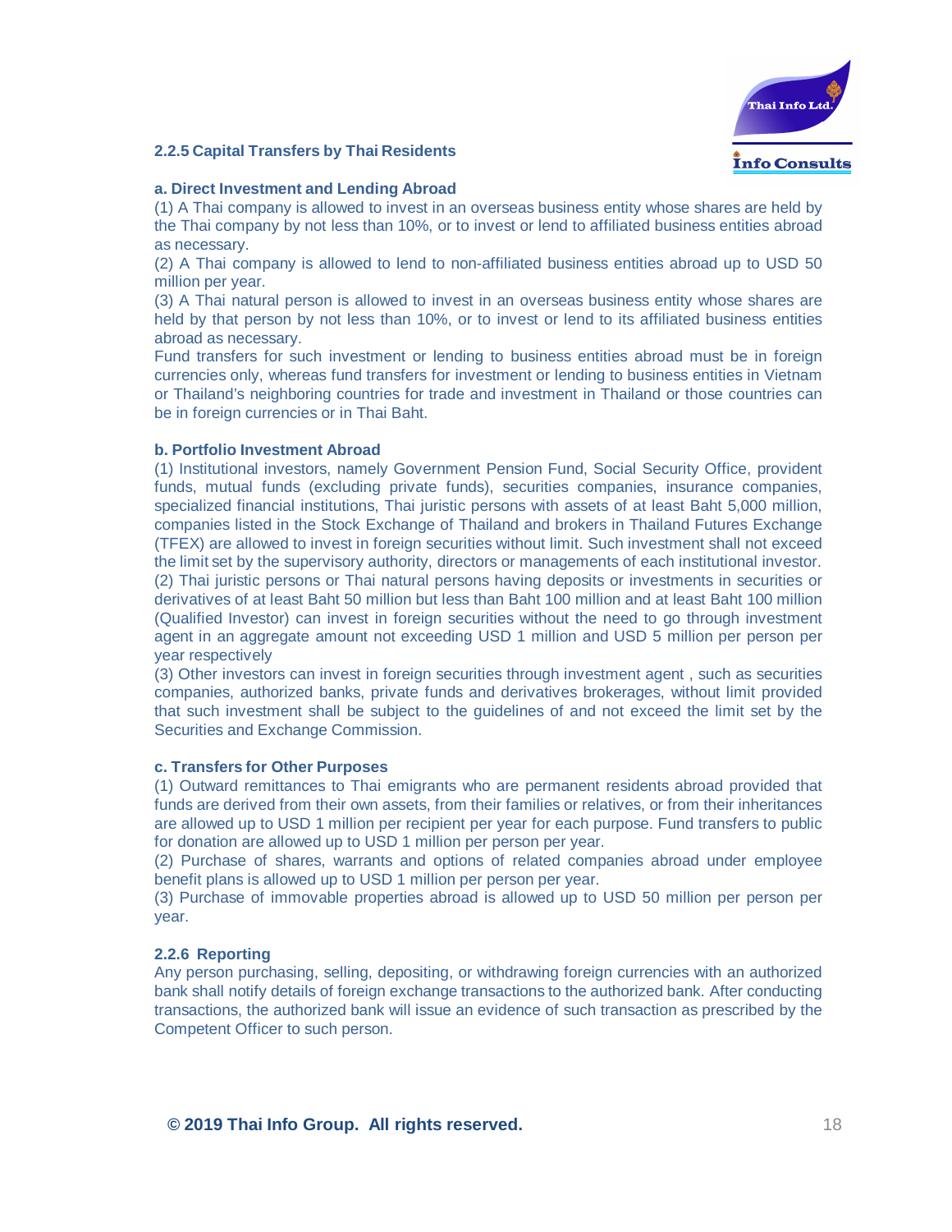### 2.2.5 Capital Transfers by Thai Residents

**a. Direct Investment and Lending Abroad**

(1) A Thai company is allowed to invest in an overseas business entity whose shares are held by the Thai company by not less than 10%, or to invest or lend to affiliated business entities abroad as necessary.

(2) A Thai company is allowed to lend to non-affiliated business entities abroad up to USD 50 million per year.

(3) A Thai natural person is allowed to invest in an overseas business entity whose shares are held by that person by not less than 10%, or to invest or lend to its affiliated business entities abroad as necessary.

Fund transfers for such investment or lending to business entities abroad must be in foreign currencies only, whereas fund transfers for investment or lending to business entities in Vietnam or Thailand's neighboring countries for trade and investment in Thailand or those countries can be in foreign currencies or in Thai Baht.

**b. Portfolio Investment Abroad**

(1) Institutional investors, namely Government Pension Fund, Social Security Office, provident funds, mutual funds (excluding private funds), securities companies, insurance companies, specialized financial institutions, Thai juristic persons with assets of at least Baht 5,000 million, companies listed in the Stock Exchange of Thailand and brokers in Thailand Futures Exchange (TFEX) are allowed to invest in foreign securities without limit. Such investment shall not exceed the limit set by the supervisory authority, directors or managements of each institutional investor.

(2) Thai juristic persons or Thai natural persons having deposits or investments in securities or derivatives of at least Baht 50 million but less than Baht 100 million and at least Baht 100 million (Qualified Investor) can invest in foreign securities without the need to go through investment agent in an aggregate amount not exceeding USD 1 million and USD 5 million per person per year respectively

(3) Other investors can invest in foreign securities through investment agent , such as securities companies, authorized banks, private funds and derivatives brokerages, without limit provided that such investment shall be subject to the guidelines of and not exceed the limit set by the Securities and Exchange Commission.

**c. Transfers for Other Purposes**

(1) Outward remittances to Thai emigrants who are permanent residents abroad provided that funds are derived from their own assets, from their families or relatives, or from their inheritances are allowed up to USD 1 million per recipient per year for each purpose. Fund transfers to public for donation are allowed up to USD 1 million per person per year.

(2) Purchase of shares, warrants and options of related companies abroad under employee benefit plans is allowed up to USD 1 million per person per year.

(3) Purchase of immovable properties abroad is allowed up to USD 50 million per person per year.

### 2.2.6 Reporting

Any person purchasing, selling, depositing, or withdrawing foreign currencies with an authorized bank shall notify details of foreign exchange transactions to the authorized bank. After conducting transactions, the authorized bank will issue an evidence of such transaction as prescribed by the Competent Officer to such person.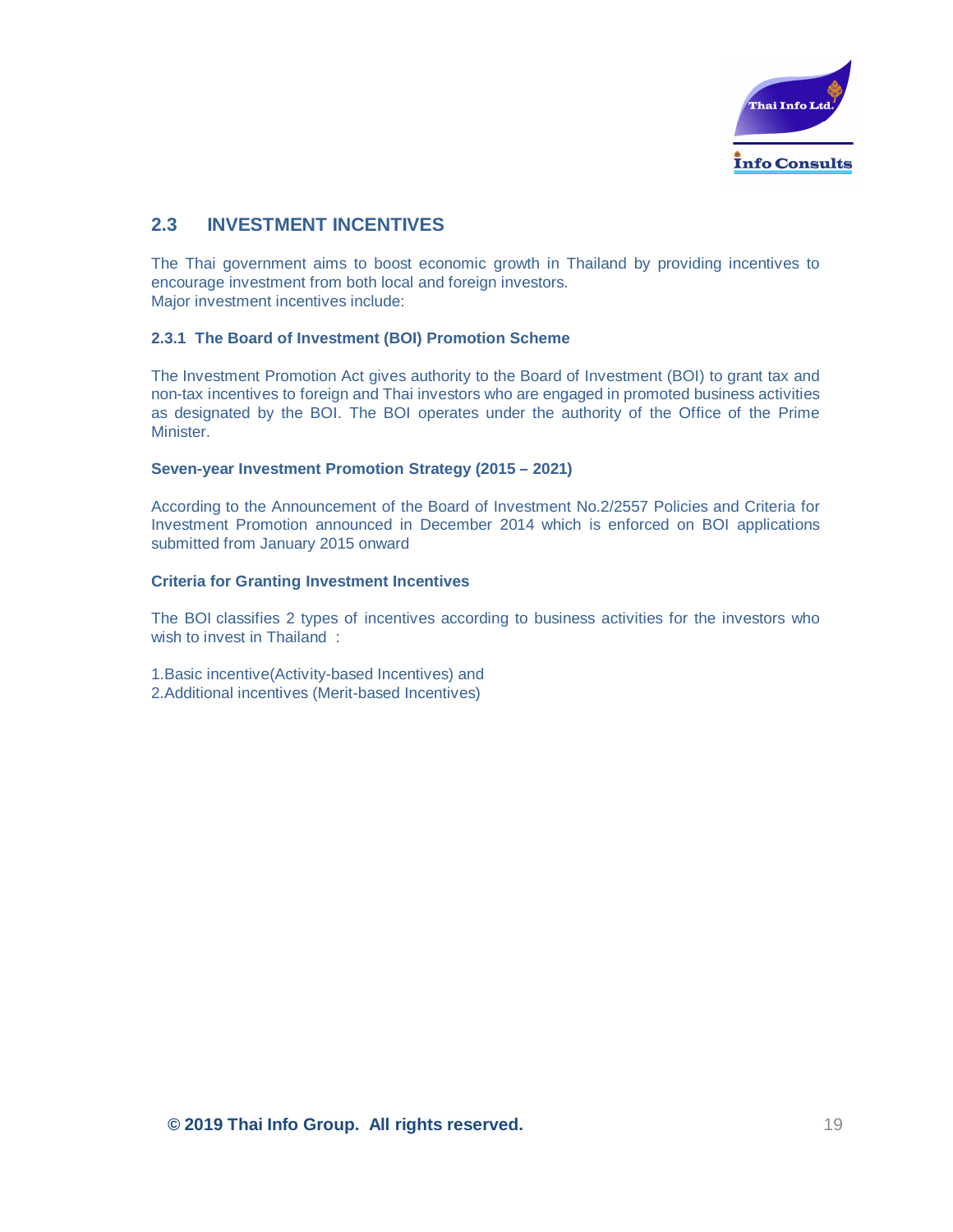## 2.3 INVESTMENT INCENTIVES

The Thai government aims to boost economic growth in Thailand by providing incentives to encourage investment from both local and foreign investors.
Major investment incentives include:

### 2.3.1 The Board of Investment (BOI) Promotion Scheme

The Investment Promotion Act gives authority to the Board of Investment (BOI) to grant tax and non-tax incentives to foreign and Thai investors who are engaged in promoted business activities as designated by the BOI. The BOI operates under the authority of the Office of the Prime Minister.

**Seven-year Investment Promotion Strategy (2015 – 2021)**

According to the Announcement of the Board of Investment No.2/2557 Policies and Criteria for Investment Promotion announced in December 2014 which is enforced on BOI applications submitted from January 2015 onward

**Criteria for Granting Investment Incentives**

The BOI classifies 2 types of incentives according to business activities for the investors who wish to invest in Thailand :

1.Basic incentive(Activity-based Incentives) and
2.Additional incentives (Merit-based Incentives)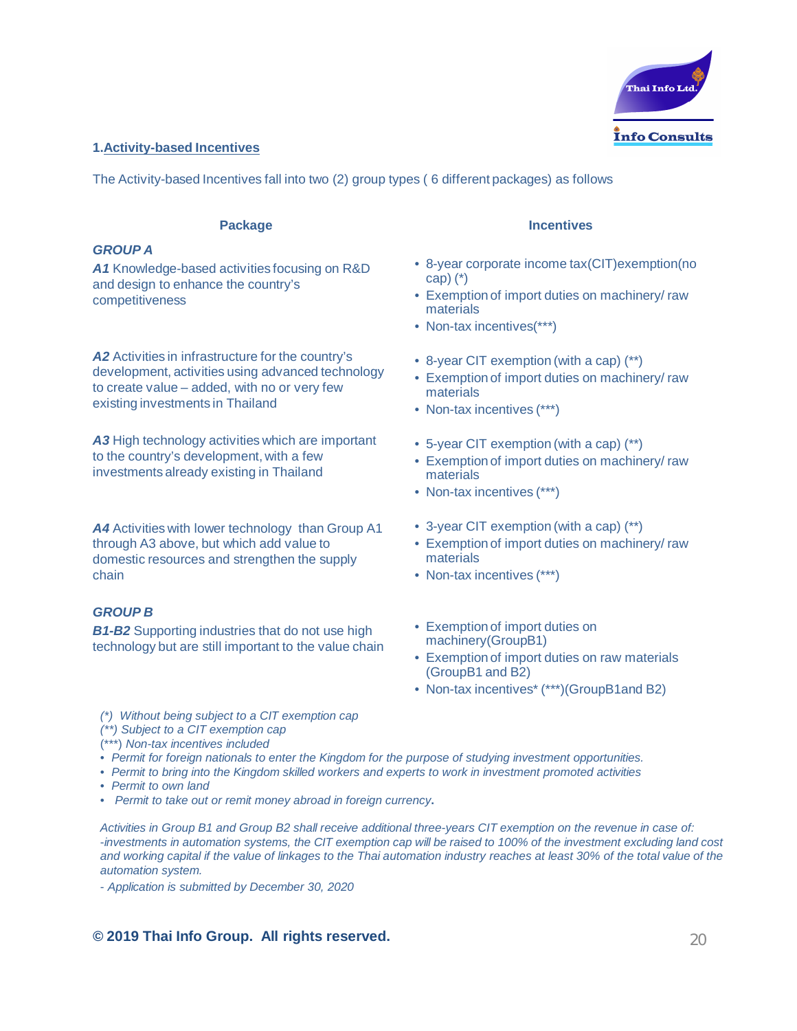## 1. Activity-based Incentives

The Activity-based Incentives fall into two (2) group types ( 6 different packages) as follows

| Package | Incentives |
|---|---|
| ***GROUP A*** | |
| ***A1*** Knowledge-based activities focusing on R&D and design to enhance the country's competitiveness | • 8-year corporate income tax(CIT)exemption(no cap) (*)<br>• Exemption of import duties on machinery/ raw materials<br>• Non-tax incentives(***) |
| ***A2*** Activities in infrastructure for the country's development, activities using advanced technology to create value – added, with no or very few existing investments in Thailand | • 8-year CIT exemption (with a cap) (**)<br>• Exemption of import duties on machinery/ raw materials<br>• Non-tax incentives (***) |
| ***A3*** High technology activities which are important to the country's development, with a few investments already existing in Thailand | • 5-year CIT exemption (with a cap) (**)<br>• Exemption of import duties on machinery/ raw materials<br>• Non-tax incentives (***) |
| ***A4*** Activities with lower technology than Group A1 through A3 above, but which add value to domestic resources and strengthen the supply chain | • 3-year CIT exemption (with a cap) (**)<br>• Exemption of import duties on machinery/ raw materials<br>• Non-tax incentives (***) |
| ***GROUP B*** | |
| ***B1-B2*** Supporting industries that do not use high technology but are still important to the value chain | • Exemption of import duties on machinery(GroupB1)<br>• Exemption of import duties on raw materials (GroupB1 and B2)<br>• Non-tax incentives* (***)(GroupB1and B2) |

*(\*) Without being subject to a CIT exemption cap*
*(\*\*) Subject to a CIT exemption cap*
*(\*\*\*) Non-tax incentives included*

- *Permit for foreign nationals to enter the Kingdom for the purpose of studying investment opportunities.*
- *Permit to bring into the Kingdom skilled workers and experts to work in investment promoted activities*
- *Permit to own land*
- *Permit to take out or remit money abroad in foreign currency.*

*Activities in Group B1 and Group B2 shall receive additional three-years CIT exemption on the revenue in case of:*
*-investments in automation systems, the CIT exemption cap will be raised to 100% of the investment excluding land cost and working capital if the value of linkages to the Thai automation industry reaches at least 30% of the total value of the automation system.*
*- Application is submitted by December 30, 2020*

**© 2019 Thai Info Group. All rights reserved.**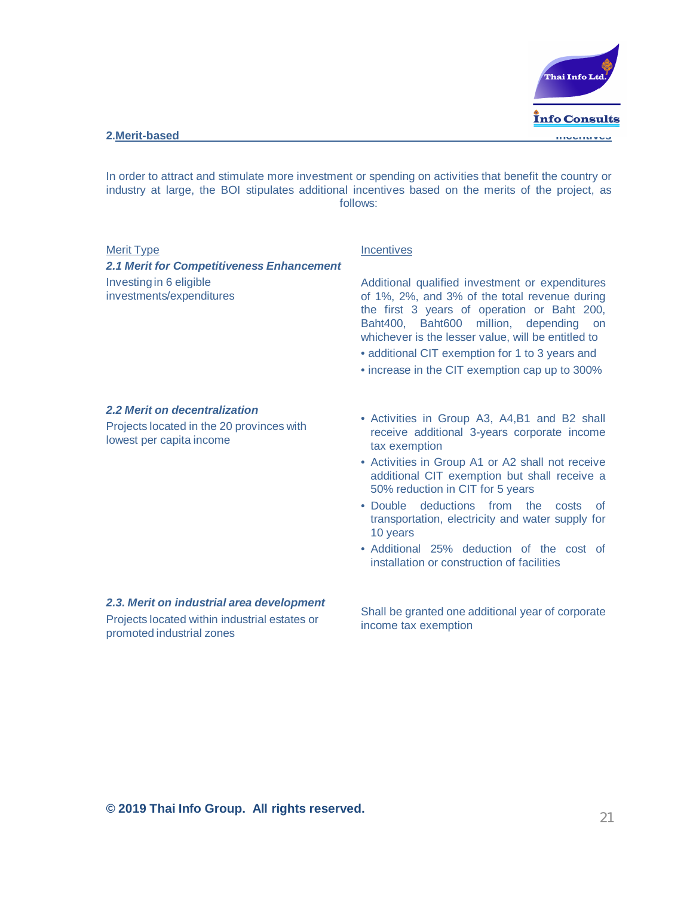## 2.Merit-based Incentives

In order to attract and stimulate more investment or spending on activities that benefit the country or industry at large, the BOI stipulates additional incentives based on the merits of the project, as follows:

| Merit Type | Incentives |
|---|---|
| ***2.1 Merit for Competitiveness Enhancement***<br>Investing in 6 eligible investments/expenditures | Additional qualified investment or expenditures of 1%, 2%, and 3% of the total revenue during the first 3 years of operation or Baht 200, Baht400, Baht600 million, depending on whichever is the lesser value, will be entitled to<br>• additional CIT exemption for 1 to 3 years and<br>• increase in the CIT exemption cap up to 300% |
| ***2.2 Merit on decentralization***<br>Projects located in the 20 provinces with lowest per capita income | • Activities in Group A3, A4,B1 and B2 shall receive additional 3-years corporate income tax exemption<br>• Activities in Group A1 or A2 shall not receive additional CIT exemption but shall receive a 50% reduction in CIT for 5 years<br>• Double deductions from the costs of transportation, electricity and water supply for 10 years<br>• Additional 25% deduction of the cost of installation or construction of facilities |
| ***2.3. Merit on industrial area development***<br>Projects located within industrial estates or promoted industrial zones | Shall be granted one additional year of corporate income tax exemption |

**© 2019 Thai Info Group. All rights reserved.**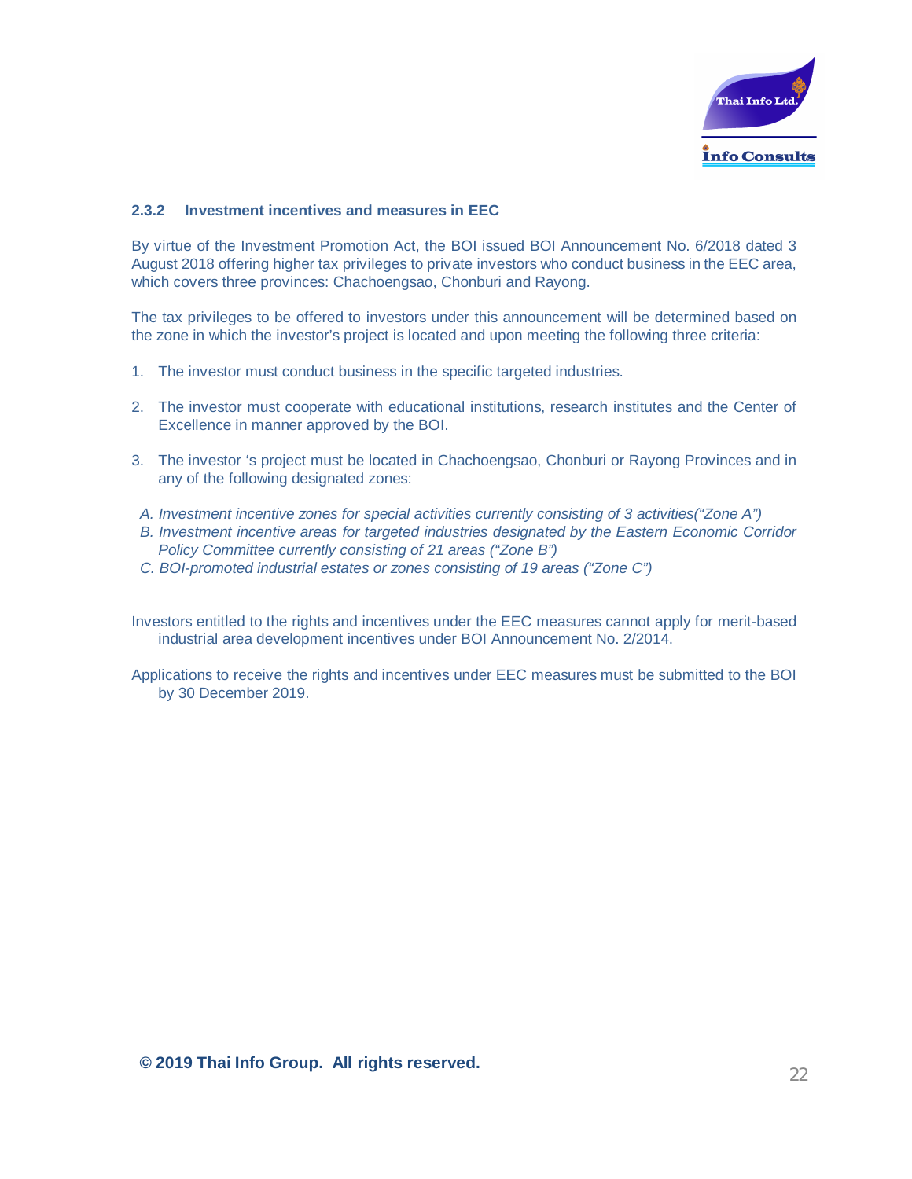### 2.3.2 Investment incentives and measures in EEC

By virtue of the Investment Promotion Act, the BOI issued BOI Announcement No. 6/2018 dated 3 August 2018 offering higher tax privileges to private investors who conduct business in the EEC area, which covers three provinces: Chachoengsao, Chonburi and Rayong.

The tax privileges to be offered to investors under this announcement will be determined based on the zone in which the investor's project is located and upon meeting the following three criteria:

1. The investor must conduct business in the specific targeted industries.

2. The investor must cooperate with educational institutions, research institutes and the Center of Excellence in manner approved by the BOI.

3. The investor 's project must be located in Chachoengsao, Chonburi or Rayong Provinces and in any of the following designated zones:

   A. *Investment incentive zones for special activities currently consisting of 3 activities("Zone A")*
   B. *Investment incentive areas for targeted industries designated by the Eastern Economic Corridor Policy Committee currently consisting of 21 areas ("Zone B")*
   C. *BOI-promoted industrial estates or zones consisting of 19 areas ("Zone C")*

Investors entitled to the rights and incentives under the EEC measures cannot apply for merit-based industrial area development incentives under BOI Announcement No. 2/2014.

Applications to receive the rights and incentives under EEC measures must be submitted to the BOI by 30 December 2019.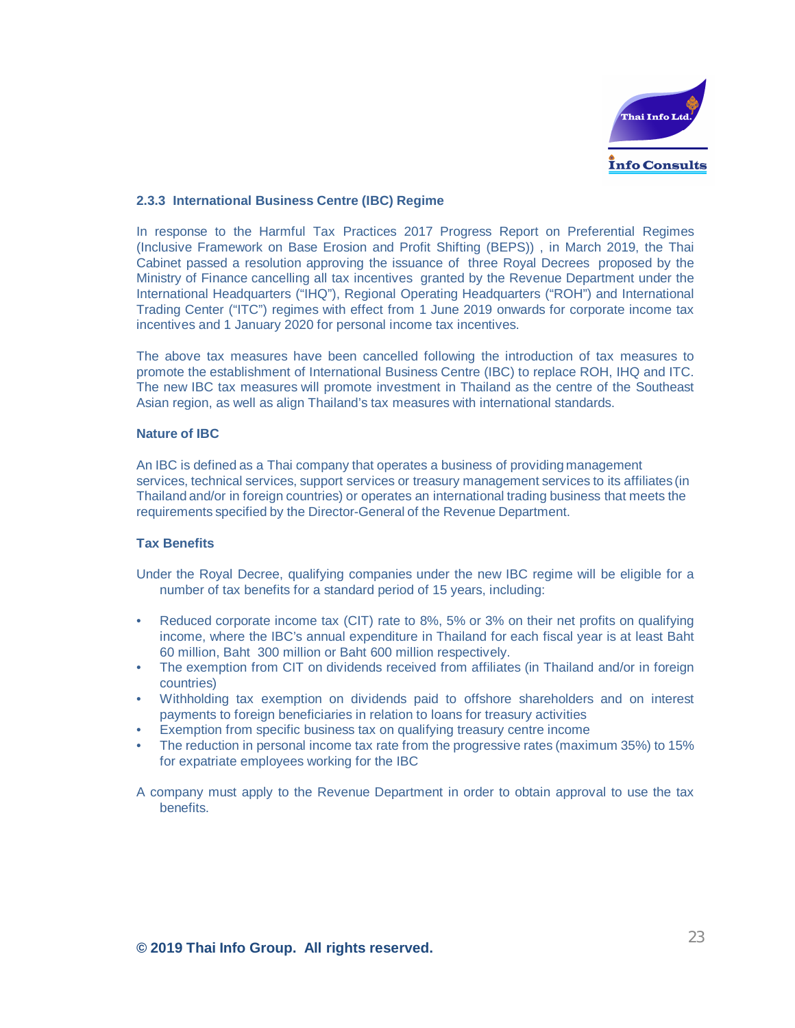### 2.3.3 International Business Centre (IBC) Regime

In response to the Harmful Tax Practices 2017 Progress Report on Preferential Regimes (Inclusive Framework on Base Erosion and Profit Shifting (BEPS)) , in March 2019, the Thai Cabinet passed a resolution approving the issuance of three Royal Decrees proposed by the Ministry of Finance cancelling all tax incentives granted by the Revenue Department under the International Headquarters ("IHQ"), Regional Operating Headquarters ("ROH") and International Trading Center ("ITC") regimes with effect from 1 June 2019 onwards for corporate income tax incentives and 1 January 2020 for personal income tax incentives.

The above tax measures have been cancelled following the introduction of tax measures to promote the establishment of International Business Centre (IBC) to replace ROH, IHQ and ITC. The new IBC tax measures will promote investment in Thailand as the centre of the Southeast Asian region, as well as align Thailand's tax measures with international standards.

**Nature of IBC**

An IBC is defined as a Thai company that operates a business of providing management services, technical services, support services or treasury management services to its affiliates (in Thailand and/or in foreign countries) or operates an international trading business that meets the requirements specified by the Director-General of the Revenue Department.

**Tax Benefits**

Under the Royal Decree, qualifying companies under the new IBC regime will be eligible for a number of tax benefits for a standard period of 15 years, including:

- Reduced corporate income tax (CIT) rate to 8%, 5% or 3% on their net profits on qualifying income, where the IBC's annual expenditure in Thailand for each fiscal year is at least Baht 60 million, Baht 300 million or Baht 600 million respectively.
- The exemption from CIT on dividends received from affiliates (in Thailand and/or in foreign countries)
- Withholding tax exemption on dividends paid to offshore shareholders and on interest payments to foreign beneficiaries in relation to loans for treasury activities
- Exemption from specific business tax on qualifying treasury centre income
- The reduction in personal income tax rate from the progressive rates (maximum 35%) to 15% for expatriate employees working for the IBC

A company must apply to the Revenue Department in order to obtain approval to use the tax benefits.

**© 2019 Thai Info Group. All rights reserved.**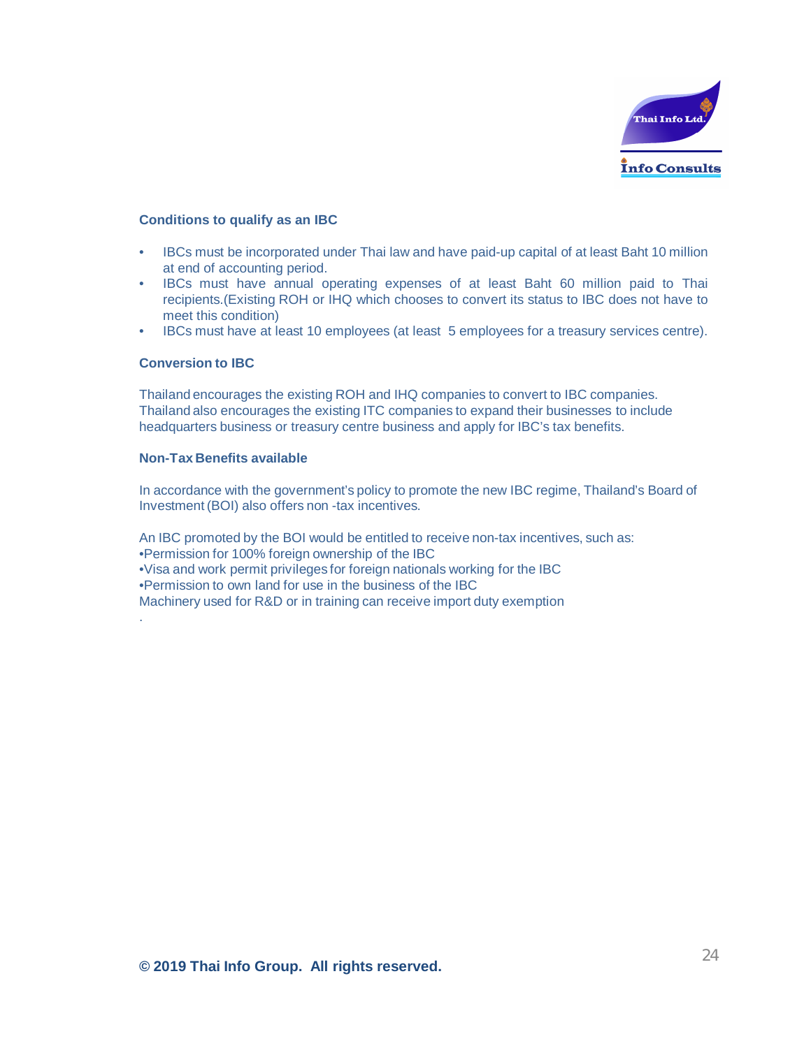**Conditions to qualify as an IBC**

- IBCs must be incorporated under Thai law and have paid-up capital of at least Baht 10 million at end of accounting period.
- IBCs must have annual operating expenses of at least Baht 60 million paid to Thai recipients.(Existing ROH or IHQ which chooses to convert its status to IBC does not have to meet this condition)
- IBCs must have at least 10 employees (at least 5 employees for a treasury services centre).

**Conversion to IBC**

Thailand encourages the existing ROH and IHQ companies to convert to IBC companies. Thailand also encourages the existing ITC companies to expand their businesses to include headquarters business or treasury centre business and apply for IBC's tax benefits.

**Non-Tax Benefits available**

In accordance with the government's policy to promote the new IBC regime, Thailand's Board of Investment (BOI) also offers non -tax incentives.

An IBC promoted by the BOI would be entitled to receive non-tax incentives, such as:
•Permission for 100% foreign ownership of the IBC
•Visa and work permit privileges for foreign nationals working for the IBC
•Permission to own land for use in the business of the IBC
Machinery used for R&D or in training can receive import duty exemption
.

**© 2019 Thai Info Group. All rights reserved.**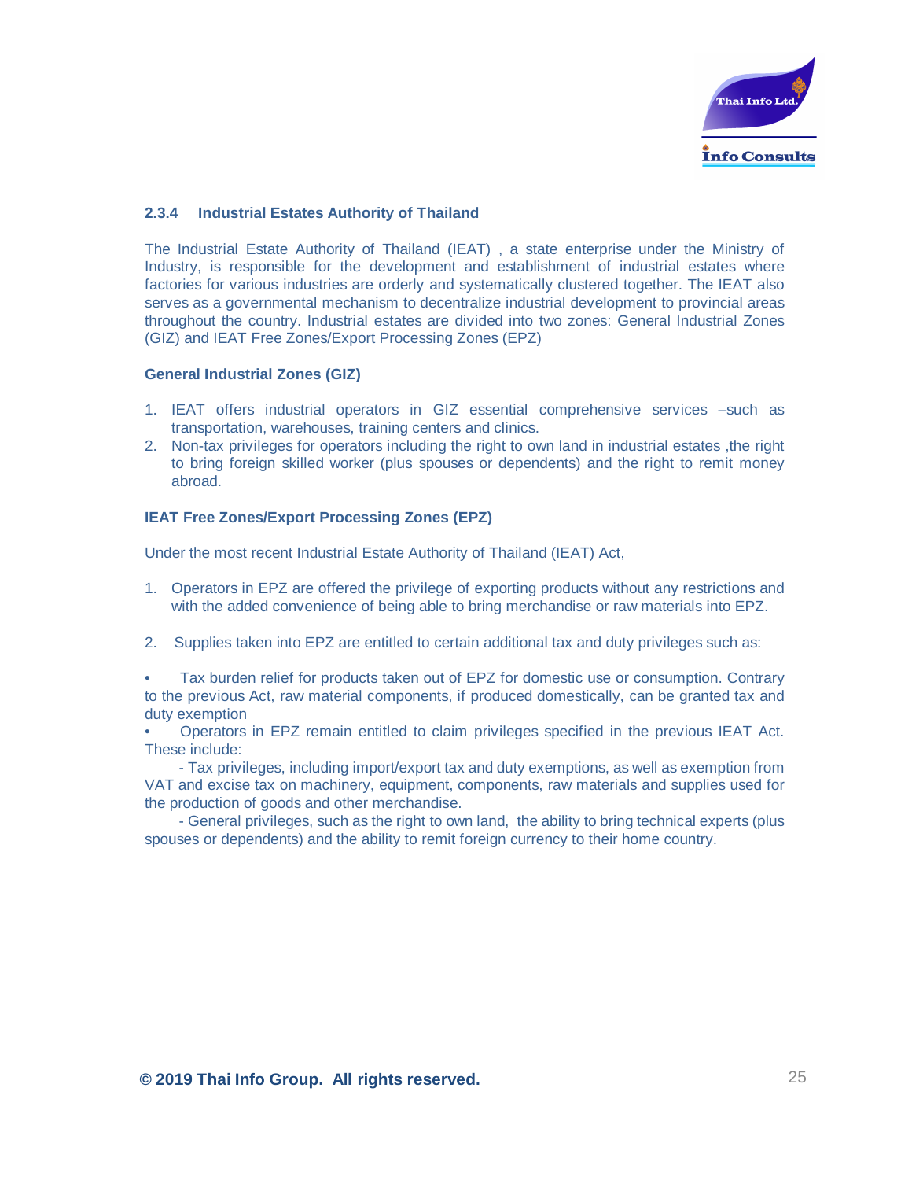### 2.3.4 Industrial Estates Authority of Thailand

The Industrial Estate Authority of Thailand (IEAT) , a state enterprise under the Ministry of Industry, is responsible for the development and establishment of industrial estates where factories for various industries are orderly and systematically clustered together. The IEAT also serves as a governmental mechanism to decentralize industrial development to provincial areas throughout the country. Industrial estates are divided into two zones: General Industrial Zones (GIZ) and IEAT Free Zones/Export Processing Zones (EPZ)

**General Industrial Zones (GIZ)**

1. IEAT offers industrial operators in GIZ essential comprehensive services –such as transportation, warehouses, training centers and clinics.
2. Non-tax privileges for operators including the right to own land in industrial estates ,the right to bring foreign skilled worker (plus spouses or dependents) and the right to remit money abroad.

**IEAT Free Zones/Export Processing Zones (EPZ)**

Under the most recent Industrial Estate Authority of Thailand (IEAT) Act,

1. Operators in EPZ are offered the privilege of exporting products without any restrictions and with the added convenience of being able to bring merchandise or raw materials into EPZ.

2. Supplies taken into EPZ are entitled to certain additional tax and duty privileges such as:

- Tax burden relief for products taken out of EPZ for domestic use or consumption. Contrary to the previous Act, raw material components, if produced domestically, can be granted tax and duty exemption
- Operators in EPZ remain entitled to claim privileges specified in the previous IEAT Act. These include:
  - Tax privileges, including import/export tax and duty exemptions, as well as exemption from VAT and excise tax on machinery, equipment, components, raw materials and supplies used for the production of goods and other merchandise.
  - General privileges, such as the right to own land, the ability to bring technical experts (plus spouses or dependents) and the ability to remit foreign currency to their home country.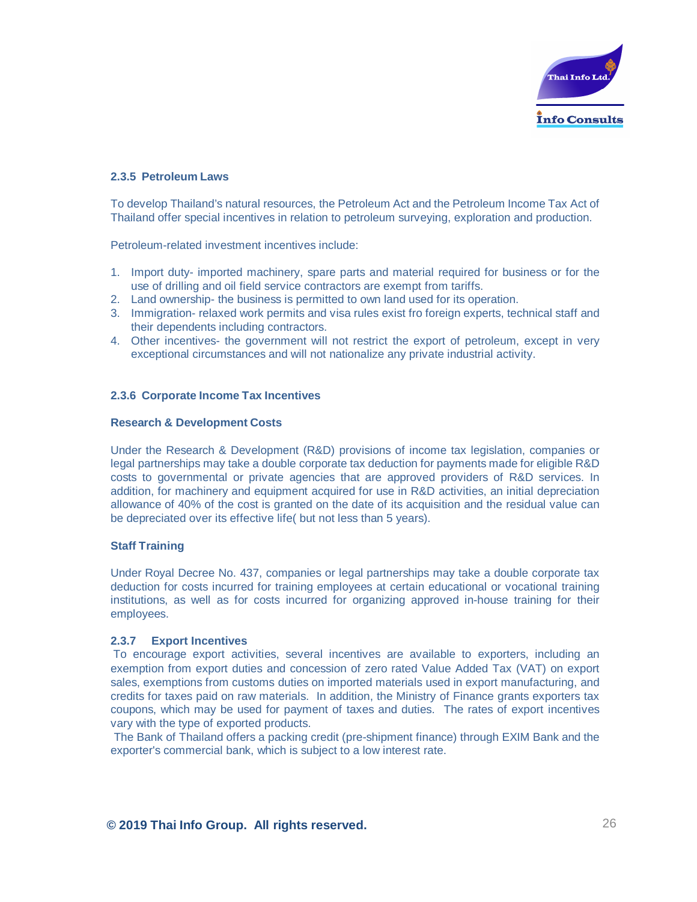#### 2.3.5 Petroleum Laws

To develop Thailand's natural resources, the Petroleum Act and the Petroleum Income Tax Act of Thailand offer special incentives in relation to petroleum surveying, exploration and production.

Petroleum-related investment incentives include:

1. Import duty- imported machinery, spare parts and material required for business or for the use of drilling and oil field service contractors are exempt from tariffs.
2. Land ownership- the business is permitted to own land used for its operation.
3. Immigration- relaxed work permits and visa rules exist fro foreign experts, technical staff and their dependents including contractors.
4. Other incentives- the government will not restrict the export of petroleum, except in very exceptional circumstances and will not nationalize any private industrial activity.

#### 2.3.6 Corporate Income Tax Incentives

**Research & Development Costs**

Under the Research & Development (R&D) provisions of income tax legislation, companies or legal partnerships may take a double corporate tax deduction for payments made for eligible R&D costs to governmental or private agencies that are approved providers of R&D services. In addition, for machinery and equipment acquired for use in R&D activities, an initial depreciation allowance of 40% of the cost is granted on the date of its acquisition and the residual value can be depreciated over its effective life( but not less than 5 years).

**Staff Training**

Under Royal Decree No. 437, companies or legal partnerships may take a double corporate tax deduction for costs incurred for training employees at certain educational or vocational training institutions, as well as for costs incurred for organizing approved in-house training for their employees.

#### 2.3.7 Export Incentives

To encourage export activities, several incentives are available to exporters, including an exemption from export duties and concession of zero rated Value Added Tax (VAT) on export sales, exemptions from customs duties on imported materials used in export manufacturing, and credits for taxes paid on raw materials. In addition, the Ministry of Finance grants exporters tax coupons, which may be used for payment of taxes and duties. The rates of export incentives vary with the type of exported products.

The Bank of Thailand offers a packing credit (pre-shipment finance) through EXIM Bank and the exporter's commercial bank, which is subject to a low interest rate.

**© 2019 Thai Info Group. All rights reserved.**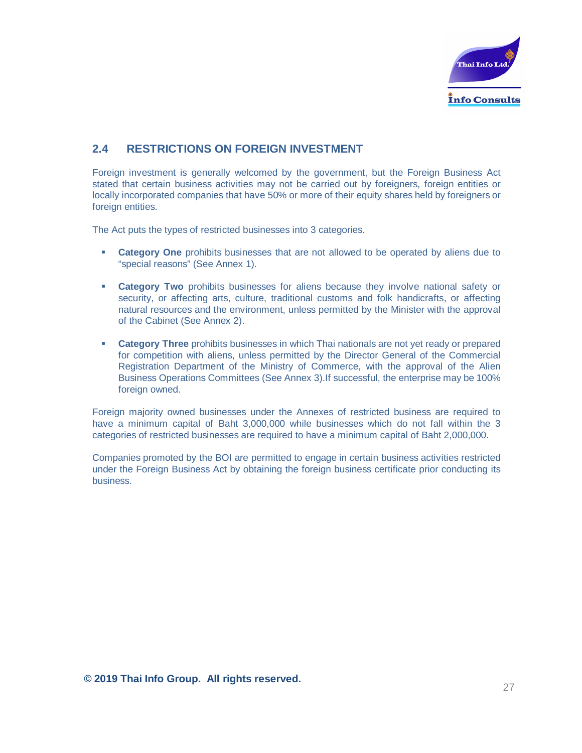## 2.4 RESTRICTIONS ON FOREIGN INVESTMENT

Foreign investment is generally welcomed by the government, but the Foreign Business Act stated that certain business activities may not be carried out by foreigners, foreign entities or locally incorporated companies that have 50% or more of their equity shares held by foreigners or foreign entities.

The Act puts the types of restricted businesses into 3 categories.

- **Category One** prohibits businesses that are not allowed to be operated by aliens due to "special reasons" (See Annex 1).
- **Category Two** prohibits businesses for aliens because they involve national safety or security, or affecting arts, culture, traditional customs and folk handicrafts, or affecting natural resources and the environment, unless permitted by the Minister with the approval of the Cabinet (See Annex 2).
- **Category Three** prohibits businesses in which Thai nationals are not yet ready or prepared for competition with aliens, unless permitted by the Director General of the Commercial Registration Department of the Ministry of Commerce, with the approval of the Alien Business Operations Committees (See Annex 3).If successful, the enterprise may be 100% foreign owned.

Foreign majority owned businesses under the Annexes of restricted business are required to have a minimum capital of Baht 3,000,000 while businesses which do not fall within the 3 categories of restricted businesses are required to have a minimum capital of Baht 2,000,000.

Companies promoted by the BOI are permitted to engage in certain business activities restricted under the Foreign Business Act by obtaining the foreign business certificate prior conducting its business.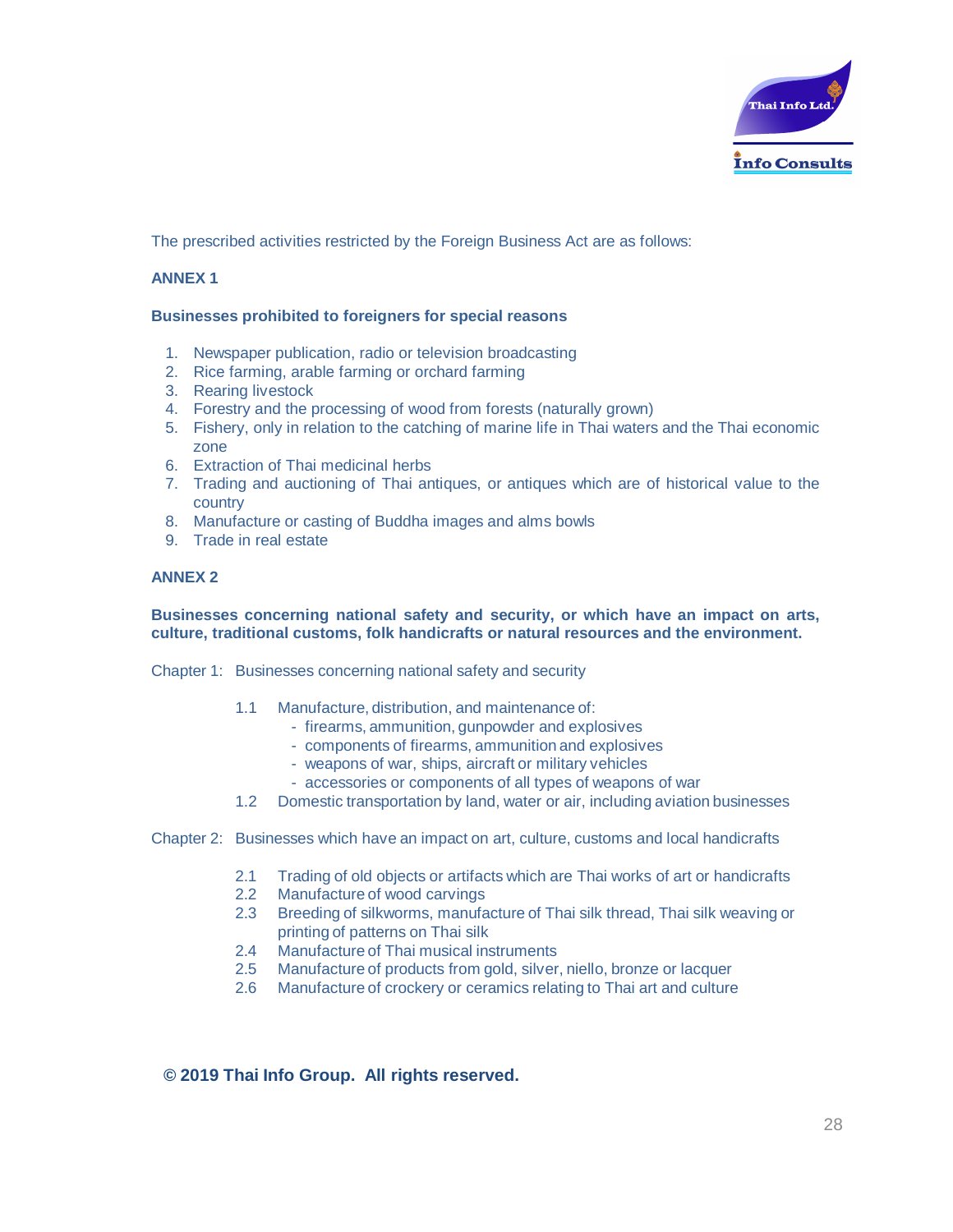The prescribed activities restricted by the Foreign Business Act are as follows:

**ANNEX 1**

**Businesses prohibited to foreigners for special reasons**

1. Newspaper publication, radio or television broadcasting
2. Rice farming, arable farming or orchard farming
3. Rearing livestock
4. Forestry and the processing of wood from forests (naturally grown)
5. Fishery, only in relation to the catching of marine life in Thai waters and the Thai economic zone
6. Extraction of Thai medicinal herbs
7. Trading and auctioning of Thai antiques, or antiques which are of historical value to the country
8. Manufacture or casting of Buddha images and alms bowls
9. Trade in real estate

**ANNEX 2**

**Businesses concerning national safety and security, or which have an impact on arts, culture, traditional customs, folk handicrafts or natural resources and the environment.**

Chapter 1: Businesses concerning national safety and security

- 1.1 Manufacture, distribution, and maintenance of:
  - firearms, ammunition, gunpowder and explosives
  - components of firearms, ammunition and explosives
  - weapons of war, ships, aircraft or military vehicles
  - accessories or components of all types of weapons of war
- 1.2 Domestic transportation by land, water or air, including aviation businesses

Chapter 2: Businesses which have an impact on art, culture, customs and local handicrafts

- 2.1 Trading of old objects or artifacts which are Thai works of art or handicrafts
- 2.2 Manufacture of wood carvings
- 2.3 Breeding of silkworms, manufacture of Thai silk thread, Thai silk weaving or printing of patterns on Thai silk
- 2.4 Manufacture of Thai musical instruments
- 2.5 Manufacture of products from gold, silver, niello, bronze or lacquer
- 2.6 Manufacture of crockery or ceramics relating to Thai art and culture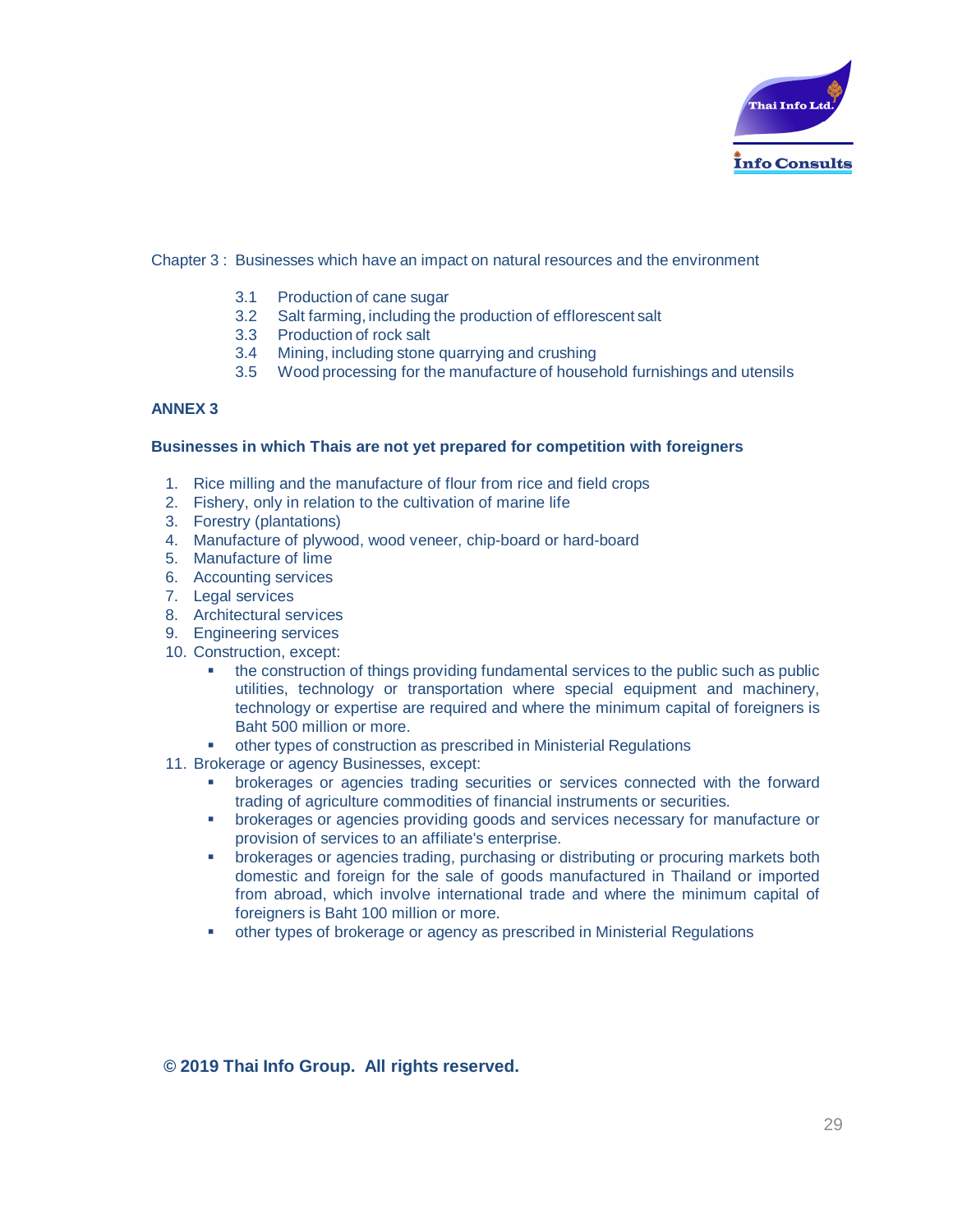Chapter 3 : Businesses which have an impact on natural resources and the environment

- 3.1 Production of cane sugar
- 3.2 Salt farming, including the production of efflorescent salt
- 3.3 Production of rock salt
- 3.4 Mining, including stone quarrying and crushing
- 3.5 Wood processing for the manufacture of household furnishings and utensils

**ANNEX 3**

**Businesses in which Thais are not yet prepared for competition with foreigners**

1. Rice milling and the manufacture of flour from rice and field crops
2. Fishery, only in relation to the cultivation of marine life
3. Forestry (plantations)
4. Manufacture of plywood, wood veneer, chip-board or hard-board
5. Manufacture of lime
6. Accounting services
7. Legal services
8. Architectural services
9. Engineering services
10. Construction, except:
    - the construction of things providing fundamental services to the public such as public utilities, technology or transportation where special equipment and machinery, technology or expertise are required and where the minimum capital of foreigners is Baht 500 million or more.
    - other types of construction as prescribed in Ministerial Regulations
11. Brokerage or agency Businesses, except:
    - brokerages or agencies trading securities or services connected with the forward trading of agriculture commodities of financial instruments or securities.
    - brokerages or agencies providing goods and services necessary for manufacture or provision of services to an affiliate's enterprise.
    - brokerages or agencies trading, purchasing or distributing or procuring markets both domestic and foreign for the sale of goods manufactured in Thailand or imported from abroad, which involve international trade and where the minimum capital of foreigners is Baht 100 million or more.
    - other types of brokerage or agency as prescribed in Ministerial Regulations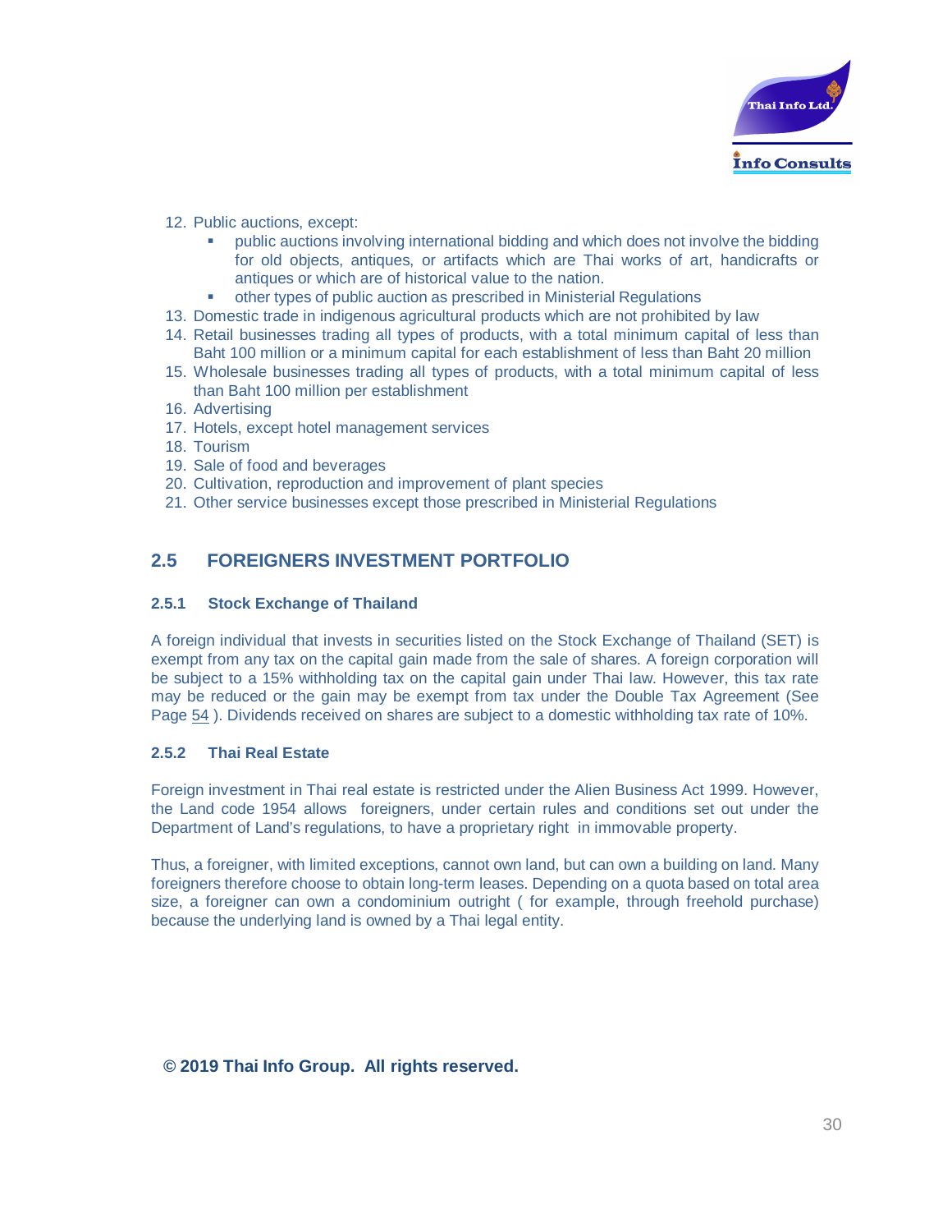12. Public auctions, except:
    - public auctions involving international bidding and which does not involve the bidding for old objects, antiques, or artifacts which are Thai works of art, handicrafts or antiques or which are of historical value to the nation.
    - other types of public auction as prescribed in Ministerial Regulations
13. Domestic trade in indigenous agricultural products which are not prohibited by law
14. Retail businesses trading all types of products, with a total minimum capital of less than Baht 100 million or a minimum capital for each establishment of less than Baht 20 million
15. Wholesale businesses trading all types of products, with a total minimum capital of less than Baht 100 million per establishment
16. Advertising
17. Hotels, except hotel management services
18. Tourism
19. Sale of food and beverages
20. Cultivation, reproduction and improvement of plant species
21. Other service businesses except those prescribed in Ministerial Regulations

## 2.5 FOREIGNERS INVESTMENT PORTFOLIO

### 2.5.1 Stock Exchange of Thailand

A foreign individual that invests in securities listed on the Stock Exchange of Thailand (SET) is exempt from any tax on the capital gain made from the sale of shares. A foreign corporation will be subject to a 15% withholding tax on the capital gain under Thai law. However, this tax rate may be reduced or the gain may be exempt from tax under the Double Tax Agreement (See Page 54 ). Dividends received on shares are subject to a domestic withholding tax rate of 10%.

### 2.5.2 Thai Real Estate

Foreign investment in Thai real estate is restricted under the Alien Business Act 1999. However, the Land code 1954 allows foreigners, under certain rules and conditions set out under the Department of Land's regulations, to have a proprietary right in immovable property.

Thus, a foreigner, with limited exceptions, cannot own land, but can own a building on land. Many foreigners therefore choose to obtain long-term leases. Depending on a quota based on total area size, a foreigner can own a condominium outright ( for example, through freehold purchase) because the underlying land is owned by a Thai legal entity.

**© 2019 Thai Info Group. All rights reserved.**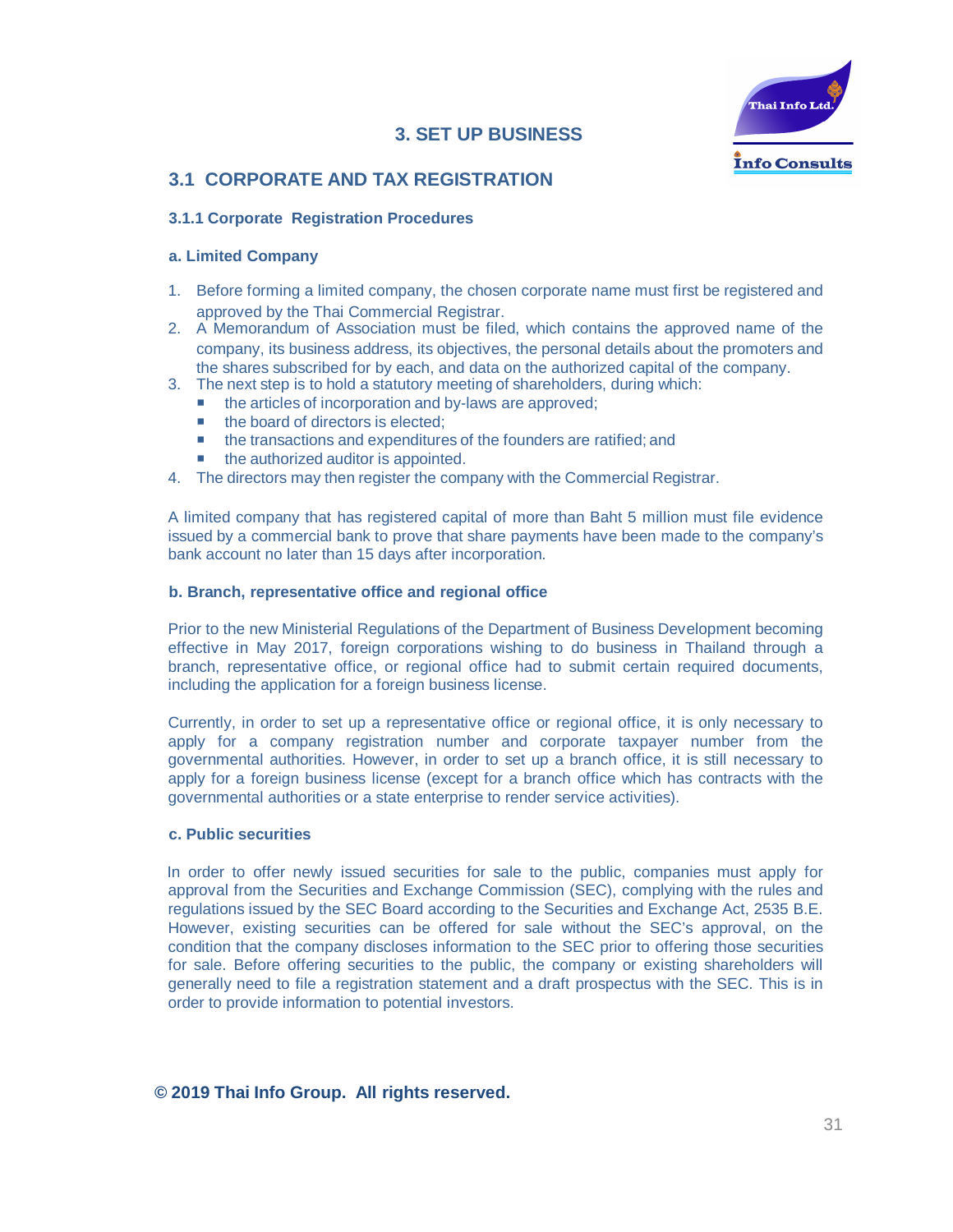# 3. SET UP BUSINESS

## 3.1 CORPORATE AND TAX REGISTRATION

### 3.1.1 Corporate Registration Procedures

#### a. Limited Company

1. Before forming a limited company, the chosen corporate name must first be registered and approved by the Thai Commercial Registrar.
2. A Memorandum of Association must be filed, which contains the approved name of the company, its business address, its objectives, the personal details about the promoters and the shares subscribed for by each, and data on the authorized capital of the company.
3. The next step is to hold a statutory meeting of shareholders, during which:
   - the articles of incorporation and by-laws are approved;
   - the board of directors is elected;
   - the transactions and expenditures of the founders are ratified; and
   - the authorized auditor is appointed.
4. The directors may then register the company with the Commercial Registrar.

A limited company that has registered capital of more than Baht 5 million must file evidence issued by a commercial bank to prove that share payments have been made to the company's bank account no later than 15 days after incorporation.

#### b. Branch, representative office and regional office

Prior to the new Ministerial Regulations of the Department of Business Development becoming effective in May 2017, foreign corporations wishing to do business in Thailand through a branch, representative office, or regional office had to submit certain required documents, including the application for a foreign business license.

Currently, in order to set up a representative office or regional office, it is only necessary to apply for a company registration number and corporate taxpayer number from the governmental authorities. However, in order to set up a branch office, it is still necessary to apply for a foreign business license (except for a branch office which has contracts with the governmental authorities or a state enterprise to render service activities).

#### c. Public securities

In order to offer newly issued securities for sale to the public, companies must apply for approval from the Securities and Exchange Commission (SEC), complying with the rules and regulations issued by the SEC Board according to the Securities and Exchange Act, 2535 B.E. However, existing securities can be offered for sale without the SEC's approval, on the condition that the company discloses information to the SEC prior to offering those securities for sale. Before offering securities to the public, the company or existing shareholders will generally need to file a registration statement and a draft prospectus with the SEC. This is in order to provide information to potential investors.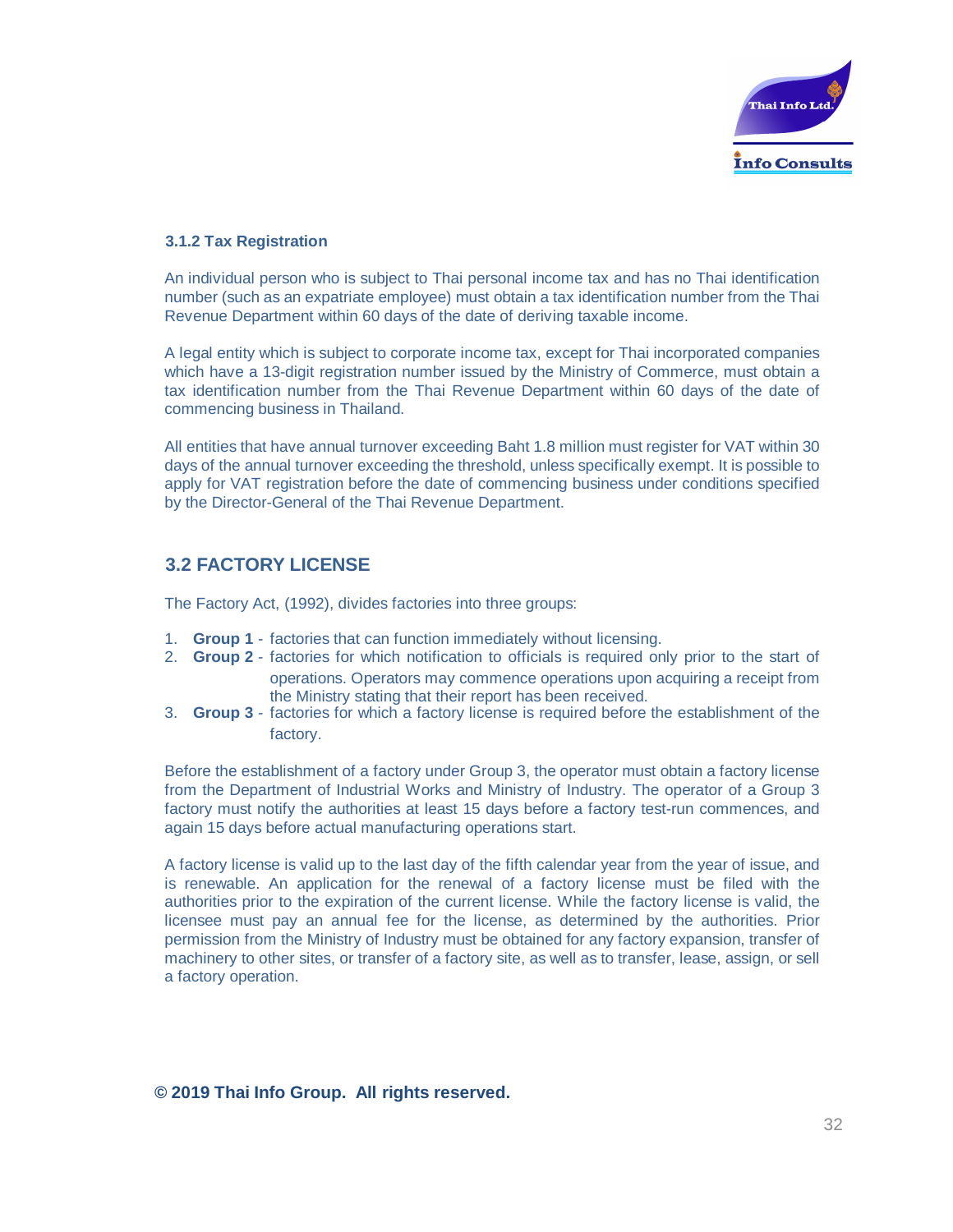### 3.1.2 Tax Registration

An individual person who is subject to Thai personal income tax and has no Thai identification number (such as an expatriate employee) must obtain a tax identification number from the Thai Revenue Department within 60 days of the date of deriving taxable income.

A legal entity which is subject to corporate income tax, except for Thai incorporated companies which have a 13-digit registration number issued by the Ministry of Commerce, must obtain a tax identification number from the Thai Revenue Department within 60 days of the date of commencing business in Thailand.

All entities that have annual turnover exceeding Baht 1.8 million must register for VAT within 30 days of the annual turnover exceeding the threshold, unless specifically exempt. It is possible to apply for VAT registration before the date of commencing business under conditions specified by the Director-General of the Thai Revenue Department.

## 3.2 FACTORY LICENSE

The Factory Act, (1992), divides factories into three groups:

1. **Group 1** - factories that can function immediately without licensing.
2. **Group 2** - factories for which notification to officials is required only prior to the start of operations. Operators may commence operations upon acquiring a receipt from the Ministry stating that their report has been received.
3. **Group 3** - factories for which a factory license is required before the establishment of the factory.

Before the establishment of a factory under Group 3, the operator must obtain a factory license from the Department of Industrial Works and Ministry of Industry. The operator of a Group 3 factory must notify the authorities at least 15 days before a factory test-run commences, and again 15 days before actual manufacturing operations start.

A factory license is valid up to the last day of the fifth calendar year from the year of issue, and is renewable. An application for the renewal of a factory license must be filed with the authorities prior to the expiration of the current license. While the factory license is valid, the licensee must pay an annual fee for the license, as determined by the authorities. Prior permission from the Ministry of Industry must be obtained for any factory expansion, transfer of machinery to other sites, or transfer of a factory site, as well as to transfer, lease, assign, or sell a factory operation.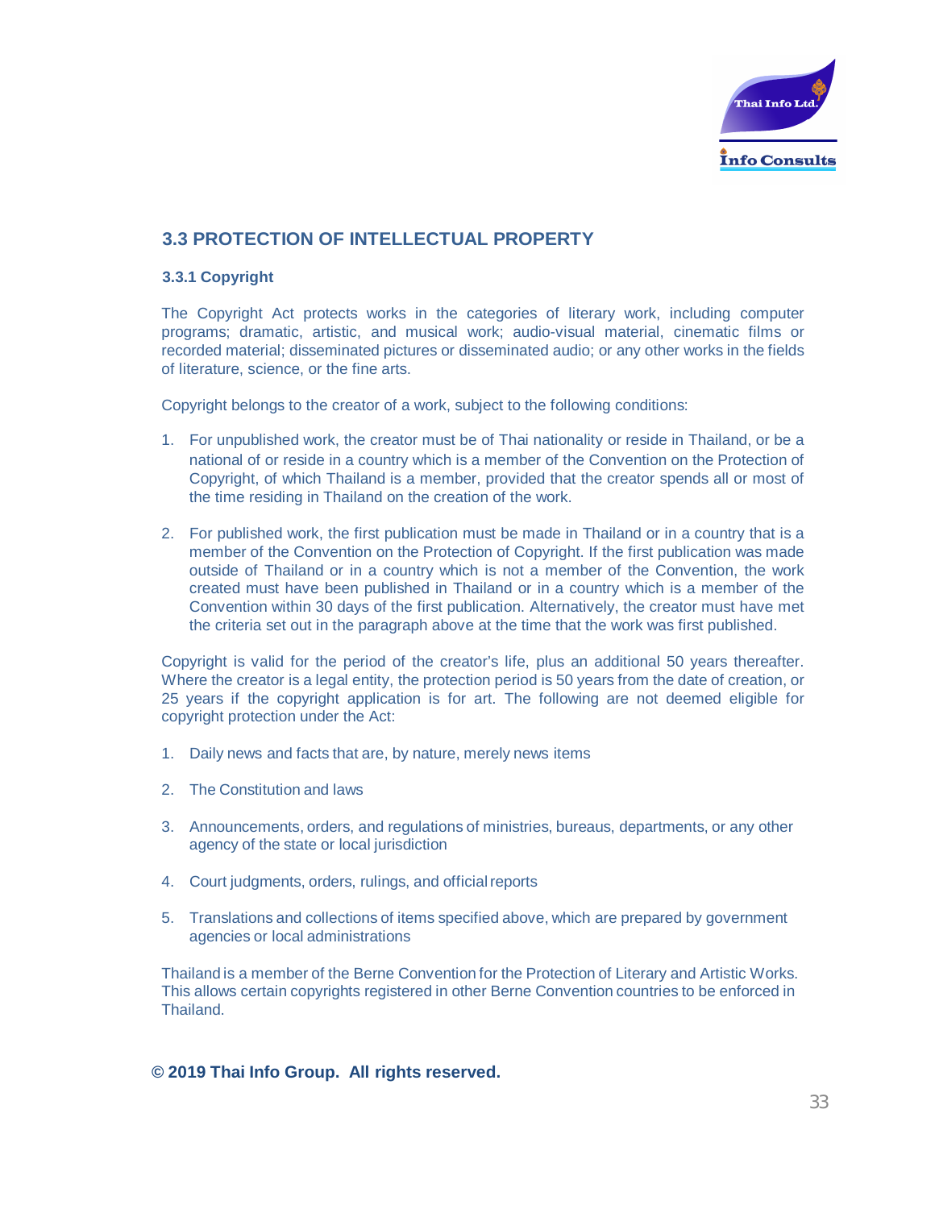## 3.3 PROTECTION OF INTELLECTUAL PROPERTY

### 3.3.1 Copyright

The Copyright Act protects works in the categories of literary work, including computer programs; dramatic, artistic, and musical work; audio-visual material, cinematic films or recorded material; disseminated pictures or disseminated audio; or any other works in the fields of literature, science, or the fine arts.

Copyright belongs to the creator of a work, subject to the following conditions:

1. For unpublished work, the creator must be of Thai nationality or reside in Thailand, or be a national of or reside in a country which is a member of the Convention on the Protection of Copyright, of which Thailand is a member, provided that the creator spends all or most of the time residing in Thailand on the creation of the work.

2. For published work, the first publication must be made in Thailand or in a country that is a member of the Convention on the Protection of Copyright. If the first publication was made outside of Thailand or in a country which is not a member of the Convention, the work created must have been published in Thailand or in a country which is a member of the Convention within 30 days of the first publication. Alternatively, the creator must have met the criteria set out in the paragraph above at the time that the work was first published.

Copyright is valid for the period of the creator's life, plus an additional 50 years thereafter. Where the creator is a legal entity, the protection period is 50 years from the date of creation, or 25 years if the copyright application is for art. The following are not deemed eligible for copyright protection under the Act:

1. Daily news and facts that are, by nature, merely news items

2. The Constitution and laws

3. Announcements, orders, and regulations of ministries, bureaus, departments, or any other agency of the state or local jurisdiction

4. Court judgments, orders, rulings, and official reports

5. Translations and collections of items specified above, which are prepared by government agencies or local administrations

Thailand is a member of the Berne Convention for the Protection of Literary and Artistic Works. This allows certain copyrights registered in other Berne Convention countries to be enforced in Thailand.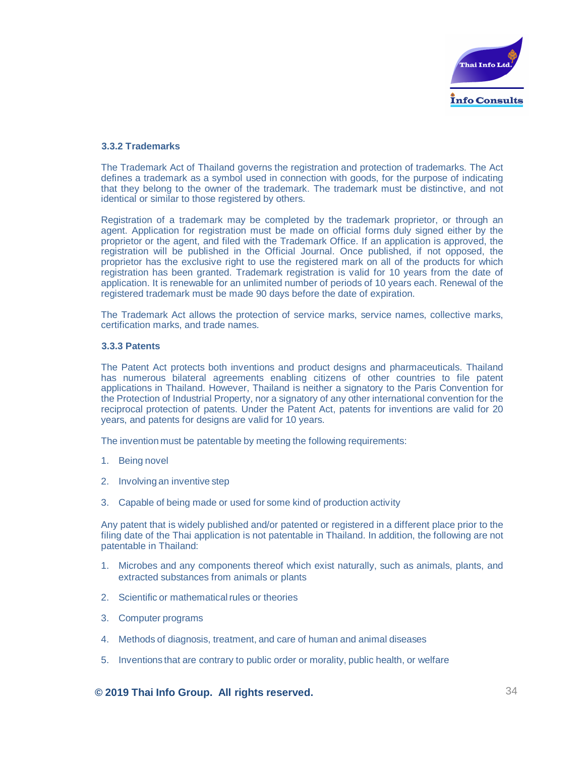### 3.3.2 Trademarks

The Trademark Act of Thailand governs the registration and protection of trademarks. The Act defines a trademark as a symbol used in connection with goods, for the purpose of indicating that they belong to the owner of the trademark. The trademark must be distinctive, and not identical or similar to those registered by others.

Registration of a trademark may be completed by the trademark proprietor, or through an agent. Application for registration must be made on official forms duly signed either by the proprietor or the agent, and filed with the Trademark Office. If an application is approved, the registration will be published in the Official Journal. Once published, if not opposed, the proprietor has the exclusive right to use the registered mark on all of the products for which registration has been granted. Trademark registration is valid for 10 years from the date of application. It is renewable for an unlimited number of periods of 10 years each. Renewal of the registered trademark must be made 90 days before the date of expiration.

The Trademark Act allows the protection of service marks, service names, collective marks, certification marks, and trade names.

### 3.3.3 Patents

The Patent Act protects both inventions and product designs and pharmaceuticals. Thailand has numerous bilateral agreements enabling citizens of other countries to file patent applications in Thailand. However, Thailand is neither a signatory to the Paris Convention for the Protection of Industrial Property, nor a signatory of any other international convention for the reciprocal protection of patents. Under the Patent Act, patents for inventions are valid for 20 years, and patents for designs are valid for 10 years.

The invention must be patentable by meeting the following requirements:

1. Being novel
2. Involving an inventive step
3. Capable of being made or used for some kind of production activity

Any patent that is widely published and/or patented or registered in a different place prior to the filing date of the Thai application is not patentable in Thailand. In addition, the following are not patentable in Thailand:

1. Microbes and any components thereof which exist naturally, such as animals, plants, and extracted substances from animals or plants
2. Scientific or mathematical rules or theories
3. Computer programs
4. Methods of diagnosis, treatment, and care of human and animal diseases
5. Inventions that are contrary to public order or morality, public health, or welfare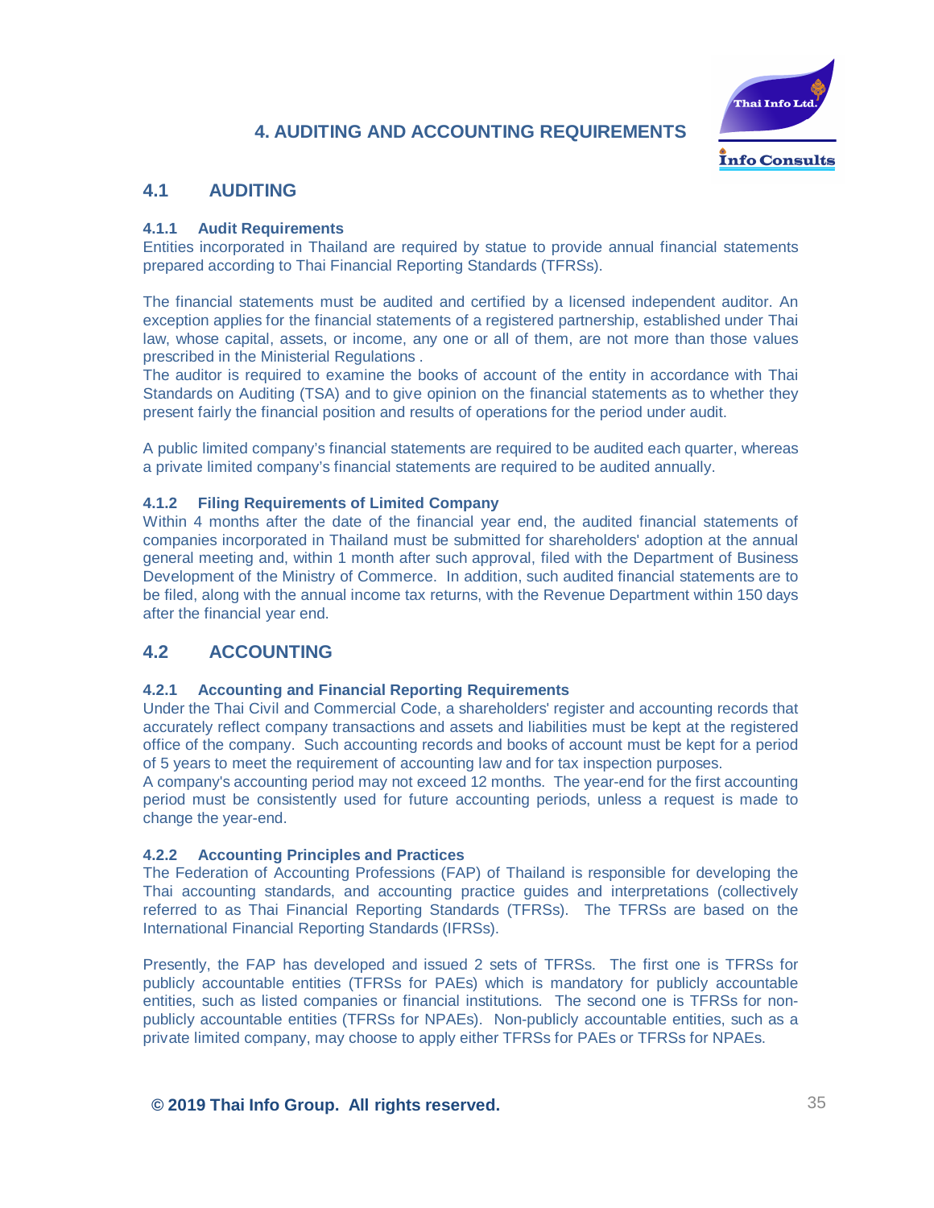# 4. AUDITING AND ACCOUNTING REQUIREMENTS

## 4.1 AUDITING

### 4.1.1 Audit Requirements

Entities incorporated in Thailand are required by statue to provide annual financial statements prepared according to Thai Financial Reporting Standards (TFRSs).

The financial statements must be audited and certified by a licensed independent auditor. An exception applies for the financial statements of a registered partnership, established under Thai law, whose capital, assets, or income, any one or all of them, are not more than those values prescribed in the Ministerial Regulations .

The auditor is required to examine the books of account of the entity in accordance with Thai Standards on Auditing (TSA) and to give opinion on the financial statements as to whether they present fairly the financial position and results of operations for the period under audit.

A public limited company's financial statements are required to be audited each quarter, whereas a private limited company's financial statements are required to be audited annually.

### 4.1.2 Filing Requirements of Limited Company

Within 4 months after the date of the financial year end, the audited financial statements of companies incorporated in Thailand must be submitted for shareholders' adoption at the annual general meeting and, within 1 month after such approval, filed with the Department of Business Development of the Ministry of Commerce. In addition, such audited financial statements are to be filed, along with the annual income tax returns, with the Revenue Department within 150 days after the financial year end.

## 4.2 ACCOUNTING

### 4.2.1 Accounting and Financial Reporting Requirements

Under the Thai Civil and Commercial Code, a shareholders' register and accounting records that accurately reflect company transactions and assets and liabilities must be kept at the registered office of the company. Such accounting records and books of account must be kept for a period of 5 years to meet the requirement of accounting law and for tax inspection purposes.

A company's accounting period may not exceed 12 months. The year-end for the first accounting period must be consistently used for future accounting periods, unless a request is made to change the year-end.

### 4.2.2 Accounting Principles and Practices

The Federation of Accounting Professions (FAP) of Thailand is responsible for developing the Thai accounting standards, and accounting practice guides and interpretations (collectively referred to as Thai Financial Reporting Standards (TFRSs). The TFRSs are based on the International Financial Reporting Standards (IFRSs).

Presently, the FAP has developed and issued 2 sets of TFRSs. The first one is TFRSs for publicly accountable entities (TFRSs for PAEs) which is mandatory for publicly accountable entities, such as listed companies or financial institutions. The second one is TFRSs for non-publicly accountable entities (TFRSs for NPAEs). Non-publicly accountable entities, such as a private limited company, may choose to apply either TFRSs for PAEs or TFRSs for NPAEs.

**© 2019 Thai Info Group. All rights reserved.**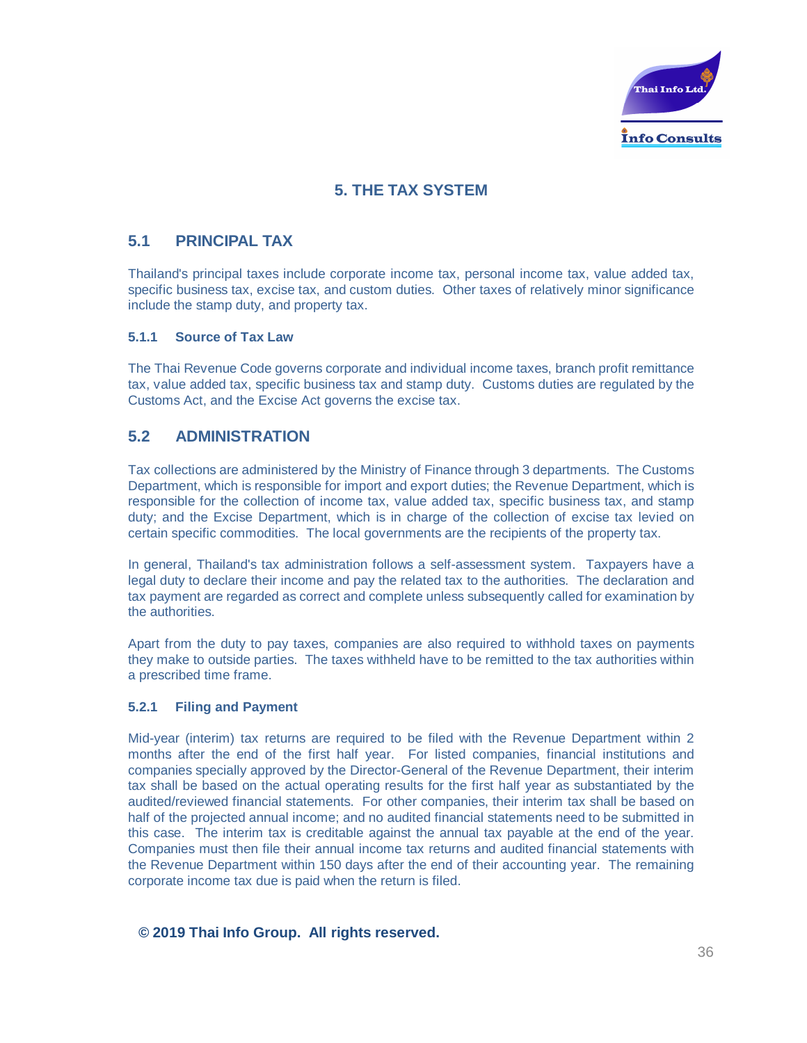# 5. THE TAX SYSTEM

## 5.1 PRINCIPAL TAX

Thailand's principal taxes include corporate income tax, personal income tax, value added tax, specific business tax, excise tax, and custom duties. Other taxes of relatively minor significance include the stamp duty, and property tax.

### 5.1.1 Source of Tax Law

The Thai Revenue Code governs corporate and individual income taxes, branch profit remittance tax, value added tax, specific business tax and stamp duty. Customs duties are regulated by the Customs Act, and the Excise Act governs the excise tax.

## 5.2 ADMINISTRATION

Tax collections are administered by the Ministry of Finance through 3 departments. The Customs Department, which is responsible for import and export duties; the Revenue Department, which is responsible for the collection of income tax, value added tax, specific business tax, and stamp duty; and the Excise Department, which is in charge of the collection of excise tax levied on certain specific commodities. The local governments are the recipients of the property tax.

In general, Thailand's tax administration follows a self-assessment system. Taxpayers have a legal duty to declare their income and pay the related tax to the authorities. The declaration and tax payment are regarded as correct and complete unless subsequently called for examination by the authorities.

Apart from the duty to pay taxes, companies are also required to withhold taxes on payments they make to outside parties. The taxes withheld have to be remitted to the tax authorities within a prescribed time frame.

### 5.2.1 Filing and Payment

Mid-year (interim) tax returns are required to be filed with the Revenue Department within 2 months after the end of the first half year. For listed companies, financial institutions and companies specially approved by the Director-General of the Revenue Department, their interim tax shall be based on the actual operating results for the first half year as substantiated by the audited/reviewed financial statements. For other companies, their interim tax shall be based on half of the projected annual income; and no audited financial statements need to be submitted in this case. The interim tax is creditable against the annual tax payable at the end of the year. Companies must then file their annual income tax returns and audited financial statements with the Revenue Department within 150 days after the end of their accounting year. The remaining corporate income tax due is paid when the return is filed.

**© 2019 Thai Info Group. All rights reserved.**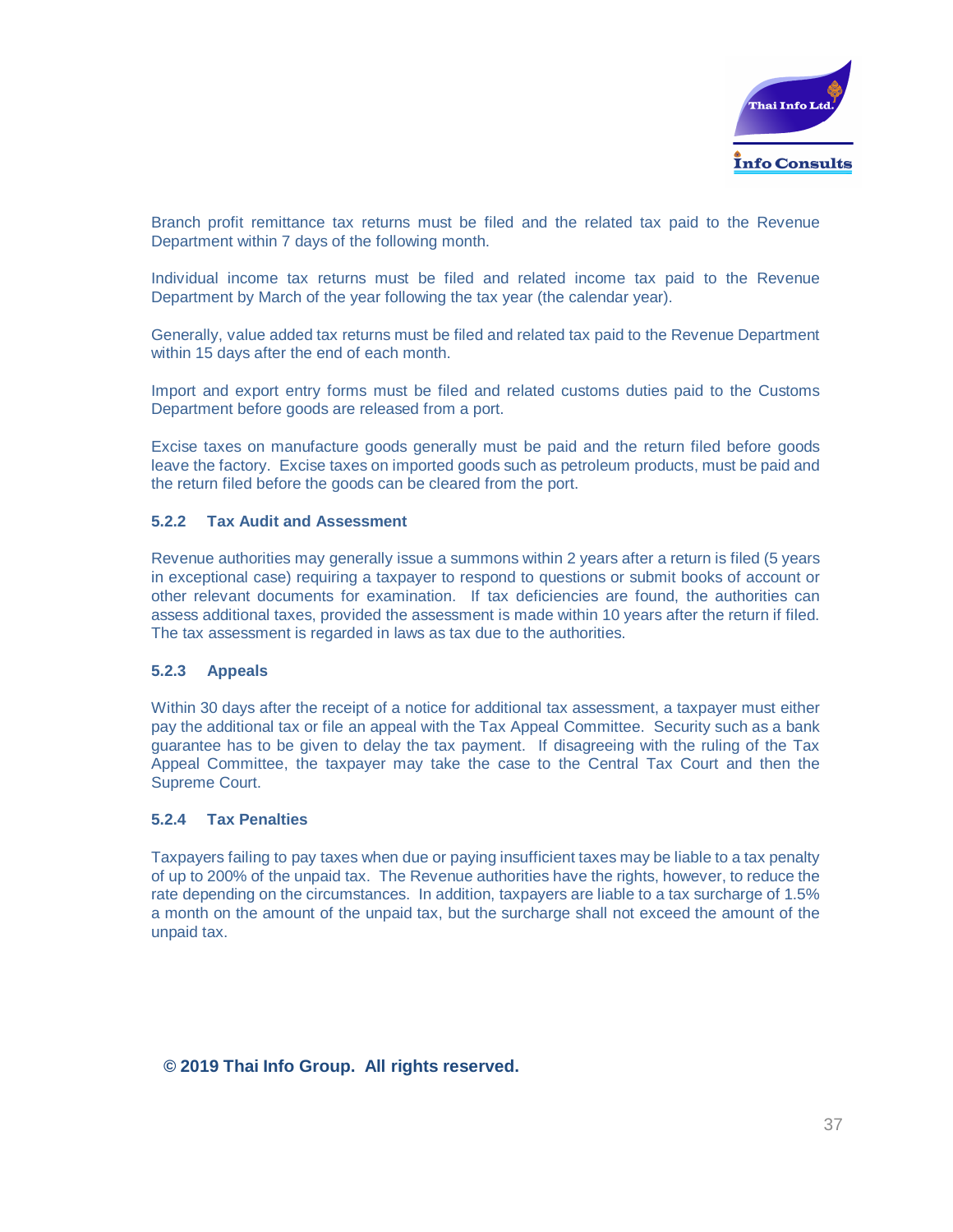Branch profit remittance tax returns must be filed and the related tax paid to the Revenue Department within 7 days of the following month.

Individual income tax returns must be filed and related income tax paid to the Revenue Department by March of the year following the tax year (the calendar year).

Generally, value added tax returns must be filed and related tax paid to the Revenue Department within 15 days after the end of each month.

Import and export entry forms must be filed and related customs duties paid to the Customs Department before goods are released from a port.

Excise taxes on manufacture goods generally must be paid and the return filed before goods leave the factory. Excise taxes on imported goods such as petroleum products, must be paid and the return filed before the goods can be cleared from the port.

### 5.2.2 Tax Audit and Assessment

Revenue authorities may generally issue a summons within 2 years after a return is filed (5 years in exceptional case) requiring a taxpayer to respond to questions or submit books of account or other relevant documents for examination. If tax deficiencies are found, the authorities can assess additional taxes, provided the assessment is made within 10 years after the return if filed. The tax assessment is regarded in laws as tax due to the authorities.

### 5.2.3 Appeals

Within 30 days after the receipt of a notice for additional tax assessment, a taxpayer must either pay the additional tax or file an appeal with the Tax Appeal Committee. Security such as a bank guarantee has to be given to delay the tax payment. If disagreeing with the ruling of the Tax Appeal Committee, the taxpayer may take the case to the Central Tax Court and then the Supreme Court.

### 5.2.4 Tax Penalties

Taxpayers failing to pay taxes when due or paying insufficient taxes may be liable to a tax penalty of up to 200% of the unpaid tax. The Revenue authorities have the rights, however, to reduce the rate depending on the circumstances. In addition, taxpayers are liable to a tax surcharge of 1.5% a month on the amount of the unpaid tax, but the surcharge shall not exceed the amount of the unpaid tax.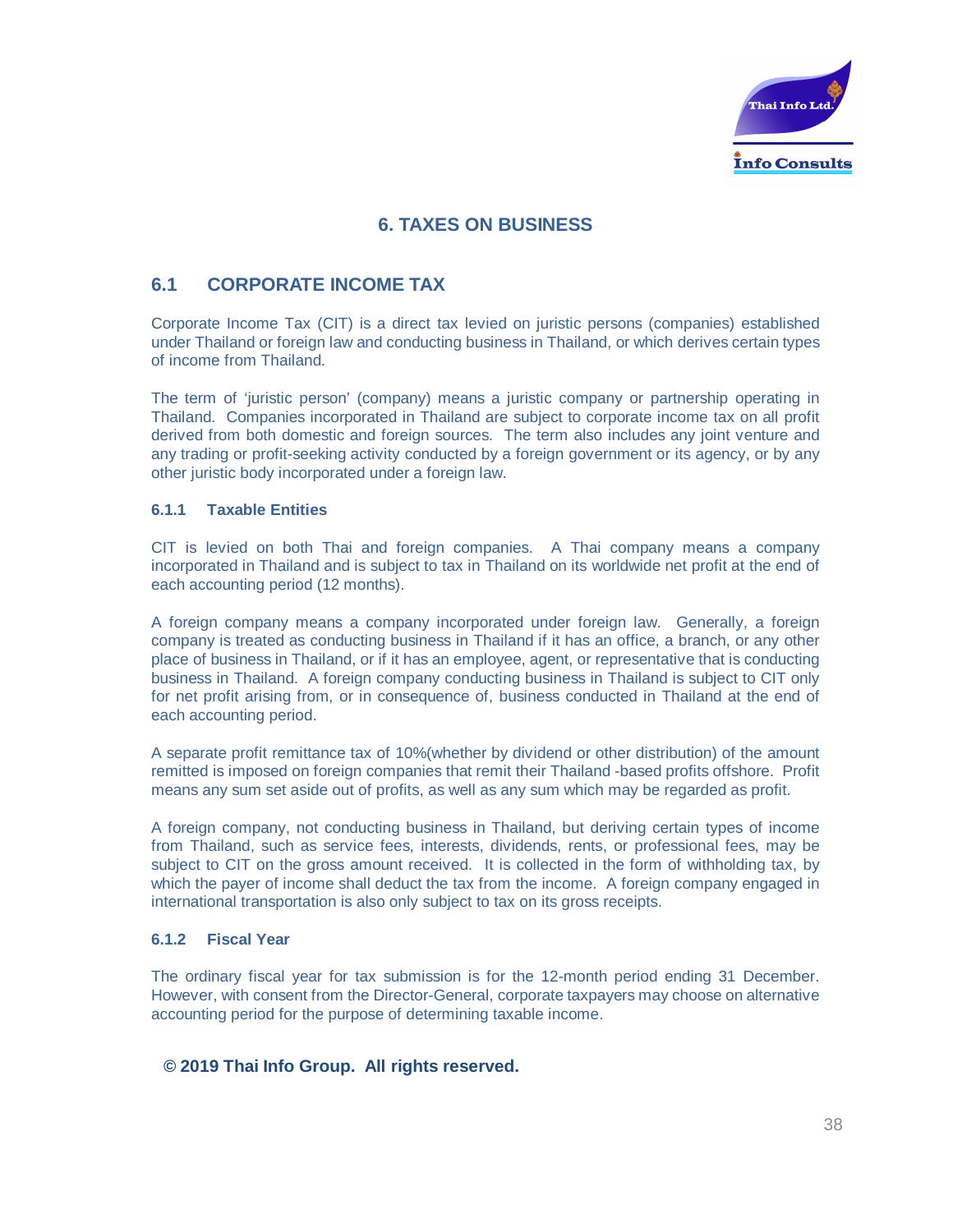# 6. TAXES ON BUSINESS

## 6.1 CORPORATE INCOME TAX

Corporate Income Tax (CIT) is a direct tax levied on juristic persons (companies) established under Thailand or foreign law and conducting business in Thailand, or which derives certain types of income from Thailand.

The term of 'juristic person' (company) means a juristic company or partnership operating in Thailand. Companies incorporated in Thailand are subject to corporate income tax on all profit derived from both domestic and foreign sources. The term also includes any joint venture and any trading or profit-seeking activity conducted by a foreign government or its agency, or by any other juristic body incorporated under a foreign law.

### 6.1.1 Taxable Entities

CIT is levied on both Thai and foreign companies. A Thai company means a company incorporated in Thailand and is subject to tax in Thailand on its worldwide net profit at the end of each accounting period (12 months).

A foreign company means a company incorporated under foreign law. Generally, a foreign company is treated as conducting business in Thailand if it has an office, a branch, or any other place of business in Thailand, or if it has an employee, agent, or representative that is conducting business in Thailand. A foreign company conducting business in Thailand is subject to CIT only for net profit arising from, or in consequence of, business conducted in Thailand at the end of each accounting period.

A separate profit remittance tax of 10%(whether by dividend or other distribution) of the amount remitted is imposed on foreign companies that remit their Thailand -based profits offshore. Profit means any sum set aside out of profits, as well as any sum which may be regarded as profit.

A foreign company, not conducting business in Thailand, but deriving certain types of income from Thailand, such as service fees, interests, dividends, rents, or professional fees, may be subject to CIT on the gross amount received. It is collected in the form of withholding tax, by which the payer of income shall deduct the tax from the income. A foreign company engaged in international transportation is also only subject to tax on its gross receipts.

### 6.1.2 Fiscal Year

The ordinary fiscal year for tax submission is for the 12-month period ending 31 December. However, with consent from the Director-General, corporate taxpayers may choose on alternative accounting period for the purpose of determining taxable income.

**© 2019 Thai Info Group. All rights reserved.**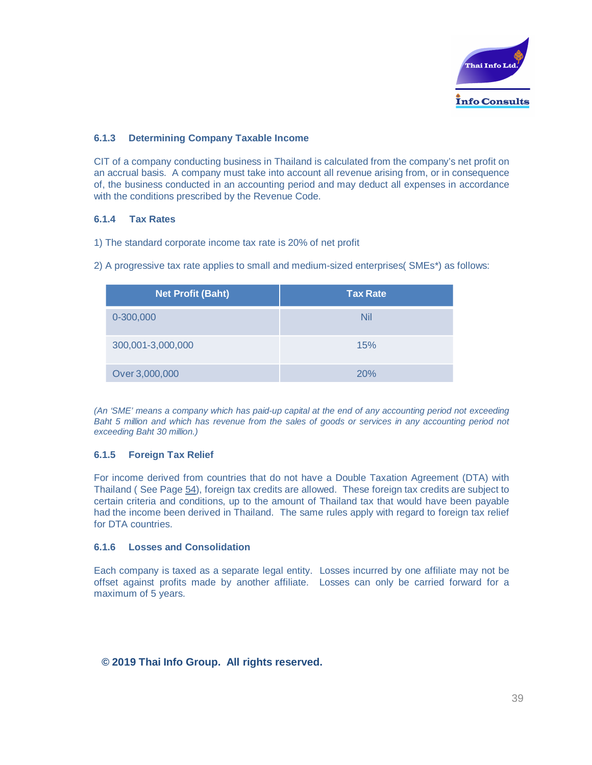### 6.1.3 Determining Company Taxable Income

CIT of a company conducting business in Thailand is calculated from the company's net profit on an accrual basis. A company must take into account all revenue arising from, or in consequence of, the business conducted in an accounting period and may deduct all expenses in accordance with the conditions prescribed by the Revenue Code.

### 6.1.4 Tax Rates

1) The standard corporate income tax rate is 20% of net profit

2) A progressive tax rate applies to small and medium-sized enterprises( SMEs*) as follows:

| Net Profit (Baht) | Tax Rate |
|---|---|
| 0-300,000 | Nil |
| 300,001-3,000,000 | 15% |
| Over 3,000,000 | 20% |

*(An 'SME' means a company which has paid-up capital at the end of any accounting period not exceeding Baht 5 million and which has revenue from the sales of goods or services in any accounting period not exceeding Baht 30 million.)*

### 6.1.5 Foreign Tax Relief

For income derived from countries that do not have a Double Taxation Agreement (DTA) with Thailand ( See Page 54), foreign tax credits are allowed. These foreign tax credits are subject to certain criteria and conditions, up to the amount of Thailand tax that would have been payable had the income been derived in Thailand. The same rules apply with regard to foreign tax relief for DTA countries.

### 6.1.6 Losses and Consolidation

Each company is taxed as a separate legal entity. Losses incurred by one affiliate may not be offset against profits made by another affiliate. Losses can only be carried forward for a maximum of 5 years.

**© 2019 Thai Info Group. All rights reserved.**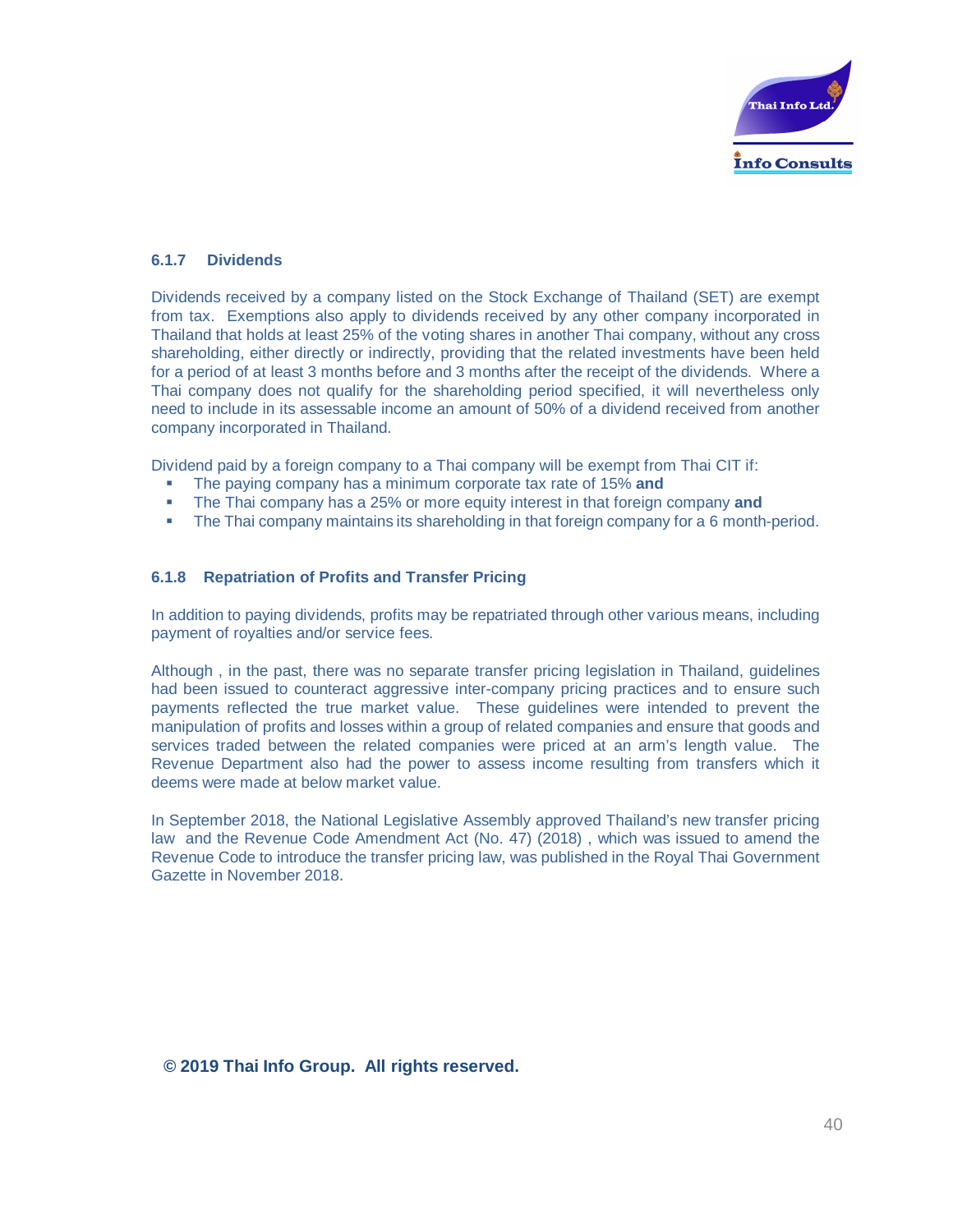### 6.1.7 Dividends

Dividends received by a company listed on the Stock Exchange of Thailand (SET) are exempt from tax. Exemptions also apply to dividends received by any other company incorporated in Thailand that holds at least 25% of the voting shares in another Thai company, without any cross shareholding, either directly or indirectly, providing that the related investments have been held for a period of at least 3 months before and 3 months after the receipt of the dividends. Where a Thai company does not qualify for the shareholding period specified, it will nevertheless only need to include in its assessable income an amount of 50% of a dividend received from another company incorporated in Thailand.

Dividend paid by a foreign company to a Thai company will be exempt from Thai CIT if:

- The paying company has a minimum corporate tax rate of 15% **and**
- The Thai company has a 25% or more equity interest in that foreign company **and**
- The Thai company maintains its shareholding in that foreign company for a 6 month-period.

### 6.1.8 Repatriation of Profits and Transfer Pricing

In addition to paying dividends, profits may be repatriated through other various means, including payment of royalties and/or service fees.

Although , in the past, there was no separate transfer pricing legislation in Thailand, guidelines had been issued to counteract aggressive inter-company pricing practices and to ensure such payments reflected the true market value. These guidelines were intended to prevent the manipulation of profits and losses within a group of related companies and ensure that goods and services traded between the related companies were priced at an arm's length value. The Revenue Department also had the power to assess income resulting from transfers which it deems were made at below market value.

In September 2018, the National Legislative Assembly approved Thailand's new transfer pricing law and the Revenue Code Amendment Act (No. 47) (2018) , which was issued to amend the Revenue Code to introduce the transfer pricing law, was published in the Royal Thai Government Gazette in November 2018.

**© 2019 Thai Info Group. All rights reserved.**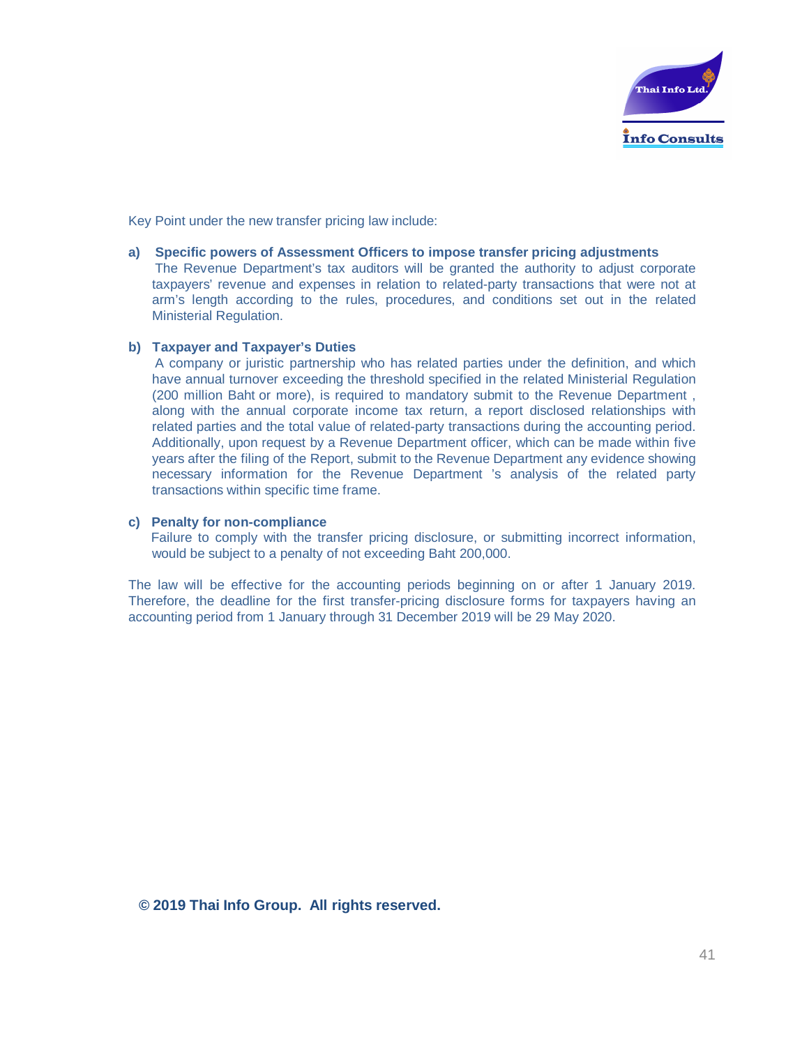Key Point under the new transfer pricing law include:

**a) Specific powers of Assessment Officers to impose transfer pricing adjustments**

The Revenue Department's tax auditors will be granted the authority to adjust corporate taxpayers' revenue and expenses in relation to related-party transactions that were not at arm's length according to the rules, procedures, and conditions set out in the related Ministerial Regulation.

**b) Taxpayer and Taxpayer's Duties**

A company or juristic partnership who has related parties under the definition, and which have annual turnover exceeding the threshold specified in the related Ministerial Regulation (200 million Baht or more), is required to mandatory submit to the Revenue Department , along with the annual corporate income tax return, a report disclosed relationships with related parties and the total value of related-party transactions during the accounting period. Additionally, upon request by a Revenue Department officer, which can be made within five years after the filing of the Report, submit to the Revenue Department any evidence showing necessary information for the Revenue Department 's analysis of the related party transactions within specific time frame.

**c) Penalty for non-compliance**

Failure to comply with the transfer pricing disclosure, or submitting incorrect information, would be subject to a penalty of not exceeding Baht 200,000.

The law will be effective for the accounting periods beginning on or after 1 January 2019. Therefore, the deadline for the first transfer-pricing disclosure forms for taxpayers having an accounting period from 1 January through 31 December 2019 will be 29 May 2020.

**© 2019 Thai Info Group. All rights reserved.**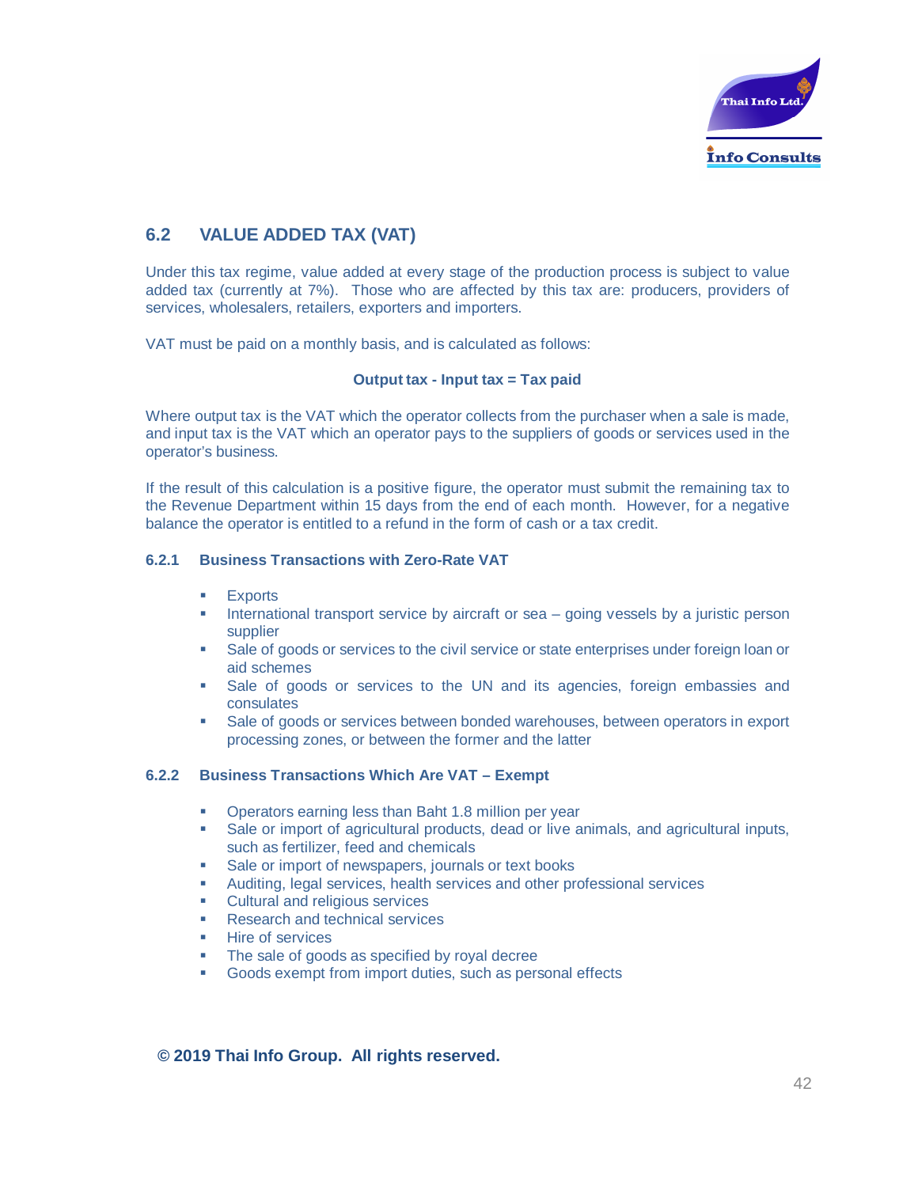## 6.2 VALUE ADDED TAX (VAT)

Under this tax regime, value added at every stage of the production process is subject to value added tax (currently at 7%). Those who are affected by this tax are: producers, providers of services, wholesalers, retailers, exporters and importers.

VAT must be paid on a monthly basis, and is calculated as follows:

**Output tax - Input tax = Tax paid**

Where output tax is the VAT which the operator collects from the purchaser when a sale is made, and input tax is the VAT which an operator pays to the suppliers of goods or services used in the operator's business.

If the result of this calculation is a positive figure, the operator must submit the remaining tax to the Revenue Department within 15 days from the end of each month. However, for a negative balance the operator is entitled to a refund in the form of cash or a tax credit.

### 6.2.1 Business Transactions with Zero-Rate VAT

- Exports
- International transport service by aircraft or sea – going vessels by a juristic person supplier
- Sale of goods or services to the civil service or state enterprises under foreign loan or aid schemes
- Sale of goods or services to the UN and its agencies, foreign embassies and consulates
- Sale of goods or services between bonded warehouses, between operators in export processing zones, or between the former and the latter

### 6.2.2 Business Transactions Which Are VAT – Exempt

- Operators earning less than Baht 1.8 million per year
- Sale or import of agricultural products, dead or live animals, and agricultural inputs, such as fertilizer, feed and chemicals
- Sale or import of newspapers, journals or text books
- Auditing, legal services, health services and other professional services
- Cultural and religious services
- Research and technical services
- Hire of services
- The sale of goods as specified by royal decree
- Goods exempt from import duties, such as personal effects

**© 2019 Thai Info Group. All rights reserved.**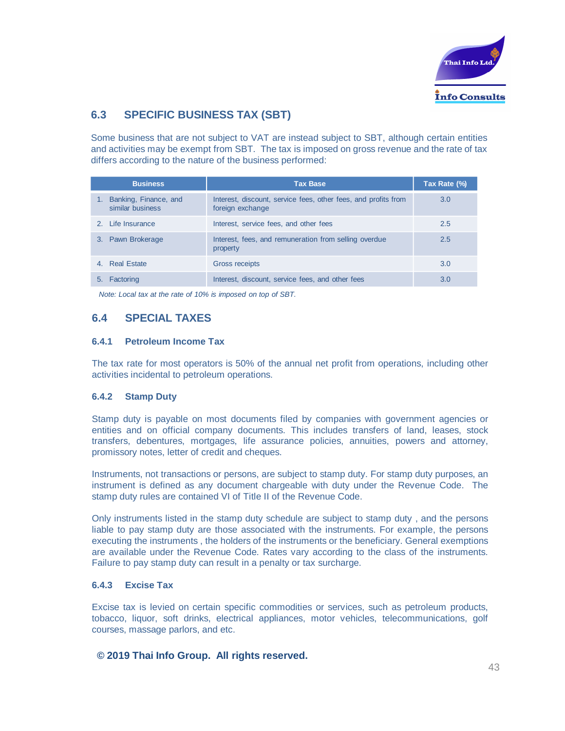## 6.3 SPECIFIC BUSINESS TAX (SBT)

Some business that are not subject to VAT are instead subject to SBT, although certain entities and activities may be exempt from SBT. The tax is imposed on gross revenue and the rate of tax differs according to the nature of the business performed:

| Business | Tax Base | Tax Rate (%) |
|---|---|---|
| 1. Banking, Finance, and similar business | Interest, discount, service fees, other fees, and profits from foreign exchange | 3.0 |
| 2. Life Insurance | Interest, service fees, and other fees | 2.5 |
| 3. Pawn Brokerage | Interest, fees, and remuneration from selling overdue property | 2.5 |
| 4. Real Estate | Gross receipts | 3.0 |
| 5. Factoring | Interest, discount, service fees, and other fees | 3.0 |

*Note: Local tax at the rate of 10% is imposed on top of SBT.*

## 6.4 SPECIAL TAXES

### 6.4.1 Petroleum Income Tax

The tax rate for most operators is 50% of the annual net profit from operations, including other activities incidental to petroleum operations.

### 6.4.2 Stamp Duty

Stamp duty is payable on most documents filed by companies with government agencies or entities and on official company documents. This includes transfers of land, leases, stock transfers, debentures, mortgages, life assurance policies, annuities, powers and attorney, promissory notes, letter of credit and cheques.

Instruments, not transactions or persons, are subject to stamp duty. For stamp duty purposes, an instrument is defined as any document chargeable with duty under the Revenue Code. The stamp duty rules are contained VI of Title II of the Revenue Code.

Only instruments listed in the stamp duty schedule are subject to stamp duty , and the persons liable to pay stamp duty are those associated with the instruments. For example, the persons executing the instruments , the holders of the instruments or the beneficiary. General exemptions are available under the Revenue Code. Rates vary according to the class of the instruments. Failure to pay stamp duty can result in a penalty or tax surcharge.

### 6.4.3 Excise Tax

Excise tax is levied on certain specific commodities or services, such as petroleum products, tobacco, liquor, soft drinks, electrical appliances, motor vehicles, telecommunications, golf courses, massage parlors, and etc.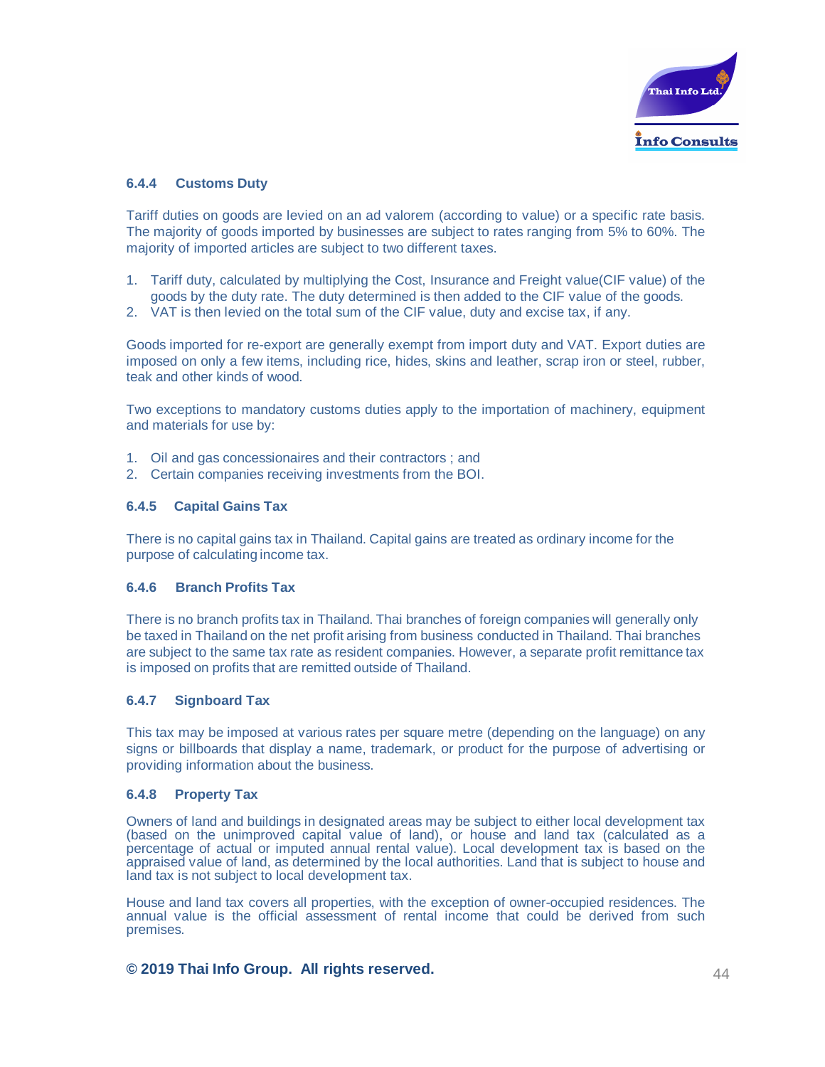### 6.4.4 Customs Duty

Tariff duties on goods are levied on an ad valorem (according to value) or a specific rate basis. The majority of goods imported by businesses are subject to rates ranging from 5% to 60%. The majority of imported articles are subject to two different taxes.

1. Tariff duty, calculated by multiplying the Cost, Insurance and Freight value(CIF value) of the goods by the duty rate. The duty determined is then added to the CIF value of the goods.
2. VAT is then levied on the total sum of the CIF value, duty and excise tax, if any.

Goods imported for re-export are generally exempt from import duty and VAT. Export duties are imposed on only a few items, including rice, hides, skins and leather, scrap iron or steel, rubber, teak and other kinds of wood.

Two exceptions to mandatory customs duties apply to the importation of machinery, equipment and materials for use by:

1. Oil and gas concessionaires and their contractors ; and
2. Certain companies receiving investments from the BOI.

### 6.4.5 Capital Gains Tax

There is no capital gains tax in Thailand. Capital gains are treated as ordinary income for the purpose of calculating income tax.

### 6.4.6 Branch Profits Tax

There is no branch profits tax in Thailand. Thai branches of foreign companies will generally only be taxed in Thailand on the net profit arising from business conducted in Thailand. Thai branches are subject to the same tax rate as resident companies. However, a separate profit remittance tax is imposed on profits that are remitted outside of Thailand.

### 6.4.7 Signboard Tax

This tax may be imposed at various rates per square metre (depending on the language) on any signs or billboards that display a name, trademark, or product for the purpose of advertising or providing information about the business.

### 6.4.8 Property Tax

Owners of land and buildings in designated areas may be subject to either local development tax (based on the unimproved capital value of land), or house and land tax (calculated as a percentage of actual or imputed annual rental value). Local development tax is based on the appraised value of land, as determined by the local authorities. Land that is subject to house and land tax is not subject to local development tax.

House and land tax covers all properties, with the exception of owner-occupied residences. The annual value is the official assessment of rental income that could be derived from such premises.

**© 2019 Thai Info Group. All rights reserved.**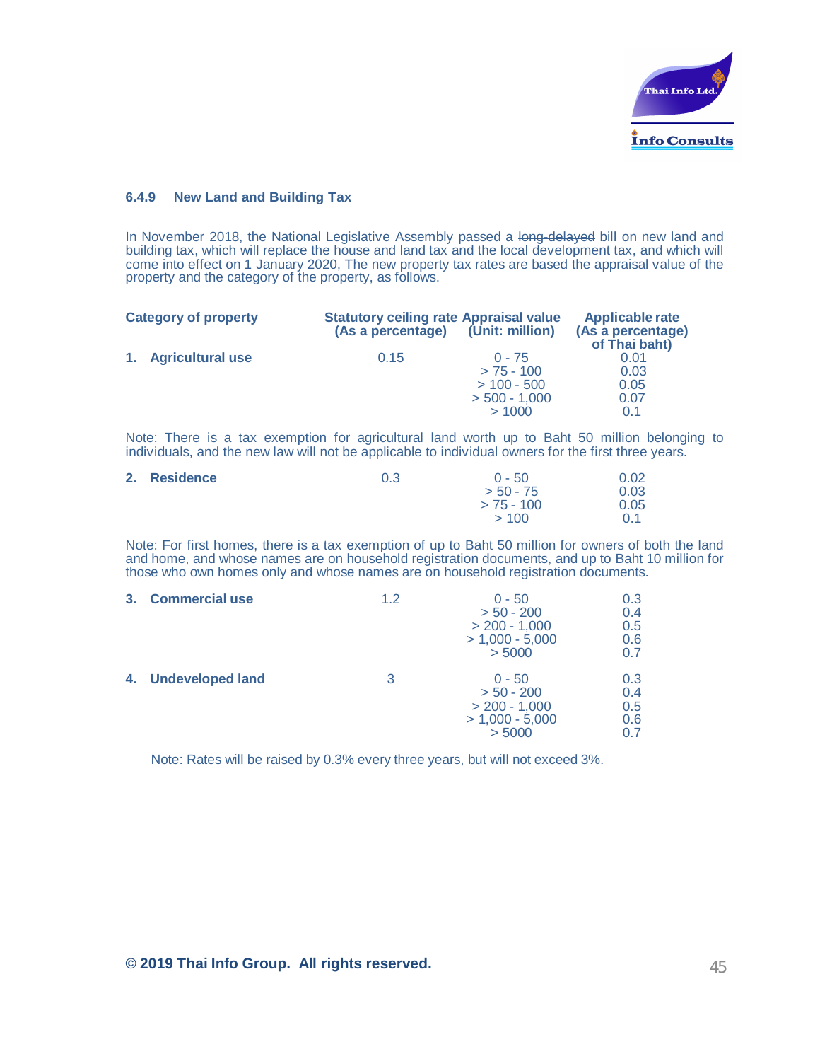#### 6.4.9 New Land and Building Tax

In November 2018, the National Legislative Assembly passed a ~~long-delayed~~ bill on new land and building tax, which will replace the house and land tax and the local development tax, and which will come into effect on 1 January 2020, The new property tax rates are based the appraisal value of the property and the category of the property, as follows.

| Category of property | Statutory ceiling rate (As a percentage) | Appraisal value (Unit: million) | Applicable rate (As a percentage) of Thai baht) |
|---|---|---|---|
| **1. Agricultural use** | 0.15 | 0 - 75 | 0.01 |
| | | > 75 - 100 | 0.03 |
| | | > 100 - 500 | 0.05 |
| | | > 500 - 1,000 | 0.07 |
| | | > 1000 | 0.1 |

Note: There is a tax exemption for agricultural land worth up to Baht 50 million belonging to individuals, and the new law will not be applicable to individual owners for the first three years.

| Category of property | Statutory ceiling rate (As a percentage) | Appraisal value (Unit: million) | Applicable rate (As a percentage) of Thai baht) |
|---|---|---|---|
| **2. Residence** | 0.3 | 0 - 50 | 0.02 |
| | | > 50 - 75 | 0.03 |
| | | > 75 - 100 | 0.05 |
| | | > 100 | 0.1 |

Note: For first homes, there is a tax exemption of up to Baht 50 million for owners of both the land and home, and whose names are on household registration documents, and up to Baht 10 million for those who own homes only and whose names are on household registration documents.

| Category of property | Statutory ceiling rate (As a percentage) | Appraisal value (Unit: million) | Applicable rate (As a percentage) of Thai baht) |
|---|---|---|---|
| **3. Commercial use** | 1.2 | 0 - 50 | 0.3 |
| | | > 50 - 200 | 0.4 |
| | | > 200 - 1,000 | 0.5 |
| | | > 1,000 - 5,000 | 0.6 |
| | | > 5000 | 0.7 |
| **4. Undeveloped land** | 3 | 0 - 50 | 0.3 |
| | | > 50 - 200 | 0.4 |
| | | > 200 - 1,000 | 0.5 |
| | | > 1,000 - 5,000 | 0.6 |
| | | > 5000 | 0.7 |

Note: Rates will be raised by 0.3% every three years, but will not exceed 3%.

**© 2019 Thai Info Group. All rights reserved.**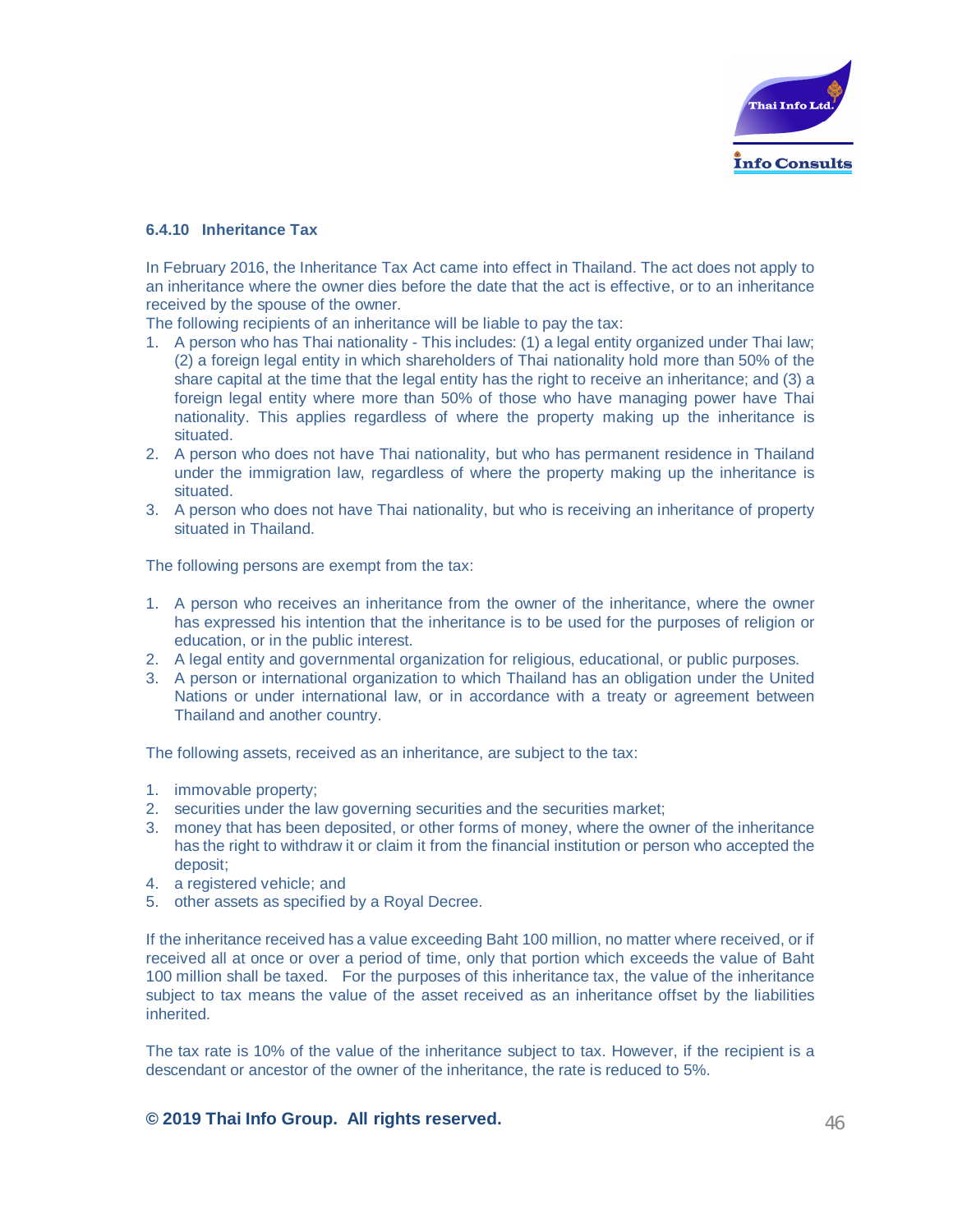### 6.4.10 Inheritance Tax

In February 2016, the Inheritance Tax Act came into effect in Thailand. The act does not apply to an inheritance where the owner dies before the date that the act is effective, or to an inheritance received by the spouse of the owner.

The following recipients of an inheritance will be liable to pay the tax:

1. A person who has Thai nationality - This includes: (1) a legal entity organized under Thai law; (2) a foreign legal entity in which shareholders of Thai nationality hold more than 50% of the share capital at the time that the legal entity has the right to receive an inheritance; and (3) a foreign legal entity where more than 50% of those who have managing power have Thai nationality. This applies regardless of where the property making up the inheritance is situated.
2. A person who does not have Thai nationality, but who has permanent residence in Thailand under the immigration law, regardless of where the property making up the inheritance is situated.
3. A person who does not have Thai nationality, but who is receiving an inheritance of property situated in Thailand.

The following persons are exempt from the tax:

1. A person who receives an inheritance from the owner of the inheritance, where the owner has expressed his intention that the inheritance is to be used for the purposes of religion or education, or in the public interest.
2. A legal entity and governmental organization for religious, educational, or public purposes.
3. A person or international organization to which Thailand has an obligation under the United Nations or under international law, or in accordance with a treaty or agreement between Thailand and another country.

The following assets, received as an inheritance, are subject to the tax:

1. immovable property;
2. securities under the law governing securities and the securities market;
3. money that has been deposited, or other forms of money, where the owner of the inheritance has the right to withdraw it or claim it from the financial institution or person who accepted the deposit;
4. a registered vehicle; and
5. other assets as specified by a Royal Decree.

If the inheritance received has a value exceeding Baht 100 million, no matter where received, or if received all at once or over a period of time, only that portion which exceeds the value of Baht 100 million shall be taxed. For the purposes of this inheritance tax, the value of the inheritance subject to tax means the value of the asset received as an inheritance offset by the liabilities inherited.

The tax rate is 10% of the value of the inheritance subject to tax. However, if the recipient is a descendant or ancestor of the owner of the inheritance, the rate is reduced to 5%.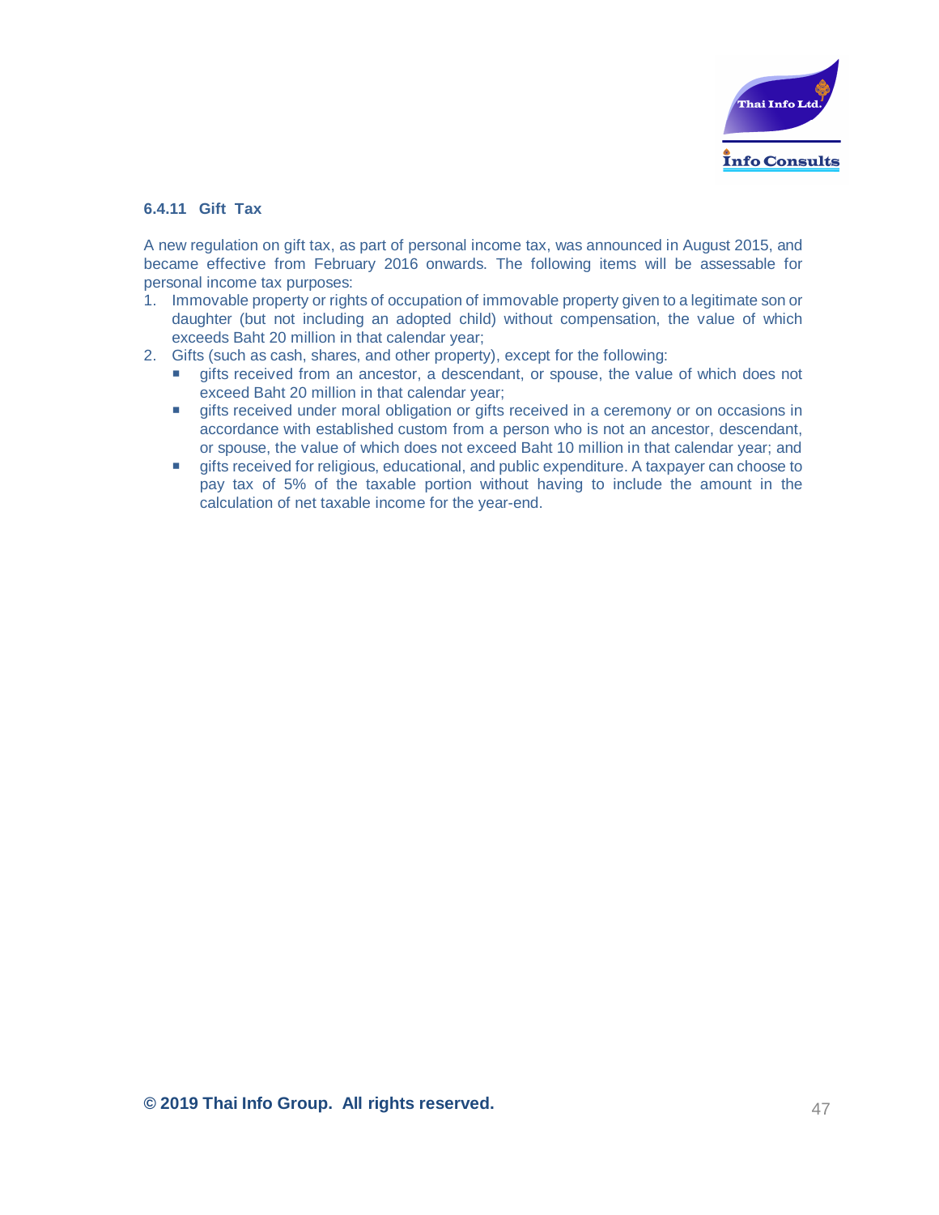#### 6.4.11 Gift Tax

A new regulation on gift tax, as part of personal income tax, was announced in August 2015, and became effective from February 2016 onwards. The following items will be assessable for personal income tax purposes:

1. Immovable property or rights of occupation of immovable property given to a legitimate son or daughter (but not including an adopted child) without compensation, the value of which exceeds Baht 20 million in that calendar year;
2. Gifts (such as cash, shares, and other property), except for the following:
   - gifts received from an ancestor, a descendant, or spouse, the value of which does not exceed Baht 20 million in that calendar year;
   - gifts received under moral obligation or gifts received in a ceremony or on occasions in accordance with established custom from a person who is not an ancestor, descendant, or spouse, the value of which does not exceed Baht 10 million in that calendar year; and
   - gifts received for religious, educational, and public expenditure. A taxpayer can choose to pay tax of 5% of the taxable portion without having to include the amount in the calculation of net taxable income for the year-end.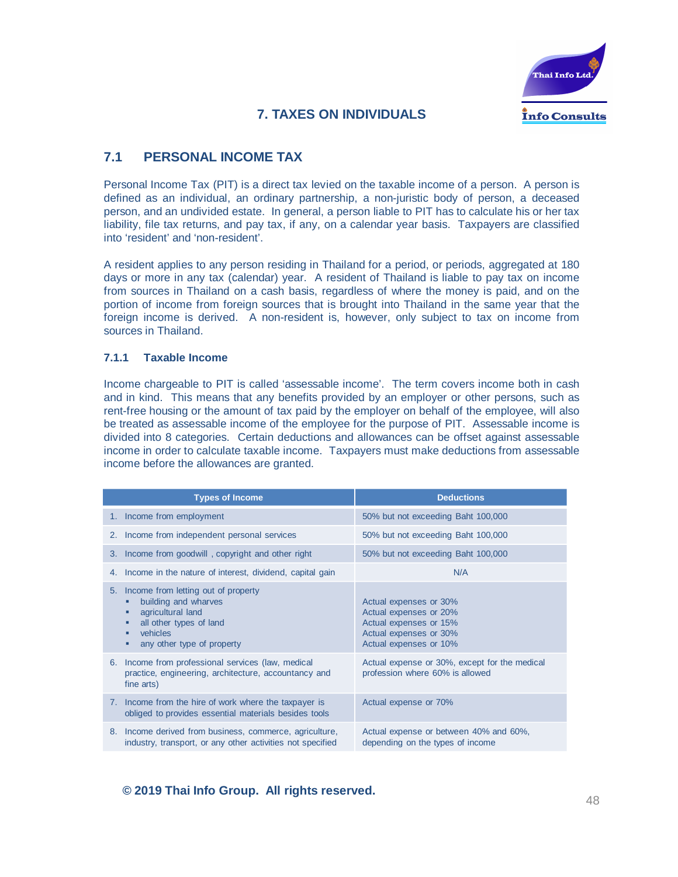# 7. TAXES ON INDIVIDUALS

## 7.1 PERSONAL INCOME TAX

Personal Income Tax (PIT) is a direct tax levied on the taxable income of a person. A person is defined as an individual, an ordinary partnership, a non-juristic body of person, a deceased person, and an undivided estate. In general, a person liable to PIT has to calculate his or her tax liability, file tax returns, and pay tax, if any, on a calendar year basis. Taxpayers are classified into 'resident' and 'non-resident'.

A resident applies to any person residing in Thailand for a period, or periods, aggregated at 180 days or more in any tax (calendar) year. A resident of Thailand is liable to pay tax on income from sources in Thailand on a cash basis, regardless of where the money is paid, and on the portion of income from foreign sources that is brought into Thailand in the same year that the foreign income is derived. A non-resident is, however, only subject to tax on income from sources in Thailand.

### 7.1.1 Taxable Income

Income chargeable to PIT is called 'assessable income'. The term covers income both in cash and in kind. This means that any benefits provided by an employer or other persons, such as rent-free housing or the amount of tax paid by the employer on behalf of the employee, will also be treated as assessable income of the employee for the purpose of PIT. Assessable income is divided into 8 categories. Certain deductions and allowances can be offset against assessable income in order to calculate taxable income. Taxpayers must make deductions from assessable income before the allowances are granted.

| Types of Income | Deductions |
|---|---|
| 1. Income from employment | 50% but not exceeding Baht 100,000 |
| 2. Income from independent personal services | 50% but not exceeding Baht 100,000 |
| 3. Income from goodwill , copyright and other right | 50% but not exceeding Baht 100,000 |
| 4. Income in the nature of interest, dividend, capital gain | N/A |
| 5. Income from letting out of property<br>▪ building and wharves<br>▪ agricultural land<br>▪ all other types of land<br>▪ vehicles<br>▪ any other type of property | <br>Actual expenses or 30%<br>Actual expenses or 20%<br>Actual expenses or 15%<br>Actual expenses or 30%<br>Actual expenses or 10% |
| 6. Income from professional services (law, medical practice, engineering, architecture, accountancy and fine arts) | Actual expense or 30%, except for the medical profession where 60% is allowed |
| 7. Income from the hire of work where the taxpayer is obliged to provides essential materials besides tools | Actual expense or 70% |
| 8. Income derived from business, commerce, agriculture, industry, transport, or any other activities not specified | Actual expense or between 40% and 60%, depending on the types of income |

**© 2019 Thai Info Group. All rights reserved.**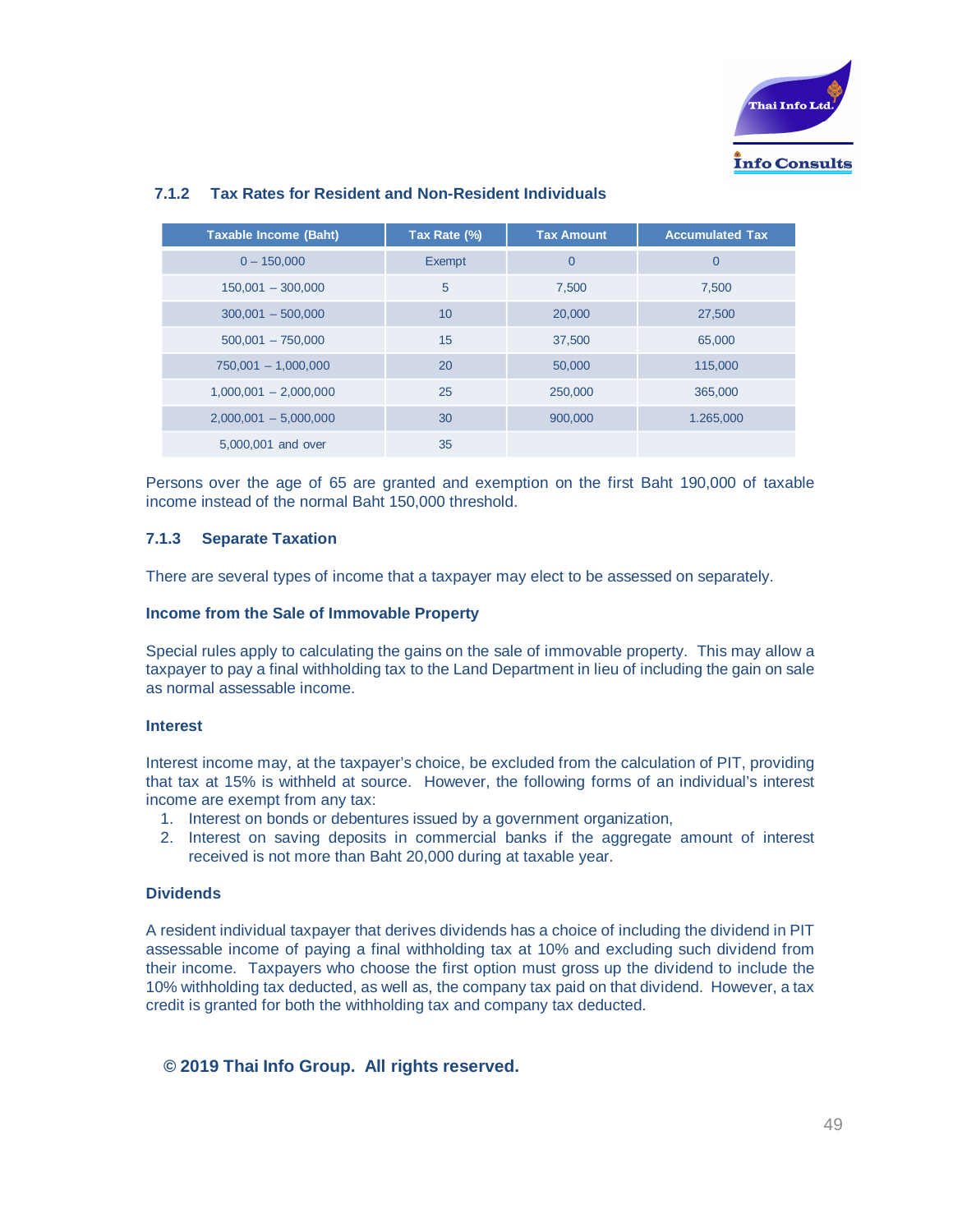### 7.1.2 Tax Rates for Resident and Non-Resident Individuals

| Taxable Income (Baht) | Tax Rate (%) | Tax Amount | Accumulated Tax |
|---|---|---|---|
| 0 – 150,000 | Exempt | 0 | 0 |
| 150,001 – 300,000 | 5 | 7,500 | 7,500 |
| 300,001 – 500,000 | 10 | 20,000 | 27,500 |
| 500,001 – 750,000 | 15 | 37,500 | 65,000 |
| 750,001 – 1,000,000 | 20 | 50,000 | 115,000 |
| 1,000,001 – 2,000,000 | 25 | 250,000 | 365,000 |
| 2,000,001 – 5,000,000 | 30 | 900,000 | 1.265,000 |
| 5,000,001 and over | 35 | | |

Persons over the age of 65 are granted and exemption on the first Baht 190,000 of taxable income instead of the normal Baht 150,000 threshold.

### 7.1.3 Separate Taxation

There are several types of income that a taxpayer may elect to be assessed on separately.

**Income from the Sale of Immovable Property**

Special rules apply to calculating the gains on the sale of immovable property. This may allow a taxpayer to pay a final withholding tax to the Land Department in lieu of including the gain on sale as normal assessable income.

**Interest**

Interest income may, at the taxpayer's choice, be excluded from the calculation of PIT, providing that tax at 15% is withheld at source. However, the following forms of an individual's interest income are exempt from any tax:

1. Interest on bonds or debentures issued by a government organization,
2. Interest on saving deposits in commercial banks if the aggregate amount of interest received is not more than Baht 20,000 during at taxable year.

**Dividends**

A resident individual taxpayer that derives dividends has a choice of including the dividend in PIT assessable income of paying a final withholding tax at 10% and excluding such dividend from their income. Taxpayers who choose the first option must gross up the dividend to include the 10% withholding tax deducted, as well as, the company tax paid on that dividend. However, a tax credit is granted for both the withholding tax and company tax deducted.

**© 2019 Thai Info Group. All rights reserved.**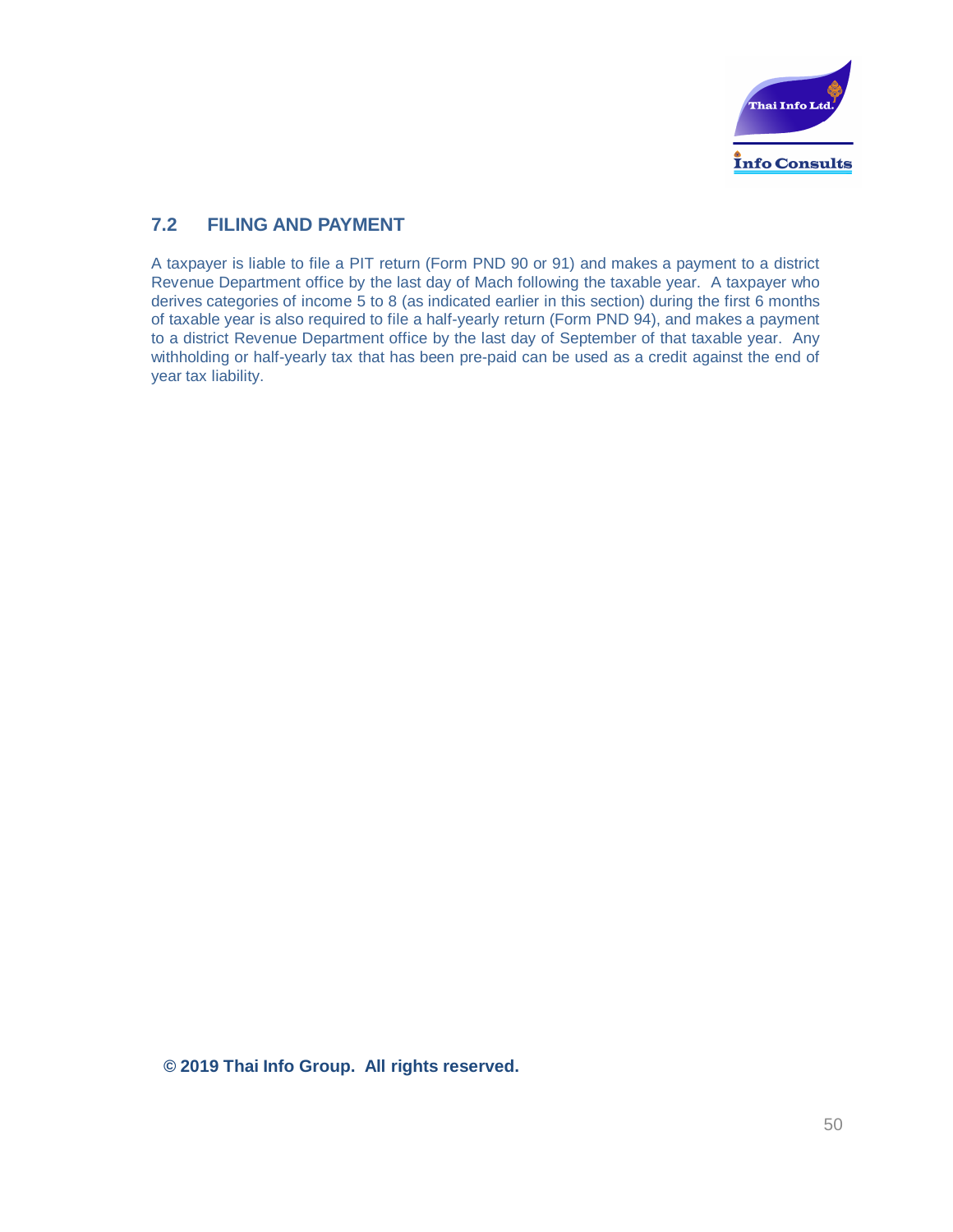## 7.2 FILING AND PAYMENT

A taxpayer is liable to file a PIT return (Form PND 90 or 91) and makes a payment to a district Revenue Department office by the last day of Mach following the taxable year. A taxpayer who derives categories of income 5 to 8 (as indicated earlier in this section) during the first 6 months of taxable year is also required to file a half-yearly return (Form PND 94), and makes a payment to a district Revenue Department office by the last day of September of that taxable year. Any withholding or half-yearly tax that has been pre-paid can be used as a credit against the end of year tax liability.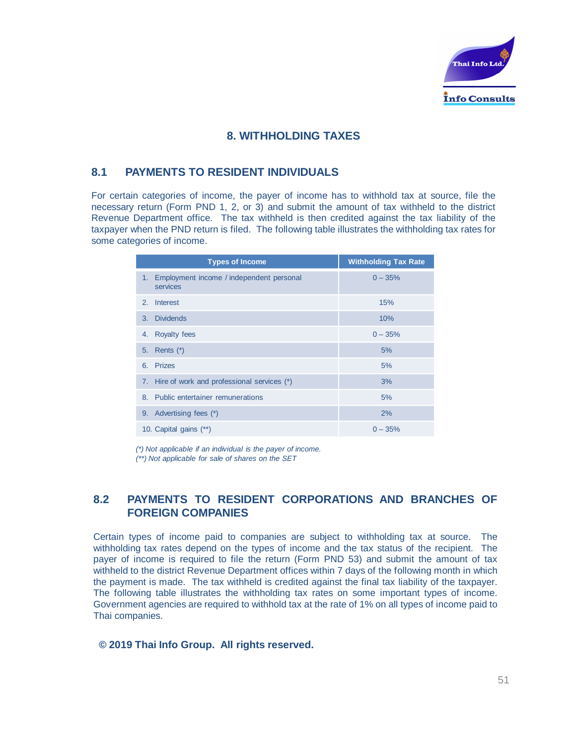# 8. WITHHOLDING TAXES

## 8.1 PAYMENTS TO RESIDENT INDIVIDUALS

For certain categories of income, the payer of income has to withhold tax at source, file the necessary return (Form PND 1, 2, or 3) and submit the amount of tax withheld to the district Revenue Department office. The tax withheld is then credited against the tax liability of the taxpayer when the PND return is filed. The following table illustrates the withholding tax rates for some categories of income.

| Types of Income | Withholding Tax Rate |
|---|---|
| 1. Employment income / independent personal services | 0 – 35% |
| 2. Interest | 15% |
| 3. Dividends | 10% |
| 4. Royalty fees | 0 – 35% |
| 5. Rents (*) | 5% |
| 6. Prizes | 5% |
| 7. Hire of work and professional services (*) | 3% |
| 8. Public entertainer remunerations | 5% |
| 9. Advertising fees (*) | 2% |
| 10. Capital gains (**) | 0 – 35% |

*(\*) Not applicable if an individual is the payer of income.*
*(\*\*) Not applicable for sale of shares on the SET*

## 8.2 PAYMENTS TO RESIDENT CORPORATIONS AND BRANCHES OF FOREIGN COMPANIES

Certain types of income paid to companies are subject to withholding tax at source. The withholding tax rates depend on the types of income and the tax status of the recipient. The payer of income is required to file the return (Form PND 53) and submit the amount of tax withheld to the district Revenue Department offices within 7 days of the following month in which the payment is made. The tax withheld is credited against the final tax liability of the taxpayer. The following table illustrates the withholding tax rates on some important types of income. Government agencies are required to withhold tax at the rate of 1% on all types of income paid to Thai companies.

**© 2019 Thai Info Group. All rights reserved.**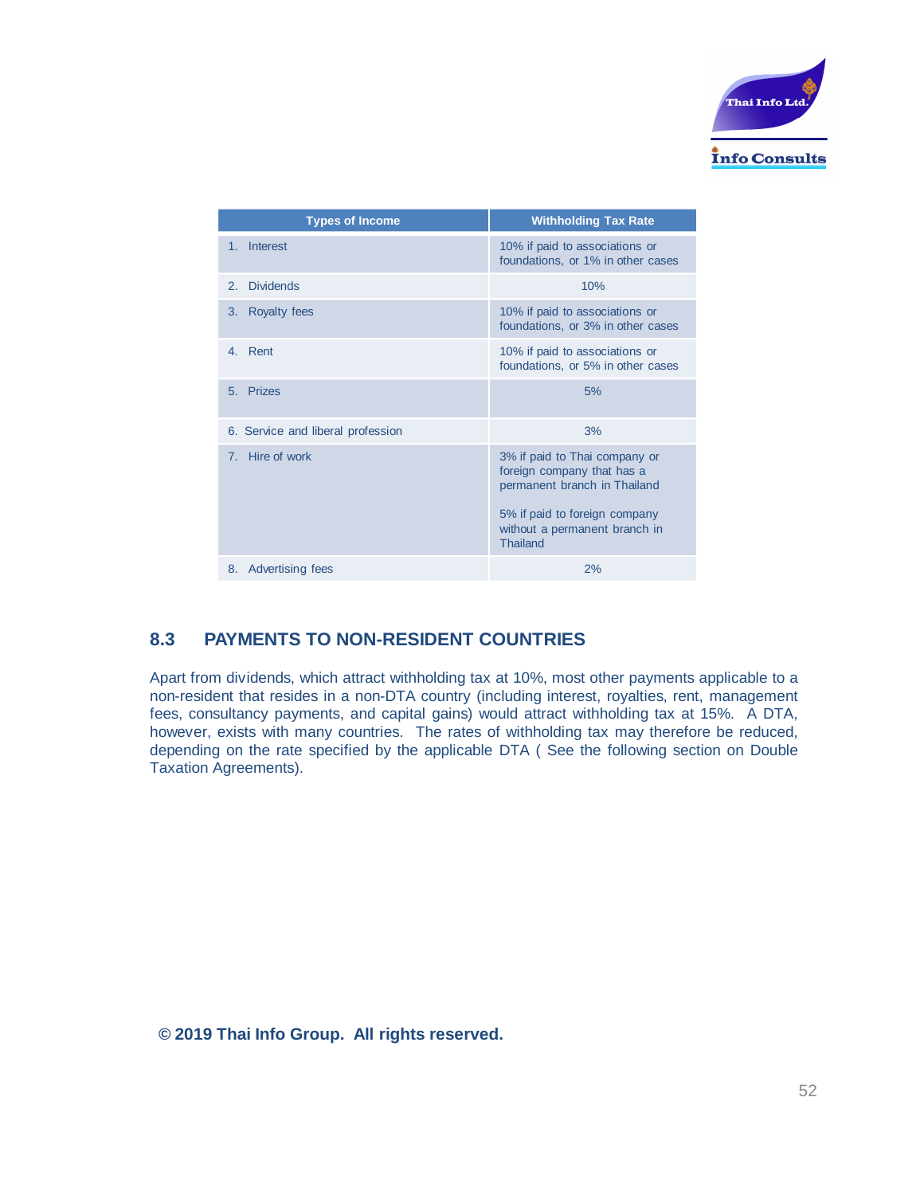| Types of Income | Withholding Tax Rate |
|---|---|
| 1. Interest | 10% if paid to associations or foundations, or 1% in other cases |
| 2. Dividends | 10% |
| 3. Royalty fees | 10% if paid to associations or foundations, or 3% in other cases |
| 4. Rent | 10% if paid to associations or foundations, or 5% in other cases |
| 5. Prizes | 5% |
| 6. Service and liberal profession | 3% |
| 7. Hire of work | 3% if paid to Thai company or foreign company that has a permanent branch in Thailand<br><br>5% if paid to foreign company without a permanent branch in Thailand |
| 8. Advertising fees | 2% |

## 8.3 PAYMENTS TO NON-RESIDENT COUNTRIES

Apart from dividends, which attract withholding tax at 10%, most other payments applicable to a non-resident that resides in a non-DTA country (including interest, royalties, rent, management fees, consultancy payments, and capital gains) would attract withholding tax at 15%. A DTA, however, exists with many countries. The rates of withholding tax may therefore be reduced, depending on the rate specified by the applicable DTA ( See the following section on Double Taxation Agreements).

**© 2019 Thai Info Group. All rights reserved.**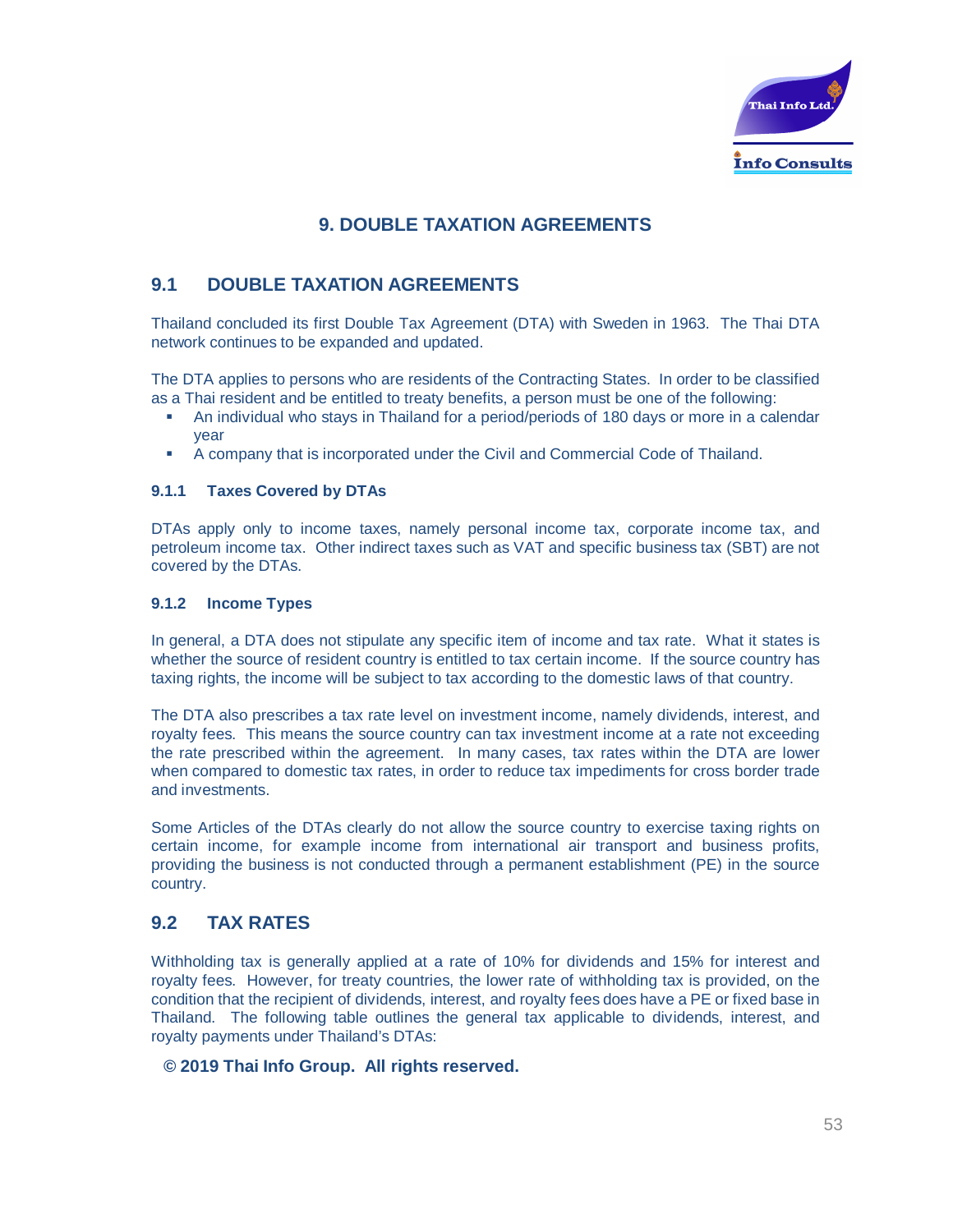# 9. DOUBLE TAXATION AGREEMENTS

## 9.1 DOUBLE TAXATION AGREEMENTS

Thailand concluded its first Double Tax Agreement (DTA) with Sweden in 1963. The Thai DTA network continues to be expanded and updated.

The DTA applies to persons who are residents of the Contracting States. In order to be classified as a Thai resident and be entitled to treaty benefits, a person must be one of the following:

- An individual who stays in Thailand for a period/periods of 180 days or more in a calendar year
- A company that is incorporated under the Civil and Commercial Code of Thailand.

### 9.1.1 Taxes Covered by DTAs

DTAs apply only to income taxes, namely personal income tax, corporate income tax, and petroleum income tax. Other indirect taxes such as VAT and specific business tax (SBT) are not covered by the DTAs.

### 9.1.2 Income Types

In general, a DTA does not stipulate any specific item of income and tax rate. What it states is whether the source of resident country is entitled to tax certain income. If the source country has taxing rights, the income will be subject to tax according to the domestic laws of that country.

The DTA also prescribes a tax rate level on investment income, namely dividends, interest, and royalty fees. This means the source country can tax investment income at a rate not exceeding the rate prescribed within the agreement. In many cases, tax rates within the DTA are lower when compared to domestic tax rates, in order to reduce tax impediments for cross border trade and investments.

Some Articles of the DTAs clearly do not allow the source country to exercise taxing rights on certain income, for example income from international air transport and business profits, providing the business is not conducted through a permanent establishment (PE) in the source country.

## 9.2 TAX RATES

Withholding tax is generally applied at a rate of 10% for dividends and 15% for interest and royalty fees. However, for treaty countries, the lower rate of withholding tax is provided, on the condition that the recipient of dividends, interest, and royalty fees does have a PE or fixed base in Thailand. The following table outlines the general tax applicable to dividends, interest, and royalty payments under Thailand's DTAs:

**© 2019 Thai Info Group. All rights reserved.**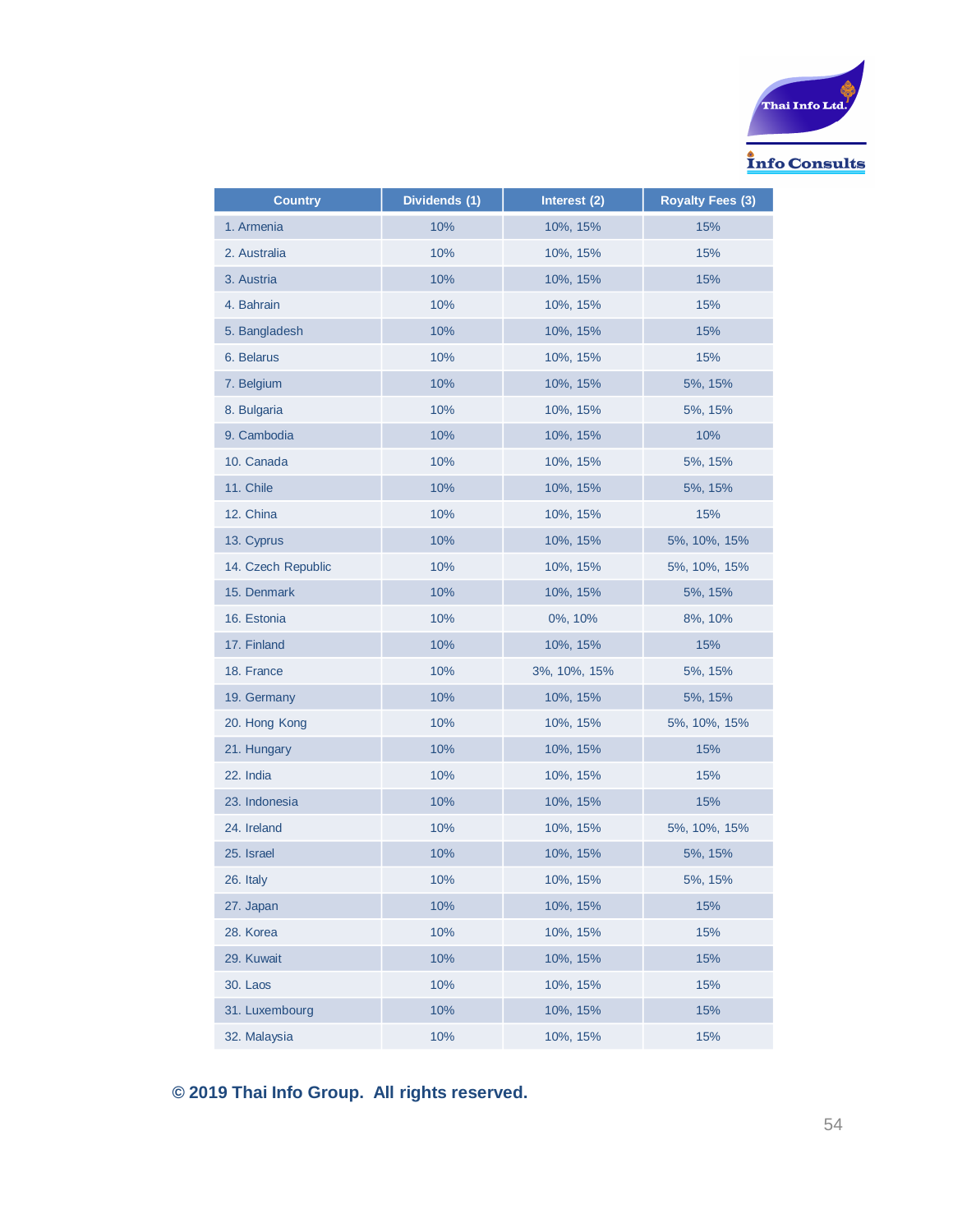| Country | Dividends (1) | Interest (2) | Royalty Fees (3) |
|---|---|---|---|
| 1. Armenia | 10% | 10%, 15% | 15% |
| 2. Australia | 10% | 10%, 15% | 15% |
| 3. Austria | 10% | 10%, 15% | 15% |
| 4. Bahrain | 10% | 10%, 15% | 15% |
| 5. Bangladesh | 10% | 10%, 15% | 15% |
| 6. Belarus | 10% | 10%, 15% | 15% |
| 7. Belgium | 10% | 10%, 15% | 5%, 15% |
| 8. Bulgaria | 10% | 10%, 15% | 5%, 15% |
| 9. Cambodia | 10% | 10%, 15% | 10% |
| 10. Canada | 10% | 10%, 15% | 5%, 15% |
| 11. Chile | 10% | 10%, 15% | 5%, 15% |
| 12. China | 10% | 10%, 15% | 15% |
| 13. Cyprus | 10% | 10%, 15% | 5%, 10%, 15% |
| 14. Czech Republic | 10% | 10%, 15% | 5%, 10%, 15% |
| 15. Denmark | 10% | 10%, 15% | 5%, 15% |
| 16. Estonia | 10% | 0%, 10% | 8%, 10% |
| 17. Finland | 10% | 10%, 15% | 15% |
| 18. France | 10% | 3%, 10%, 15% | 5%, 15% |
| 19. Germany | 10% | 10%, 15% | 5%, 15% |
| 20. Hong Kong | 10% | 10%, 15% | 5%, 10%, 15% |
| 21. Hungary | 10% | 10%, 15% | 15% |
| 22. India | 10% | 10%, 15% | 15% |
| 23. Indonesia | 10% | 10%, 15% | 15% |
| 24. Ireland | 10% | 10%, 15% | 5%, 10%, 15% |
| 25. Israel | 10% | 10%, 15% | 5%, 15% |
| 26. Italy | 10% | 10%, 15% | 5%, 15% |
| 27. Japan | 10% | 10%, 15% | 15% |
| 28. Korea | 10% | 10%, 15% | 15% |
| 29. Kuwait | 10% | 10%, 15% | 15% |
| 30. Laos | 10% | 10%, 15% | 15% |
| 31. Luxembourg | 10% | 10%, 15% | 15% |
| 32. Malaysia | 10% | 10%, 15% | 15% |

**© 2019 Thai Info Group. All rights reserved.**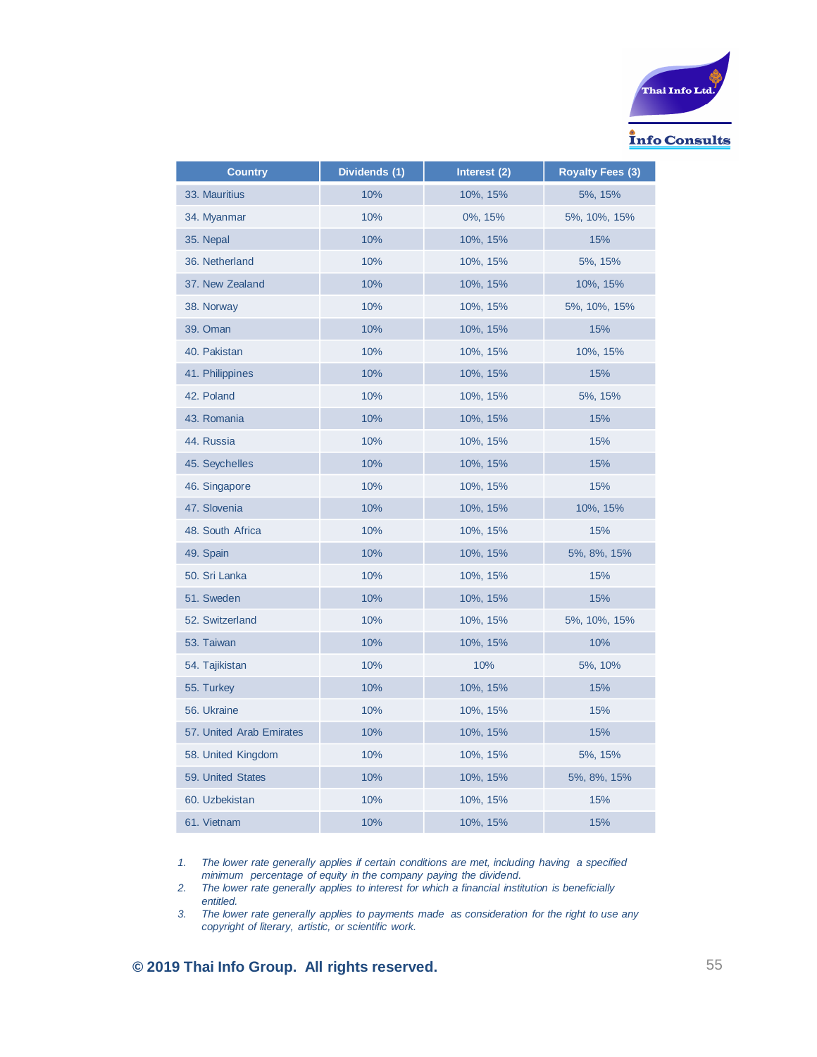| Country | Dividends (1) | Interest (2) | Royalty Fees (3) |
|---|---|---|---|
| 33. Mauritius | 10% | 10%, 15% | 5%, 15% |
| 34. Myanmar | 10% | 0%, 15% | 5%, 10%, 15% |
| 35. Nepal | 10% | 10%, 15% | 15% |
| 36. Netherland | 10% | 10%, 15% | 5%, 15% |
| 37. New Zealand | 10% | 10%, 15% | 10%, 15% |
| 38. Norway | 10% | 10%, 15% | 5%, 10%, 15% |
| 39. Oman | 10% | 10%, 15% | 15% |
| 40. Pakistan | 10% | 10%, 15% | 10%, 15% |
| 41. Philippines | 10% | 10%, 15% | 15% |
| 42. Poland | 10% | 10%, 15% | 5%, 15% |
| 43. Romania | 10% | 10%, 15% | 15% |
| 44. Russia | 10% | 10%, 15% | 15% |
| 45. Seychelles | 10% | 10%, 15% | 15% |
| 46. Singapore | 10% | 10%, 15% | 15% |
| 47. Slovenia | 10% | 10%, 15% | 10%, 15% |
| 48. South Africa | 10% | 10%, 15% | 15% |
| 49. Spain | 10% | 10%, 15% | 5%, 8%, 15% |
| 50. Sri Lanka | 10% | 10%, 15% | 15% |
| 51. Sweden | 10% | 10%, 15% | 15% |
| 52. Switzerland | 10% | 10%, 15% | 5%, 10%, 15% |
| 53. Taiwan | 10% | 10%, 15% | 10% |
| 54. Tajikistan | 10% | 10% | 5%, 10% |
| 55. Turkey | 10% | 10%, 15% | 15% |
| 56. Ukraine | 10% | 10%, 15% | 15% |
| 57. United Arab Emirates | 10% | 10%, 15% | 15% |
| 58. United Kingdom | 10% | 10%, 15% | 5%, 15% |
| 59. United States | 10% | 10%, 15% | 5%, 8%, 15% |
| 60. Uzbekistan | 10% | 10%, 15% | 15% |
| 61. Vietnam | 10% | 10%, 15% | 15% |

1. *The lower rate generally applies if certain conditions are met, including having a specified minimum percentage of equity in the company paying the dividend.*
2. *The lower rate generally applies to interest for which a financial institution is beneficially entitled.*
3. *The lower rate generally applies to payments made as consideration for the right to use any copyright of literary, artistic, or scientific work.*

**© 2019 Thai Info Group. All rights reserved.**